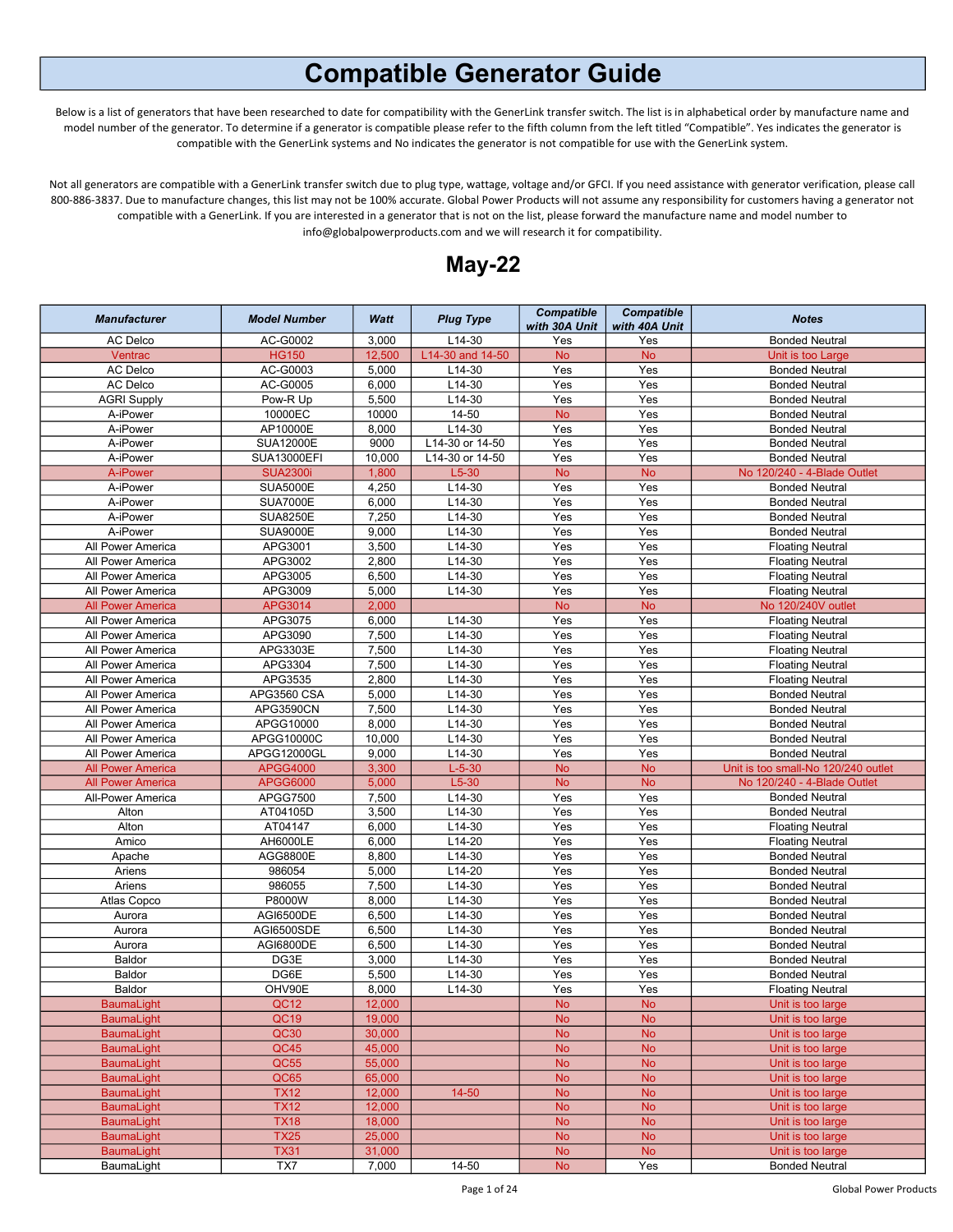# Compatible Generator Guide

Below is a list of generators that have been researched to date for compatibility with the GenerLink transfer switch. The list is in alphabetical order by manufacture name and model number of the generator. To determine if a generator is compatible please refer to the fifth column from the left titled "Compatible". Yes indicates the generator is compatible with the GenerLink systems and No indicates the generator is not compatible for use with the GenerLink system.

Not all generators are compatible with a GenerLink transfer switch due to plug type, wattage, voltage and/or GFCI. If you need assistance with generator verification, please call 800-886-3837. Due to manufacture changes, this list may not be 100% accurate. Global Power Products will not assume any responsibility for customers having a generator not compatible with a GenerLink. If you are interested in a generator that is not on the list, please forward the manufacture name and model number to info@globalpowerproducts.com and we will research it for compatibility.

## May-22

| Manufacturer | Model Number | Watt | Plug Type | Compatible with 30A Unit | Compatible with 40A Unit | Notes |
|---|---|---|---|---|---|---|
| AC Delco | AC-G0002 | 3,000 | L14-30 | Yes | Yes | Bonded Neutral |
| Ventrac | HG150 | 12,500 | L14-30 and 14-50 | No | No | Unit is too Large |
| AC Delco | AC-G0003 | 5,000 | L14-30 | Yes | Yes | Bonded Neutral |
| AC Delco | AC-G0005 | 6,000 | L14-30 | Yes | Yes | Bonded Neutral |
| AGRI Supply | Pow-R Up | 5,500 | L14-30 | Yes | Yes | Bonded Neutral |
| A-iPower | 10000EC | 10000 | 14-50 | No | Yes | Bonded Neutral |
| A-iPower | AP10000E | 8,000 | L14-30 | Yes | Yes | Bonded Neutral |
| A-iPower | SUA12000E | 9000 | L14-30 or 14-50 | Yes | Yes | Bonded Neutral |
| A-iPower | SUA13000EFI | 10,000 | L14-30 or 14-50 | Yes | Yes | Bonded Neutral |
| A-iPower | SUA2300i | 1,800 | L5-30 | No | No | No 120/240 - 4-Blade Outlet |
| A-iPower | SUA5000E | 4,250 | L14-30 | Yes | Yes | Bonded Neutral |
| A-iPower | SUA7000E | 6,000 | L14-30 | Yes | Yes | Bonded Neutral |
| A-iPower | SUA8250E | 7,250 | L14-30 | Yes | Yes | Bonded Neutral |
| A-iPower | SUA9000E | 9,000 | L14-30 | Yes | Yes | Bonded Neutral |
| All Power America | APG3001 | 3,500 | L14-30 | Yes | Yes | Floating Neutral |
| All Power America | APG3002 | 2,800 | L14-30 | Yes | Yes | Floating Neutral |
| All Power America | APG3005 | 6,500 | L14-30 | Yes | Yes | Floating Neutral |
| All Power America | APG3009 | 5,000 | L14-30 | Yes | Yes | Floating Neutral |
| All Power America | APG3014 | 2,000 | | No | No | No 120/240V outlet |
| All Power America | APG3075 | 6,000 | L14-30 | Yes | Yes | Floating Neutral |
| All Power America | APG3090 | 7,500 | L14-30 | Yes | Yes | Floating Neutral |
| All Power America | APG3303E | 7,500 | L14-30 | Yes | Yes | Floating Neutral |
| All Power America | APG3304 | 7,500 | L14-30 | Yes | Yes | Floating Neutral |
| All Power America | APG3535 | 2,800 | L14-30 | Yes | Yes | Floating Neutral |
| All Power America | APG3560 CSA | 5,000 | L14-30 | Yes | Yes | Bonded Neutral |
| All Power America | APG3590CN | 7,500 | L14-30 | Yes | Yes | Bonded Neutral |
| All Power America | APGG10000 | 8,000 | L14-30 | Yes | Yes | Bonded Neutral |
| All Power America | APGG10000C | 10,000 | L14-30 | Yes | Yes | Bonded Neutral |
| All Power America | APGG12000GL | 9,000 | L14-30 | Yes | Yes | Bonded Neutral |
| All Power America | APGG4000 | 3,300 | L-5-30 | No | No | Unit is too small-No 120/240 outlet |
| All Power America | APGG6000 | 5,000 | L5-30 | No | No | No 120/240 - 4-Blade Outlet |
| All-Power America | APGG7500 | 7,500 | L14-30 | Yes | Yes | Bonded Neutral |
| Alton | AT04105D | 3,500 | L14-30 | Yes | Yes | Bonded Neutral |
| Alton | AT04147 | 6,000 | L14-30 | Yes | Yes | Floating Neutral |
| Amico | AH6000LE | 6,000 | L14-20 | Yes | Yes | Floating Neutral |
| Apache | AGG8800E | 8,800 | L14-30 | Yes | Yes | Bonded Neutral |
| Ariens | 986054 | 5,000 | L14-20 | Yes | Yes | Bonded Neutral |
| Ariens | 986055 | 7,500 | L14-30 | Yes | Yes | Bonded Neutral |
| Atlas Copco | P8000W | 8,000 | L14-30 | Yes | Yes | Bonded Neutral |
| Aurora | AGI6500DE | 6,500 | L14-30 | Yes | Yes | Bonded Neutral |
| Aurora | AGI6500SDE | 6,500 | L14-30 | Yes | Yes | Bonded Neutral |
| Aurora | AGI6800DE | 6,500 | L14-30 | Yes | Yes | Bonded Neutral |
| Baldor | DG3E | 3,000 | L14-30 | Yes | Yes | Bonded Neutral |
| Baldor | DG6E | 5,500 | L14-30 | Yes | Yes | Bonded Neutral |
| Baldor | OHV90E | 8,000 | L14-30 | Yes | Yes | Floating Neutral |
| BaumaLight | QC12 | 12,000 | | No | No | Unit is too large |
| BaumaLight | QC19 | 19,000 | | No | No | Unit is too large |
| BaumaLight | QC30 | 30,000 | | No | No | Unit is too large |
| BaumaLight | QC45 | 45,000 | | No | No | Unit is too large |
| BaumaLight | QC55 | 55,000 | | No | No | Unit is too large |
| BaumaLight | QC65 | 65,000 | | No | No | Unit is too large |
| BaumaLight | TX12 | 12,000 | 14-50 | No | No | Unit is too large |
| BaumaLight | TX12 | 12,000 | | No | No | Unit is too large |
| BaumaLight | TX18 | 18,000 | | No | No | Unit is too large |
| BaumaLight | TX25 | 25,000 | | No | No | Unit is too large |
| BaumaLight | TX31 | 31,000 | | No | No | Unit is too large |
| BaumaLight | TX7 | 7,000 | 14-50 | No | Yes | Bonded Neutral |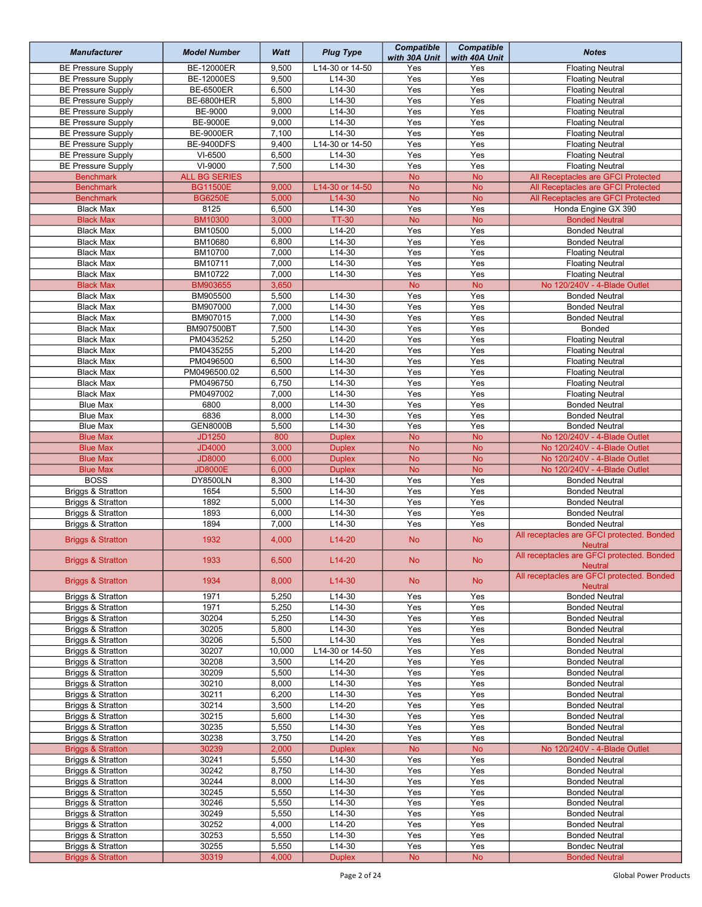| Manufacturer | Model Number | Watt | Plug Type | Compatible with 30A Unit | Compatible with 40A Unit | Notes |
|---|---|---|---|---|---|---|
| BE Pressure Supply | BE-12000ER | 9,500 | L14-30 or 14-50 | Yes | Yes | Floating Neutral |
| BE Pressure Supply | BE-12000ES | 9,500 | L14-30 | Yes | Yes | Floating Neutral |
| BE Pressure Supply | BE-6500ER | 6,500 | L14-30 | Yes | Yes | Floating Neutral |
| BE Pressure Supply | BE-6800HER | 5,800 | L14-30 | Yes | Yes | Floating Neutral |
| BE Pressure Supply | BE-9000 | 9,000 | L14-30 | Yes | Yes | Floating Neutral |
| BE Pressure Supply | BE-9000E | 9,000 | L14-30 | Yes | Yes | Floating Neutral |
| BE Pressure Supply | BE-9000ER | 7,100 | L14-30 | Yes | Yes | Floating Neutral |
| BE Pressure Supply | BE-9400DFS | 9,400 | L14-30 or 14-50 | Yes | Yes | Floating Neutral |
| BE Pressure Supply | VI-6500 | 6,500 | L14-30 | Yes | Yes | Floating Neutral |
| BE Pressure Supply | VI-9000 | 7,500 | L14-30 | Yes | Yes | Floating Neutral |
| Benchmark | ALL BG SERIES | | | No | No | All Receptacles are GFCI Protected |
| Benchmark | BG11500E | 9,000 | L14-30 or 14-50 | No | No | All Receptacles are GFCI Protected |
| Benchmark | BG6250E | 5,000 | L14-30 | No | No | All Receptacles are GFCI Protected |
| Black Max | 8125 | 6,500 | L14-30 | Yes | Yes | Honda Engine GX 390 |
| Black Max | BM10300 | 3,000 | TT-30 | No | No | Bonded Neutral |
| Black Max | BM10500 | 5,000 | L14-20 | Yes | Yes | Bonded Neutral |
| Black Max | BM10680 | 6,800 | L14-30 | Yes | Yes | Bonded Neutral |
| Black Max | BM10700 | 7,000 | L14-30 | Yes | Yes | Floating Neutral |
| Black Max | BM10711 | 7,000 | L14-30 | Yes | Yes | Floating Neutral |
| Black Max | BM10722 | 7,000 | L14-30 | Yes | Yes | Floating Neutral |
| Black Max | BM903655 | 3,650 | | No | No | No 120/240V - 4-Blade Outlet |
| Black Max | BM905500 | 5,500 | L14-30 | Yes | Yes | Bonded Neutral |
| Black Max | BM907000 | 7,000 | L14-30 | Yes | Yes | Bonded Neutral |
| Black Max | BM907015 | 7,000 | L14-30 | Yes | Yes | Bonded Neutral |
| Black Max | BM907500BT | 7,500 | L14-30 | Yes | Yes | Bonded |
| Black Max | PM0435252 | 5,250 | L14-20 | Yes | Yes | Floating Neutral |
| Black Max | PM0435255 | 5,200 | L14-20 | Yes | Yes | Floating Neutral |
| Black Max | PM0496500 | 6,500 | L14-30 | Yes | Yes | Floating Neutral |
| Black Max | PM0496500.02 | 6,500 | L14-30 | Yes | Yes | Floating Neutral |
| Black Max | PM0496750 | 6,750 | L14-30 | Yes | Yes | Floating Neutral |
| Black Max | PM0497002 | 7,000 | L14-30 | Yes | Yes | Floating Neutral |
| Blue Max | 6800 | 8,000 | L14-30 | Yes | Yes | Bonded Neutral |
| Blue Max | 6836 | 8,000 | L14-30 | Yes | Yes | Bonded Neutral |
| Blue Max | GEN8000B | 5,500 | L14-30 | Yes | Yes | Bonded Neutral |
| Blue Max | JD1250 | 800 | Duplex | No | No | No 120/240V - 4-Blade Outlet |
| Blue Max | JD4000 | 3,000 | Duplex | No | No | No 120/240V - 4-Blade Outlet |
| Blue Max | JD8000 | 6,000 | Duplex | No | No | No 120/240V - 4-Blade Outlet |
| Blue Max | JD8000E | 6,000 | Duplex | No | No | No 120/240V - 4-Blade Outlet |
| BOSS | DY8500LN | 8,300 | L14-30 | Yes | Yes | Bonded Neutral |
| Briggs & Stratton | 1654 | 5,500 | L14-30 | Yes | Yes | Bonded Neutral |
| Briggs & Stratton | 1892 | 5,000 | L14-30 | Yes | Yes | Bonded Neutral |
| Briggs & Stratton | 1893 | 6,000 | L14-30 | Yes | Yes | Bonded Neutral |
| Briggs & Stratton | 1894 | 7,000 | L14-30 | Yes | Yes | Bonded Neutral |
| Briggs & Stratton | 1932 | 4,000 | L14-20 | No | No | All receptacles are GFCI protected. Bonded Neutral |
| Briggs & Stratton | 1933 | 6,500 | L14-20 | No | No | All receptacles are GFCI protected. Bonded Neutral |
| Briggs & Stratton | 1934 | 8,000 | L14-30 | No | No | All receptacles are GFCI protected. Bonded Neutral |
| Briggs & Stratton | 1971 | 5,250 | L14-30 | Yes | Yes | Bonded Neutral |
| Briggs & Stratton | 1971 | 5,250 | L14-30 | Yes | Yes | Bonded Neutral |
| Briggs & Stratton | 30204 | 5,250 | L14-30 | Yes | Yes | Bonded Neutral |
| Briggs & Stratton | 30205 | 5,800 | L14-30 | Yes | Yes | Bonded Neutral |
| Briggs & Stratton | 30206 | 5,500 | L14-30 | Yes | Yes | Bonded Neutral |
| Briggs & Stratton | 30207 | 10,000 | L14-30 or 14-50 | Yes | Yes | Bonded Neutral |
| Briggs & Stratton | 30208 | 3,500 | L14-20 | Yes | Yes | Bonded Neutral |
| Briggs & Stratton | 30209 | 5,500 | L14-30 | Yes | Yes | Bonded Neutral |
| Briggs & Stratton | 30210 | 8,000 | L14-30 | Yes | Yes | Bonded Neutral |
| Briggs & Stratton | 30211 | 6,200 | L14-30 | Yes | Yes | Bonded Neutral |
| Briggs & Stratton | 30214 | 3,500 | L14-20 | Yes | Yes | Bonded Neutral |
| Briggs & Stratton | 30215 | 5,600 | L14-30 | Yes | Yes | Bonded Neutral |
| Briggs & Stratton | 30235 | 5,550 | L14-30 | Yes | Yes | Bonded Neutral |
| Briggs & Stratton | 30238 | 3,750 | L14-20 | Yes | Yes | Bonded Neutral |
| Briggs & Stratton | 30239 | 2,000 | Duplex | No | No | No 120/240V - 4-Blade Outlet |
| Briggs & Stratton | 30241 | 5,550 | L14-30 | Yes | Yes | Bonded Neutral |
| Briggs & Stratton | 30242 | 8,750 | L14-30 | Yes | Yes | Bonded Neutral |
| Briggs & Stratton | 30244 | 8,000 | L14-30 | Yes | Yes | Bonded Neutral |
| Briggs & Stratton | 30245 | 5,550 | L14-30 | Yes | Yes | Bonded Neutral |
| Briggs & Stratton | 30246 | 5,550 | L14-30 | Yes | Yes | Bonded Neutral |
| Briggs & Stratton | 30249 | 5,550 | L14-30 | Yes | Yes | Bonded Neutral |
| Briggs & Stratton | 30252 | 4,000 | L14-20 | Yes | Yes | Bonded Neutral |
| Briggs & Stratton | 30253 | 5,550 | L14-30 | Yes | Yes | Bonded Neutral |
| Briggs & Stratton | 30255 | 5,550 | L14-30 | Yes | Yes | Bondec Neutral |
| Briggs & Stratton | 30319 | 4,000 | Duplex | No | No | Bonded Neutral |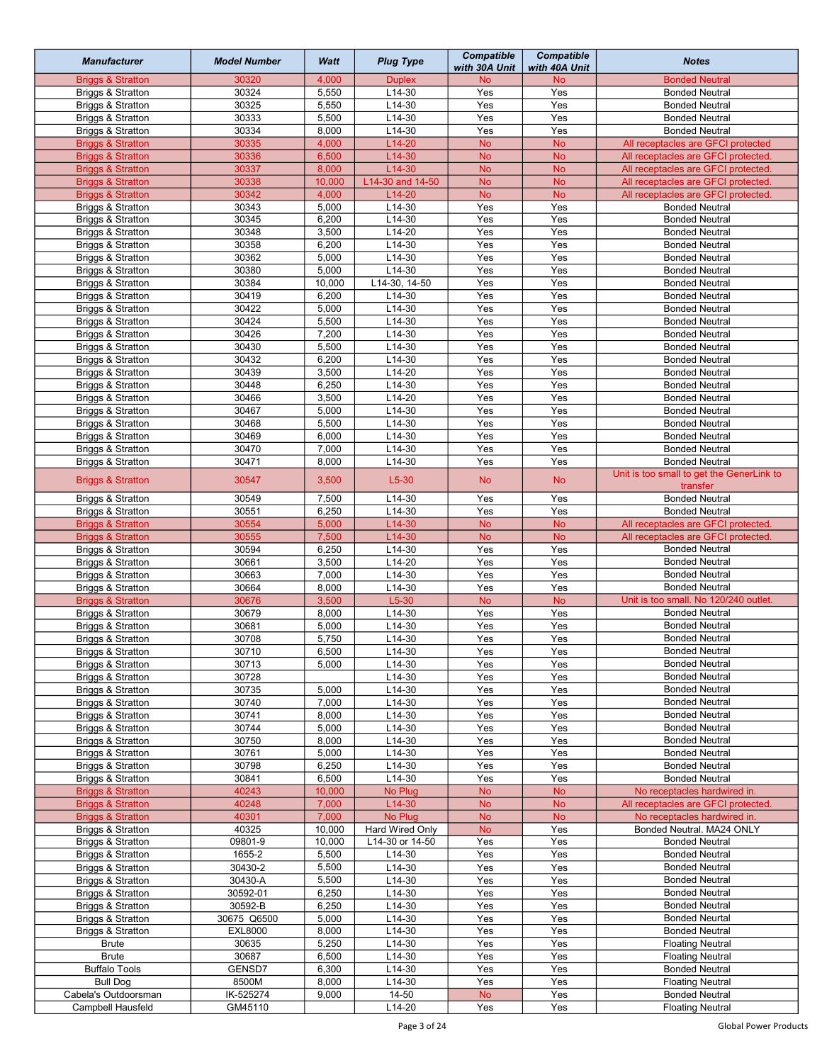| Manufacturer | Model Number | Watt | Plug Type | Compatible with 30A Unit | Compatible with 40A Unit | Notes |
|---|---|---|---|---|---|---|
| Briggs & Stratton | 30320 | 4,000 | Duplex | No | No | Bonded Neutral |
| Briggs & Stratton | 30324 | 5,550 | L14-30 | Yes | Yes | Bonded Neutral |
| Briggs & Stratton | 30325 | 5,550 | L14-30 | Yes | Yes | Bonded Neutral |
| Briggs & Stratton | 30333 | 5,500 | L14-30 | Yes | Yes | Bonded Neutral |
| Briggs & Stratton | 30334 | 8,000 | L14-30 | Yes | Yes | Bonded Neutral |
| Briggs & Stratton | 30335 | 4,000 | L14-20 | No | No | All receptacles are GFCI protected |
| Briggs & Stratton | 30336 | 6,500 | L14-30 | No | No | All receptacles are GFCI protected. |
| Briggs & Stratton | 30337 | 8,000 | L14-30 | No | No | All receptacles are GFCI protected. |
| Briggs & Stratton | 30338 | 10,000 | L14-30 and 14-50 | No | No | All receptacles are GFCI protected. |
| Briggs & Stratton | 30342 | 4,000 | L14-20 | No | No | All receptacles are GFCI protected. |
| Briggs & Stratton | 30343 | 5,000 | L14-30 | Yes | Yes | Bonded Neutral |
| Briggs & Stratton | 30345 | 6,200 | L14-30 | Yes | Yes | Bonded Neutral |
| Briggs & Stratton | 30348 | 3,500 | L14-20 | Yes | Yes | Bonded Neutral |
| Briggs & Stratton | 30358 | 6,200 | L14-30 | Yes | Yes | Bonded Neutral |
| Briggs & Stratton | 30362 | 5,000 | L14-30 | Yes | Yes | Bonded Neutral |
| Briggs & Stratton | 30380 | 5,000 | L14-30 | Yes | Yes | Bonded Neutral |
| Briggs & Stratton | 30384 | 10,000 | L14-30, 14-50 | Yes | Yes | Bonded Neutral |
| Briggs & Stratton | 30419 | 6,200 | L14-30 | Yes | Yes | Bonded Neutral |
| Briggs & Stratton | 30422 | 5,000 | L14-30 | Yes | Yes | Bonded Neutral |
| Briggs & Stratton | 30424 | 5,500 | L14-30 | Yes | Yes | Bonded Neutral |
| Briggs & Stratton | 30426 | 7,200 | L14-30 | Yes | Yes | Bonded Neutral |
| Briggs & Stratton | 30430 | 5,500 | L14-30 | Yes | Yes | Bonded Neutral |
| Briggs & Stratton | 30432 | 6,200 | L14-30 | Yes | Yes | Bonded Neutral |
| Briggs & Stratton | 30439 | 3,500 | L14-20 | Yes | Yes | Bonded Neutral |
| Briggs & Stratton | 30448 | 6,250 | L14-30 | Yes | Yes | Bonded Neutral |
| Briggs & Stratton | 30466 | 3,500 | L14-20 | Yes | Yes | Bonded Neutral |
| Briggs & Stratton | 30467 | 5,000 | L14-30 | Yes | Yes | Bonded Neutral |
| Briggs & Stratton | 30468 | 5,500 | L14-30 | Yes | Yes | Bonded Neutral |
| Briggs & Stratton | 30469 | 6,000 | L14-30 | Yes | Yes | Bonded Neutral |
| Briggs & Stratton | 30470 | 7,000 | L14-30 | Yes | Yes | Bonded Neutral |
| Briggs & Stratton | 30471 | 8,000 | L14-30 | Yes | Yes | Bonded Neutral |
| Briggs & Stratton | 30547 | 3,500 | L5-30 | No | No | Unit is too small to get the GenerLink to transfer |
| Briggs & Stratton | 30549 | 7,500 | L14-30 | Yes | Yes | Bonded Neutral |
| Briggs & Stratton | 30551 | 6,250 | L14-30 | Yes | Yes | Bonded Neutral |
| Briggs & Stratton | 30554 | 5,000 | L14-30 | No | No | All receptacles are GFCI protected. |
| Briggs & Stratton | 30555 | 7,500 | L14-30 | No | No | All receptacles are GFCI protected. |
| Briggs & Stratton | 30594 | 6,250 | L14-30 | Yes | Yes | Bonded Neutral |
| Briggs & Stratton | 30661 | 3,500 | L14-20 | Yes | Yes | Bonded Neutral |
| Briggs & Stratton | 30663 | 7,000 | L14-30 | Yes | Yes | Bonded Neutral |
| Briggs & Stratton | 30664 | 8,000 | L14-30 | Yes | Yes | Bonded Neutral |
| Briggs & Stratton | 30676 | 3,500 | L5-30 | No | No | Unit is too small. No 120/240 outlet. |
| Briggs & Stratton | 30679 | 8,000 | L14-30 | Yes | Yes | Bonded Neutral |
| Briggs & Stratton | 30681 | 5,000 | L14-30 | Yes | Yes | Bonded Neutral |
| Briggs & Stratton | 30708 | 5,750 | L14-30 | Yes | Yes | Bonded Neutral |
| Briggs & Stratton | 30710 | 6,500 | L14-30 | Yes | Yes | Bonded Neutral |
| Briggs & Stratton | 30713 | 5,000 | L14-30 | Yes | Yes | Bonded Neutral |
| Briggs & Stratton | 30728 | | L14-30 | Yes | Yes | Bonded Neutral |
| Briggs & Stratton | 30735 | 5,000 | L14-30 | Yes | Yes | Bonded Neutral |
| Briggs & Stratton | 30740 | 7,000 | L14-30 | Yes | Yes | Bonded Neutral |
| Briggs & Stratton | 30741 | 8,000 | L14-30 | Yes | Yes | Bonded Neutral |
| Briggs & Stratton | 30744 | 5,000 | L14-30 | Yes | Yes | Bonded Neutral |
| Briggs & Stratton | 30750 | 8,000 | L14-30 | Yes | Yes | Bonded Neutral |
| Briggs & Stratton | 30761 | 5,000 | L14-30 | Yes | Yes | Bonded Neutral |
| Briggs & Stratton | 30798 | 6,250 | L14-30 | Yes | Yes | Bonded Neutral |
| Briggs & Stratton | 30841 | 6,500 | L14-30 | Yes | Yes | Bonded Neutral |
| Briggs & Stratton | 40243 | 10,000 | No Plug | No | No | No receptacles hardwired in. |
| Briggs & Stratton | 40248 | 7,000 | L14-30 | No | No | All receptacles are GFCI protected. |
| Briggs & Stratton | 40301 | 7,000 | No Plug | No | No | No receptacles hardwired in. |
| Briggs & Stratton | 40325 | 10,000 | Hard Wired Only | No | Yes | Bonded Neutral. MA24 ONLY |
| Briggs & Stratton | 09801-9 | 10,000 | L14-30 or 14-50 | Yes | Yes | Bonded Neutral |
| Briggs & Stratton | 1655-2 | 5,500 | L14-30 | Yes | Yes | Bonded Neutral |
| Briggs & Stratton | 30430-2 | 5,500 | L14-30 | Yes | Yes | Bonded Neutral |
| Briggs & Stratton | 30430-A | 5,500 | L14-30 | Yes | Yes | Bonded Neutral |
| Briggs & Stratton | 30592-01 | 6,250 | L14-30 | Yes | Yes | Bonded Neutral |
| Briggs & Stratton | 30592-B | 6,250 | L14-30 | Yes | Yes | Bonded Neutral |
| Briggs & Stratton | 30675 Q6500 | 5,000 | L14-30 | Yes | Yes | Bonded Neutral |
| Briggs & Stratton | EXL8000 | 8,000 | L14-30 | Yes | Yes | Bonded Neutral |
| Brute | 30635 | 5,250 | L14-30 | Yes | Yes | Floating Neutral |
| Brute | 30687 | 6,500 | L14-30 | Yes | Yes | Floating Neutral |
| Buffalo Tools | GENSD7 | 6,300 | L14-30 | Yes | Yes | Bonded Neutral |
| Bull Dog | 8500M | 8,000 | L14-30 | Yes | Yes | Floating Neutral |
| Cabela's Outdoorsman | IK-525274 | 9,000 | 14-50 | No | Yes | Bonded Neutral |
| Campbell Hausfeld | GM45110 | | L14-20 | Yes | Yes | Floating Neutral |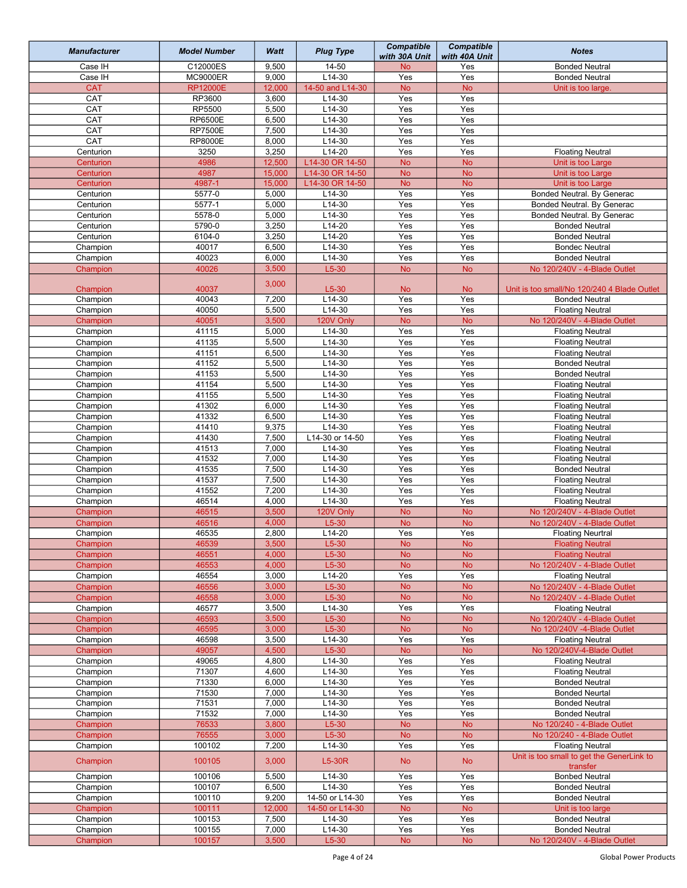| Manufacturer | Model Number | Watt | Plug Type | Compatible with 30A Unit | Compatible with 40A Unit | Notes |
|---|---|---|---|---|---|---|
| Case IH | C12000ES | 9,500 | 14-50 | No | Yes | Bonded Neutral |
| Case IH | MC9000ER | 9,000 | L14-30 | Yes | Yes | Bonded Neutral |
| CAT | RP12000E | 12,000 | 14-50 and L14-30 | No | No | Unit is too large. |
| CAT | RP3600 | 3,600 | L14-30 | Yes | Yes | |
| CAT | RP5500 | 5,500 | L14-30 | Yes | Yes | |
| CAT | RP6500E | 6,500 | L14-30 | Yes | Yes | |
| CAT | RP7500E | 7,500 | L14-30 | Yes | Yes | |
| CAT | RP8000E | 8,000 | L14-30 | Yes | Yes | |
| Centurion | 3250 | 3,250 | L14-20 | Yes | Yes | Floating Neutral |
| Centurion | 4986 | 12,500 | L14-30 OR 14-50 | No | No | Unit is too Large |
| Centurion | 4987 | 15,000 | L14-30 OR 14-50 | No | No | Unit is too Large |
| Centurion | 4987-1 | 15,000 | L14-30 OR 14-50 | No | No | Unit is too Large |
| Centurion | 5577-0 | 5,000 | L14-30 | Yes | Yes | Bonded Neutral. By Generac |
| Centurion | 5577-1 | 5,000 | L14-30 | Yes | Yes | Bonded Neutral. By Generac |
| Centurion | 5578-0 | 5,000 | L14-30 | Yes | Yes | Bonded Neutral. By Generac |
| Centurion | 5790-0 | 3,250 | L14-20 | Yes | Yes | Bonded Neutral |
| Centurion | 6104-0 | 3,250 | L14-20 | Yes | Yes | Bonded Neutral |
| Champion | 40017 | 6,500 | L14-30 | Yes | Yes | Bondec Neutral |
| Champion | 40023 | 6,000 | L14-30 | Yes | Yes | Bonded Neutral |
| Champion | 40026 | 3,500 | L5-30 | No | No | No 120/240V - 4-Blade Outlet |
| Champion | 40037 | 3,000 | L5-30 | No | No | Unit is too small/No 120/240 4 Blade Outlet |
| Champion | 40043 | 7,200 | L14-30 | Yes | Yes | Bonded Neutral |
| Champion | 40050 | 5,500 | L14-30 | Yes | Yes | Floating Neutral |
| Champion | 40051 | 3,500 | 120V Only | No | No | No 120/240V - 4-Blade Outlet |
| Champion | 41115 | 5,000 | L14-30 | Yes | Yes | Floating Neutral |
| Champion | 41135 | 5,500 | L14-30 | Yes | Yes | Floating Neutral |
| Champion | 41151 | 6,500 | L14-30 | Yes | Yes | Floating Neutral |
| Champion | 41152 | 5,500 | L14-30 | Yes | Yes | Bonded Neutral |
| Champion | 41153 | 5,500 | L14-30 | Yes | Yes | Bonded Neutral |
| Champion | 41154 | 5,500 | L14-30 | Yes | Yes | Floating Neutral |
| Champion | 41155 | 5,500 | L14-30 | Yes | Yes | Floating Neutral |
| Champion | 41302 | 6,000 | L14-30 | Yes | Yes | Floating Neutral |
| Champion | 41332 | 6,500 | L14-30 | Yes | Yes | Floating Neutral |
| Champion | 41410 | 9,375 | L14-30 | Yes | Yes | Floating Neutral |
| Champion | 41430 | 7,500 | L14-30 or 14-50 | Yes | Yes | Floating Neutral |
| Champion | 41513 | 7,000 | L14-30 | Yes | Yes | Floating Neutral |
| Champion | 41532 | 7,000 | L14-30 | Yes | Yes | Floating Neutral |
| Champion | 41535 | 7,500 | L14-30 | Yes | Yes | Bonded Neutral |
| Champion | 41537 | 7,500 | L14-30 | Yes | Yes | Floating Neutral |
| Champion | 41552 | 7,200 | L14-30 | Yes | Yes | Floating Neutral |
| Champion | 46514 | 4,000 | L14-30 | Yes | Yes | Floating Neutral |
| Champion | 46515 | 3,500 | 120V Only | No | No | No 120/240V - 4-Blade Outlet |
| Champion | 46516 | 4,000 | L5-30 | No | No | No 120/240V - 4-Blade Outlet |
| Champion | 46535 | 2,800 | L14-20 | Yes | Yes | Floating Neurtral |
| Champion | 46539 | 3,500 | L5-30 | No | No | Floating Neutral |
| Champion | 46551 | 4,000 | L5-30 | No | No | Floating Neutral |
| Champion | 46553 | 4,000 | L5-30 | No | No | No 120/240V - 4-Blade Outlet |
| Champion | 46554 | 3,000 | L14-20 | Yes | Yes | Floating Neutral |
| Champion | 46556 | 3,000 | L5-30 | No | No | No 120/240V - 4-Blade Outlet |
| Champion | 46558 | 3,000 | L5-30 | No | No | No 120/240V - 4-Blade Outlet |
| Champion | 46577 | 3,500 | L14-30 | Yes | Yes | Floating Neutral |
| Champion | 46593 | 3,500 | L5-30 | No | No | No 120/240V - 4-Blade Outlet |
| Champion | 46595 | 3,000 | L5-30 | No | No | No 120/240V -4-Blade Outlet |
| Champion | 46598 | 3,500 | L14-30 | Yes | Yes | Floating Neutral |
| Champion | 49057 | 4,500 | L5-30 | No | No | No 120/240V-4-Blade Outlet |
| Champion | 49065 | 4,800 | L14-30 | Yes | Yes | Floating Neutral |
| Champion | 71307 | 4,600 | L14-30 | Yes | Yes | Floating Neutral |
| Champion | 71330 | 6,000 | L14-30 | Yes | Yes | Bonded Neutral |
| Champion | 71530 | 7,000 | L14-30 | Yes | Yes | Bonded Neutral |
| Champion | 71531 | 7,000 | L14-30 | Yes | Yes | Bonded Neurtal |
| Champion | 71532 | 7,000 | L14-30 | Yes | Yes | Bonded Neutral |
| Champion | 76533 | 3,800 | L5-30 | No | No | No 120/240 - 4-Blade Outlet |
| Champion | 76555 | 3,000 | L5-30 | No | No | No 120/240 - 4-Blade Outlet |
| Champion | 100102 | 7,200 | L14-30 | Yes | Yes | Floating Neutral |
| Champion | 100105 | 3,000 | L5-30R | No | No | Unit is too small to get the GenerLink to transfer |
| Champion | 100106 | 5,500 | L14-30 | Yes | Yes | Bonbed Neutral |
| Champion | 100107 | 6,500 | L14-30 | Yes | Yes | Bonded Neutral |
| Champion | 100110 | 9,200 | 14-50 or L14-30 | Yes | Yes | Bonded Neutral |
| Champion | 100111 | 12,000 | 14-50 or L14-30 | No | No | Unit is too large |
| Champion | 100153 | 7,500 | L14-30 | Yes | Yes | Bonded Neutral |
| Champion | 100155 | 7,000 | L14-30 | Yes | Yes | Bonded Neutral |
| Champion | 100157 | 3,500 | L5-30 | No | No | No 120/240V - 4-Blade Outlet |

Global Power Products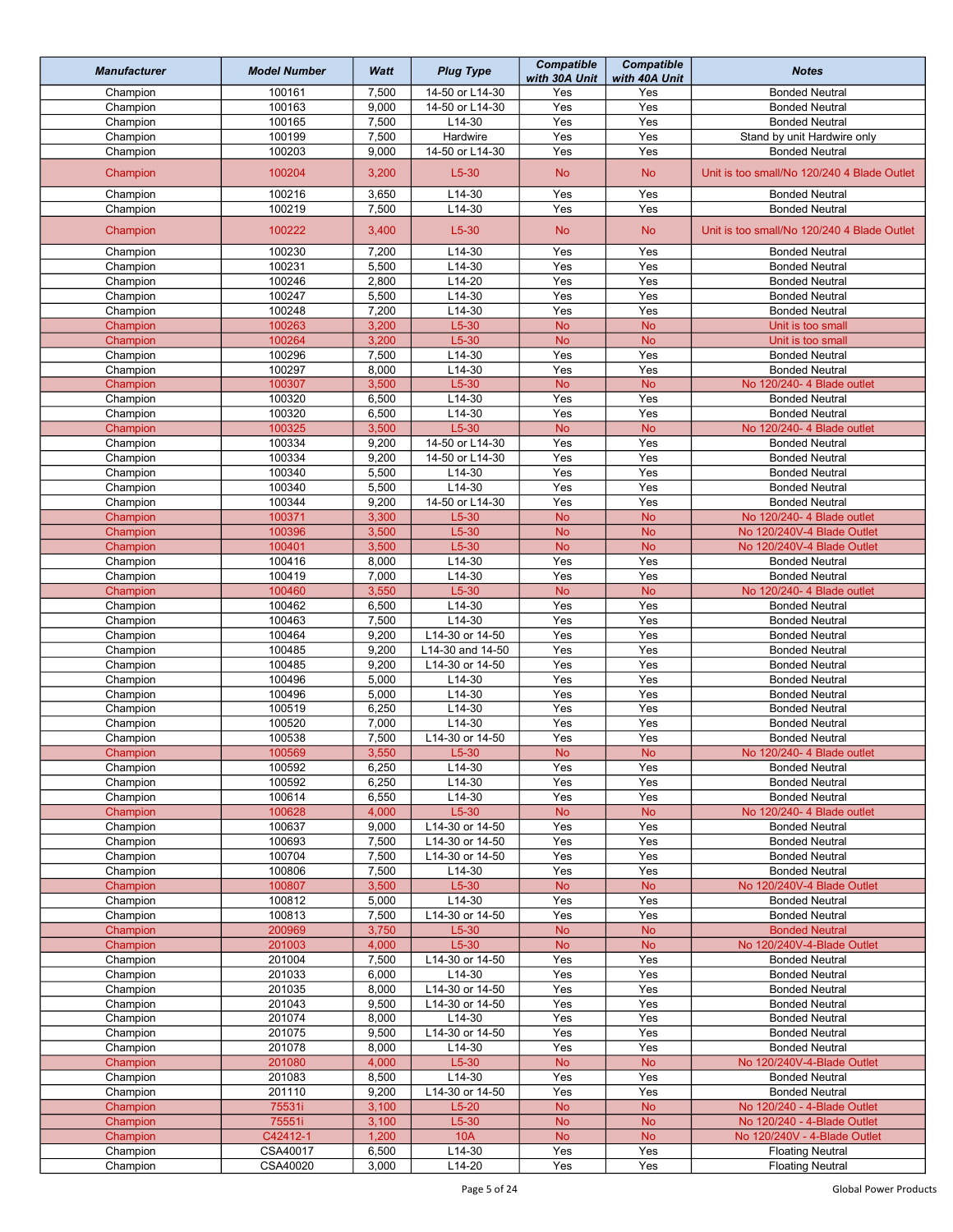| Manufacturer | Model Number | Watt | Plug Type | Compatible with 30A Unit | Compatible with 40A Unit | Notes |
|---|---|---|---|---|---|---|
| Champion | 100161 | 7,500 | 14-50 or L14-30 | Yes | Yes | Bonded Neutral |
| Champion | 100163 | 9,000 | 14-50 or L14-30 | Yes | Yes | Bonded Neutral |
| Champion | 100165 | 7,500 | L14-30 | Yes | Yes | Bonded Neutral |
| Champion | 100199 | 7,500 | Hardwire | Yes | Yes | Stand by unit Hardwire only |
| Champion | 100203 | 9,000 | 14-50 or L14-30 | Yes | Yes | Bonded Neutral |
| Champion | 100204 | 3,200 | L5-30 | No | No | Unit is too small/No 120/240 4 Blade Outlet |
| Champion | 100216 | 3,650 | L14-30 | Yes | Yes | Bonded Neutral |
| Champion | 100219 | 7,500 | L14-30 | Yes | Yes | Bonded Neutral |
| Champion | 100222 | 3,400 | L5-30 | No | No | Unit is too small/No 120/240 4 Blade Outlet |
| Champion | 100230 | 7,200 | L14-30 | Yes | Yes | Bonded Neutral |
| Champion | 100231 | 5,500 | L14-30 | Yes | Yes | Bonded Neutral |
| Champion | 100246 | 2,800 | L14-20 | Yes | Yes | Bonded Neutral |
| Champion | 100247 | 5,500 | L14-30 | Yes | Yes | Bonded Neutral |
| Champion | 100248 | 7,200 | L14-30 | Yes | Yes | Bonded Neutral |
| Champion | 100263 | 3,200 | L5-30 | No | No | Unit is too small |
| Champion | 100264 | 3,200 | L5-30 | No | No | Unit is too small |
| Champion | 100296 | 7,500 | L14-30 | Yes | Yes | Bonded Neutral |
| Champion | 100297 | 8,000 | L14-30 | Yes | Yes | Bonded Neutral |
| Champion | 100307 | 3,500 | L5-30 | No | No | No 120/240- 4 Blade outlet |
| Champion | 100320 | 6,500 | L14-30 | Yes | Yes | Bonded Neutral |
| Champion | 100320 | 6,500 | L14-30 | Yes | Yes | Bonded Neutral |
| Champion | 100325 | 3,500 | L5-30 | No | No | No 120/240- 4 Blade outlet |
| Champion | 100334 | 9,200 | 14-50 or L14-30 | Yes | Yes | Bonded Neutral |
| Champion | 100334 | 9,200 | 14-50 or L14-30 | Yes | Yes | Bonded Neutral |
| Champion | 100340 | 5,500 | L14-30 | Yes | Yes | Bonded Neutral |
| Champion | 100340 | 5,500 | L14-30 | Yes | Yes | Bonded Neutral |
| Champion | 100344 | 9,200 | 14-50 or L14-30 | Yes | Yes | Bonded Neutral |
| Champion | 100371 | 3,300 | L5-30 | No | No | No 120/240- 4 Blade outlet |
| Champion | 100396 | 3,500 | L5-30 | No | No | No 120/240V-4 Blade Outlet |
| Champion | 100401 | 3,500 | L5-30 | No | No | No 120/240V-4 Blade Outlet |
| Champion | 100416 | 8,000 | L14-30 | Yes | Yes | Bonded Neutral |
| Champion | 100419 | 7,000 | L14-30 | Yes | Yes | Bonded Neutral |
| Champion | 100460 | 3,550 | L5-30 | No | No | No 120/240- 4 Blade outlet |
| Champion | 100462 | 6,500 | L14-30 | Yes | Yes | Bonded Neutral |
| Champion | 100463 | 7,500 | L14-30 | Yes | Yes | Bonded Neutral |
| Champion | 100464 | 9,200 | L14-30 or 14-50 | Yes | Yes | Bonded Neutral |
| Champion | 100485 | 9,200 | L14-30 and 14-50 | Yes | Yes | Bonded Neutral |
| Champion | 100485 | 9,200 | L14-30 or 14-50 | Yes | Yes | Bonded Neutral |
| Champion | 100496 | 5,000 | L14-30 | Yes | Yes | Bonded Neutral |
| Champion | 100496 | 5,000 | L14-30 | Yes | Yes | Bonded Neutral |
| Champion | 100519 | 6,250 | L14-30 | Yes | Yes | Bonded Neutral |
| Champion | 100520 | 7,000 | L14-30 | Yes | Yes | Bonded Neutral |
| Champion | 100538 | 7,500 | L14-30 or 14-50 | Yes | Yes | Bonded Neutral |
| Champion | 100569 | 3,550 | L5-30 | No | No | No 120/240- 4 Blade outlet |
| Champion | 100592 | 6,250 | L14-30 | Yes | Yes | Bonded Neutral |
| Champion | 100592 | 6,250 | L14-30 | Yes | Yes | Bonded Neutral |
| Champion | 100614 | 6,550 | L14-30 | Yes | Yes | Bonded Neutral |
| Champion | 100628 | 4,000 | L5-30 | No | No | No 120/240- 4 Blade outlet |
| Champion | 100637 | 9,000 | L14-30 or 14-50 | Yes | Yes | Bonded Neutral |
| Champion | 100693 | 7,500 | L14-30 or 14-50 | Yes | Yes | Bonded Neutral |
| Champion | 100704 | 7,500 | L14-30 or 14-50 | Yes | Yes | Bonded Neutral |
| Champion | 100806 | 7,500 | L14-30 | Yes | Yes | Bonded Neutral |
| Champion | 100807 | 3,500 | L5-30 | No | No | No 120/240V-4 Blade Outlet |
| Champion | 100812 | 5,000 | L14-30 | Yes | Yes | Bonded Neutral |
| Champion | 100813 | 7,500 | L14-30 or 14-50 | Yes | Yes | Bonded Neutral |
| Champion | 200969 | 3,750 | L5-30 | No | No | Bonded Neutral |
| Champion | 201003 | 4,000 | L5-30 | No | No | No 120/240V-4-Blade Outlet |
| Champion | 201004 | 7,500 | L14-30 or 14-50 | Yes | Yes | Bonded Neutral |
| Champion | 201033 | 6,000 | L14-30 | Yes | Yes | Bonded Neutral |
| Champion | 201035 | 8,000 | L14-30 or 14-50 | Yes | Yes | Bonded Neutral |
| Champion | 201043 | 9,500 | L14-30 or 14-50 | Yes | Yes | Bonded Neutral |
| Champion | 201074 | 8,000 | L14-30 | Yes | Yes | Bonded Neutral |
| Champion | 201075 | 9,500 | L14-30 or 14-50 | Yes | Yes | Bonded Neutral |
| Champion | 201078 | 8,000 | L14-30 | Yes | Yes | Bonded Neutral |
| Champion | 201080 | 4,000 | L5-30 | No | No | No 120/240V-4-Blade Outlet |
| Champion | 201083 | 8,500 | L14-30 | Yes | Yes | Bonded Neutral |
| Champion | 201110 | 9,200 | L14-30 or 14-50 | Yes | Yes | Bonded Neutral |
| Champion | 75531i | 3,100 | L5-20 | No | No | No 120/240 - 4-Blade Outlet |
| Champion | 75551i | 3,100 | L5-30 | No | No | No 120/240 - 4-Blade Outlet |
| Champion | C42412-1 | 1,200 | 10A | No | No | No 120/240V - 4-Blade Outlet |
| Champion | CSA40017 | 6,500 | L14-30 | Yes | Yes | Floating Neutral |
| Champion | CSA40020 | 3,000 | L14-20 | Yes | Yes | Floating Neutral |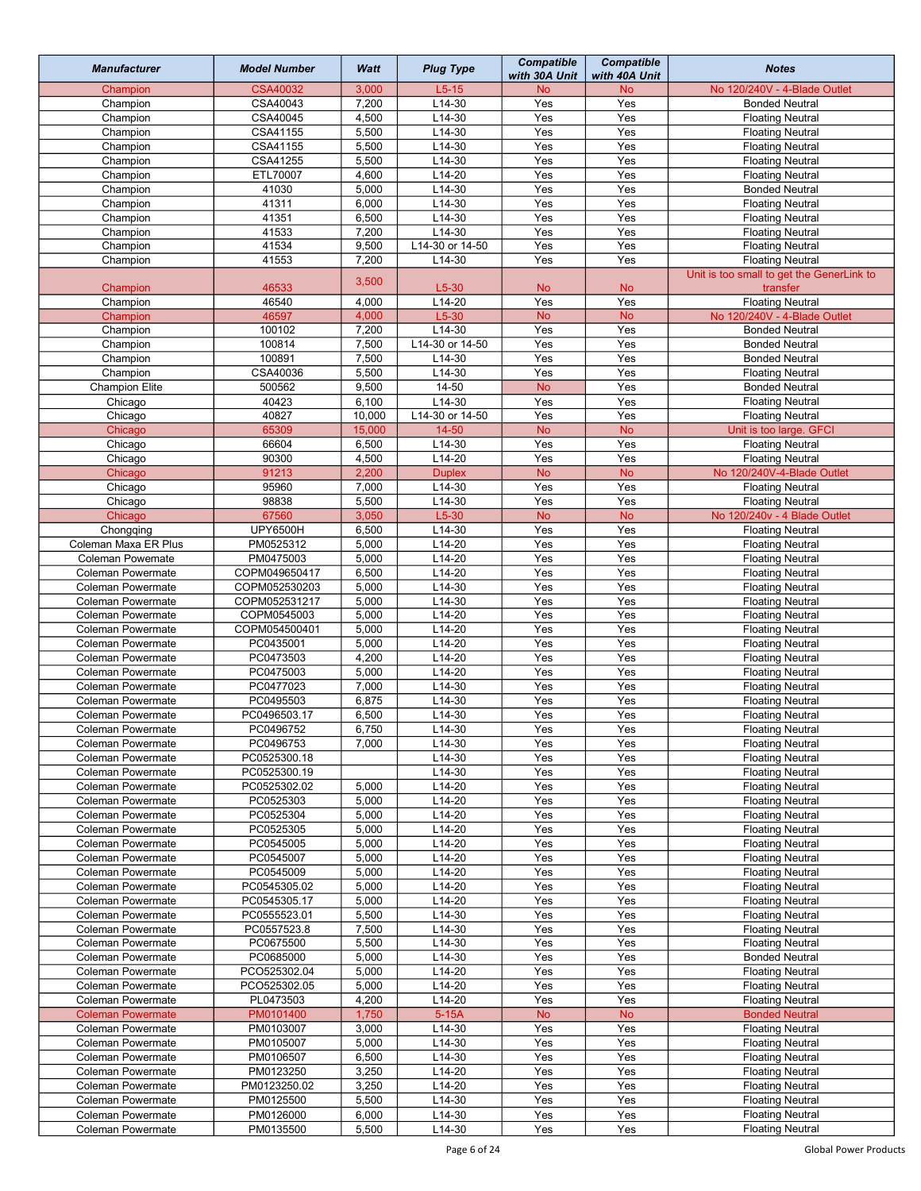| Manufacturer | Model Number | Watt | Plug Type | Compatible with 30A Unit | Compatible with 40A Unit | Notes |
|---|---|---|---|---|---|---|
| Champion | CSA40032 | 3,000 | L5-15 | No | No | No 120/240V - 4-Blade Outlet |
| Champion | CSA40043 | 7,200 | L14-30 | Yes | Yes | Bonded Neutral |
| Champion | CSA40045 | 4,500 | L14-30 | Yes | Yes | Floating Neutral |
| Champion | CSA41155 | 5,500 | L14-30 | Yes | Yes | Floating Neutral |
| Champion | CSA41155 | 5,500 | L14-30 | Yes | Yes | Floating Neutral |
| Champion | CSA41255 | 5,500 | L14-30 | Yes | Yes | Floating Neutral |
| Champion | ETL70007 | 4,600 | L14-20 | Yes | Yes | Floating Neutral |
| Champion | 41030 | 5,000 | L14-30 | Yes | Yes | Bonded Neutral |
| Champion | 41311 | 6,000 | L14-30 | Yes | Yes | Floating Neutral |
| Champion | 41351 | 6,500 | L14-30 | Yes | Yes | Floating Neutral |
| Champion | 41533 | 7,200 | L14-30 | Yes | Yes | Floating Neutral |
| Champion | 41534 | 9,500 | L14-30 or 14-50 | Yes | Yes | Floating Neutral |
| Champion | 41553 | 7,200 | L14-30 | Yes | Yes | Floating Neutral |
| Champion | 46533 | 3,500 | L5-30 | No | No | Unit is too small to get the GenerLink to transfer |
| Champion | 46540 | 4,000 | L14-20 | Yes | Yes | Floating Neutral |
| Champion | 46597 | 4,000 | L5-30 | No | No | No 120/240V - 4-Blade Outlet |
| Champion | 100102 | 7,200 | L14-30 | Yes | Yes | Bonded Neutral |
| Champion | 100814 | 7,500 | L14-30 or 14-50 | Yes | Yes | Bonded Neutral |
| Champion | 100891 | 7,500 | L14-30 | Yes | Yes | Bonded Neutral |
| Champion | CSA40036 | 5,500 | L14-30 | Yes | Yes | Floating Neutral |
| Champion Elite | 500562 | 9,500 | 14-50 | No | Yes | Bonded Neutral |
| Chicago | 40423 | 6,100 | L14-30 | Yes | Yes | Floating Neutral |
| Chicago | 40827 | 10,000 | L14-30 or 14-50 | Yes | Yes | Floating Neutral |
| Chicago | 65309 | 15,000 | 14-50 | No | No | Unit is too large. GFCI |
| Chicago | 66604 | 6,500 | L14-30 | Yes | Yes | Floating Neutral |
| Chicago | 90300 | 4,500 | L14-20 | Yes | Yes | Floating Neutral |
| Chicago | 91213 | 2,200 | Duplex | No | No | No 120/240V-4-Blade Outlet |
| Chicago | 95960 | 7,000 | L14-30 | Yes | Yes | Floating Neutral |
| Chicago | 98838 | 5,500 | L14-30 | Yes | Yes | Floating Neutral |
| Chicago | 67560 | 3,050 | L5-30 | No | No | No 120/240v - 4 Blade Outlet |
| Chongqing | UPY6500H | 6,500 | L14-30 | Yes | Yes | Floating Neutral |
| Coleman Maxa ER Plus | PM0525312 | 5,000 | L14-20 | Yes | Yes | Floating Neutral |
| Coleman Powemate | PM0475003 | 5,000 | L14-20 | Yes | Yes | Floating Neutral |
| Coleman Powermate | COPM049650417 | 6,500 | L14-20 | Yes | Yes | Floating Neutral |
| Coleman Powermate | COPM052530203 | 5,000 | L14-30 | Yes | Yes | Floating Neutral |
| Coleman Powermate | COPM052531217 | 5,000 | L14-30 | Yes | Yes | Floating Neutral |
| Coleman Powermate | COPM0545003 | 5,000 | L14-20 | Yes | Yes | Floating Neutral |
| Coleman Powermate | COPM054500401 | 5,000 | L14-20 | Yes | Yes | Floating Neutral |
| Coleman Powermate | PC0435001 | 5,000 | L14-20 | Yes | Yes | Floating Neutral |
| Coleman Powermate | PC0473503 | 4,200 | L14-20 | Yes | Yes | Floating Neutral |
| Coleman Powermate | PC0475003 | 5,000 | L14-20 | Yes | Yes | Floating Neutral |
| Coleman Powermate | PC0477023 | 7,000 | L14-30 | Yes | Yes | Floating Neutral |
| Coleman Powermate | PC0495503 | 6,875 | L14-30 | Yes | Yes | Floating Neutral |
| Coleman Powermate | PC0496503.17 | 6,500 | L14-30 | Yes | Yes | Floating Neutral |
| Coleman Powermate | PC0496752 | 6,750 | L14-30 | Yes | Yes | Floating Neutral |
| Coleman Powermate | PC0496753 | 7,000 | L14-30 | Yes | Yes | Floating Neutral |
| Coleman Powermate | PC0525300.18 | | L14-30 | Yes | Yes | Floating Neutral |
| Coleman Powermate | PC0525300.19 | | L14-30 | Yes | Yes | Floating Neutral |
| Coleman Powermate | PC0525302.02 | 5,000 | L14-20 | Yes | Yes | Floating Neutral |
| Coleman Powermate | PC0525303 | 5,000 | L14-20 | Yes | Yes | Floating Neutral |
| Coleman Powermate | PC0525304 | 5,000 | L14-20 | Yes | Yes | Floating Neutral |
| Coleman Powermate | PC0525305 | 5,000 | L14-20 | Yes | Yes | Floating Neutral |
| Coleman Powermate | PC0545005 | 5,000 | L14-20 | Yes | Yes | Floating Neutral |
| Coleman Powermate | PC0545007 | 5,000 | L14-20 | Yes | Yes | Floating Neutral |
| Coleman Powermate | PC0545009 | 5,000 | L14-20 | Yes | Yes | Floating Neutral |
| Coleman Powermate | PC0545305.02 | 5,000 | L14-20 | Yes | Yes | Floating Neutral |
| Coleman Powermate | PC0545305.17 | 5,000 | L14-20 | Yes | Yes | Floating Neutral |
| Coleman Powermate | PC0555523.01 | 5,500 | L14-30 | Yes | Yes | Floating Neutral |
| Coleman Powermate | PC0557523.8 | 7,500 | L14-30 | Yes | Yes | Floating Neutral |
| Coleman Powermate | PC0675500 | 5,500 | L14-30 | Yes | Yes | Floating Neutral |
| Coleman Powermate | PC0685000 | 5,000 | L14-30 | Yes | Yes | Bonded Neutral |
| Coleman Powermate | PCO525302.04 | 5,000 | L14-20 | Yes | Yes | Floating Neutral |
| Coleman Powermate | PCO525302.05 | 5,000 | L14-20 | Yes | Yes | Floating Neutral |
| Coleman Powermate | PL0473503 | 4,200 | L14-20 | Yes | Yes | Floating Neutral |
| Coleman Powermate | PM0101400 | 1,750 | 5-15A | No | No | Bonded Neutral |
| Coleman Powermate | PM0103007 | 3,000 | L14-30 | Yes | Yes | Floating Neutral |
| Coleman Powermate | PM0105007 | 5,000 | L14-30 | Yes | Yes | Floating Neutral |
| Coleman Powermate | PM0106507 | 6,500 | L14-30 | Yes | Yes | Floating Neutral |
| Coleman Powermate | PM0123250 | 3,250 | L14-20 | Yes | Yes | Floating Neutral |
| Coleman Powermate | PM0123250.02 | 3,250 | L14-20 | Yes | Yes | Floating Neutral |
| Coleman Powermate | PM0125500 | 5,500 | L14-30 | Yes | Yes | Floating Neutral |
| Coleman Powermate | PM0126000 | 6,000 | L14-30 | Yes | Yes | Floating Neutral |
| Coleman Powermate | PM0135500 | 5,500 | L14-30 | Yes | Yes | Floating Neutral |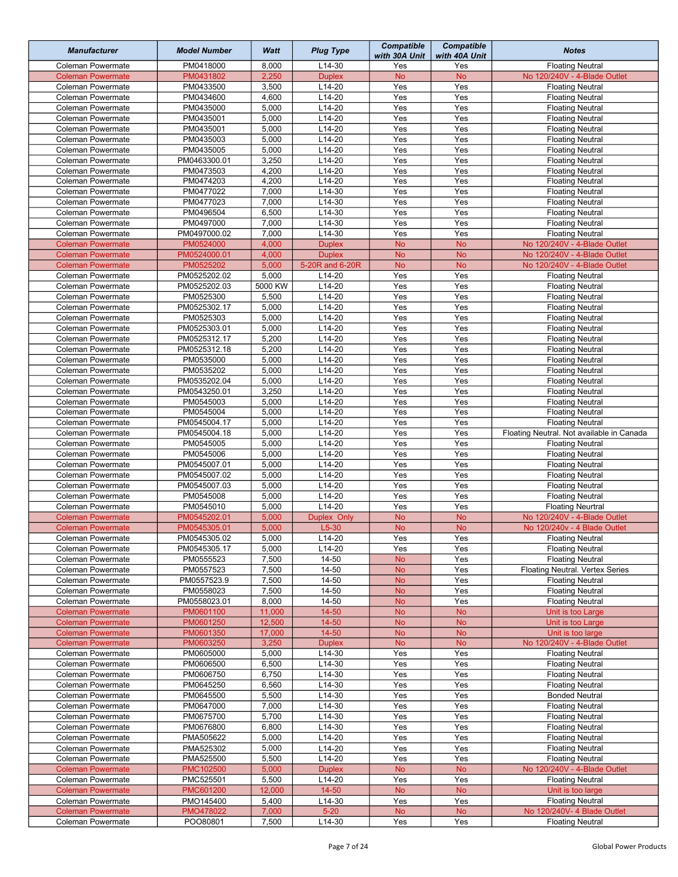| Manufacturer | Model Number | Watt | Plug Type | Compatible with 30A Unit | Compatible with 40A Unit | Notes |
|---|---|---|---|---|---|---|
| Coleman Powermate | PM0418000 | 8,000 | L14-30 | Yes | Yes | Floating Neutral |
| Coleman Powermate | PM0431802 | 2,250 | Duplex | No | No | No 120/240V - 4-Blade Outlet |
| Coleman Powermate | PM0433500 | 3,500 | L14-20 | Yes | Yes | Floating Neutral |
| Coleman Powermate | PM0434600 | 4,600 | L14-20 | Yes | Yes | Floating Neutral |
| Coleman Powermate | PM0435000 | 5,000 | L14-20 | Yes | Yes | Floating Neutral |
| Coleman Powermate | PM0435001 | 5,000 | L14-20 | Yes | Yes | Floating Neutral |
| Coleman Powermate | PM0435001 | 5,000 | L14-20 | Yes | Yes | Floating Neutral |
| Coleman Powermate | PM0435003 | 5,000 | L14-20 | Yes | Yes | Floating Neutral |
| Coleman Powermate | PM0435005 | 5,000 | L14-20 | Yes | Yes | Floating Neutral |
| Coleman Powermate | PM0463300.01 | 3,250 | L14-20 | Yes | Yes | Floating Neutral |
| Coleman Powermate | PM0473503 | 4,200 | L14-20 | Yes | Yes | Floating Neutral |
| Coleman Powermate | PM0474203 | 4,200 | L14-20 | Yes | Yes | Floating Neutral |
| Coleman Powermate | PM0477022 | 7,000 | L14-30 | Yes | Yes | Floating Neutral |
| Coleman Powermate | PM0477023 | 7,000 | L14-30 | Yes | Yes | Floating Neutral |
| Coleman Powermate | PM0496504 | 6,500 | L14-30 | Yes | Yes | Floating Neutral |
| Coleman Powermate | PM0497000 | 7,000 | L14-30 | Yes | Yes | Floating Neutral |
| Coleman Powermate | PM0497000.02 | 7,000 | L14-30 | Yes | Yes | Floating Neutral |
| Coleman Powermate | PM0524000 | 4,000 | Duplex | No | No | No 120/240V - 4-Blade Outlet |
| Coleman Powermate | PM0524000.01 | 4,000 | Duplex | No | No | No 120/240V - 4-Blade Outlet |
| Coleman Powermate | PM0525202 | 5,000 | 5-20R and 6-20R | No | No | No 120/240V - 4-Blade Outlet |
| Coleman Powermate | PM0525202.02 | 5,000 | L14-20 | Yes | Yes | Floating Neutral |
| Coleman Powermate | PM0525202.03 | 5000 KW | L14-20 | Yes | Yes | Floating Neutral |
| Coleman Powermate | PM0525300 | 5,500 | L14-20 | Yes | Yes | Floating Neutral |
| Coleman Powermate | PM0525302.17 | 5,000 | L14-20 | Yes | Yes | Floating Neutral |
| Coleman Powermate | PM0525303 | 5,000 | L14-20 | Yes | Yes | Floating Neutral |
| Coleman Powermate | PM0525303.01 | 5,000 | L14-20 | Yes | Yes | Floating Neutral |
| Coleman Powermate | PM0525312.17 | 5,200 | L14-20 | Yes | Yes | Floating Neutral |
| Coleman Powermate | PM0525312.18 | 5,200 | L14-20 | Yes | Yes | Floating Neutral |
| Coleman Powermate | PM0535000 | 5,000 | L14-20 | Yes | Yes | Floating Neutral |
| Coleman Powermate | PM0535202 | 5,000 | L14-20 | Yes | Yes | Floating Neutral |
| Coleman Powermate | PM0535202.04 | 5,000 | L14-20 | Yes | Yes | Floating Neutral |
| Coleman Powermate | PM0543250.01 | 3,250 | L14-20 | Yes | Yes | Floating Neutral |
| Coleman Powermate | PM0545003 | 5,000 | L14-20 | Yes | Yes | Floating Neutral |
| Coleman Powermate | PM0545004 | 5,000 | L14-20 | Yes | Yes | Floating Neutral |
| Coleman Powermate | PM0545004.17 | 5,000 | L14-20 | Yes | Yes | Floating Neutral |
| Coleman Powermate | PM0545004.18 | 5,000 | L14-20 | Yes | Yes | Floating Neutral. Not available in Canada |
| Coleman Powermate | PM0545005 | 5,000 | L14-20 | Yes | Yes | Floating Neutral |
| Coleman Powermate | PM0545006 | 5,000 | L14-20 | Yes | Yes | Floating Neutral |
| Coleman Powermate | PM0545007.01 | 5,000 | L14-20 | Yes | Yes | Floating Neutral |
| Coleman Powermate | PM0545007.02 | 5,000 | L14-20 | Yes | Yes | Floating Neutral |
| Coleman Powermate | PM0545007.03 | 5,000 | L14-20 | Yes | Yes | Floating Neutral |
| Coleman Powermate | PM0545008 | 5,000 | L14-20 | Yes | Yes | Floating Neutral |
| Coleman Powermate | PM0545010 | 5,000 | L14-20 | Yes | Yes | Floating Neurtral |
| Coleman Powermate | PM0545202.01 | 5,000 | Duplex Only | No | No | No 120/240V - 4-Blade Outlet |
| Coleman Powermate | PM0545305.01 | 5,000 | L5-30 | No | No | No 120/240v - 4 Blade Outlet |
| Coleman Powermate | PM0545305.02 | 5,000 | L14-20 | Yes | Yes | Floating Neutral |
| Coleman Powermate | PM0545305.17 | 5,000 | L14-20 | Yes | Yes | Floating Neutral |
| Coleman Powermate | PM0555523 | 7,500 | 14-50 | No | Yes | Floating Neutral |
| Coleman Powermate | PM0557523 | 7,500 | 14-50 | No | Yes | Floating Neutral. Vertex Series |
| Coleman Powermate | PM0557523.9 | 7,500 | 14-50 | No | Yes | Floating Neutral |
| Coleman Powermate | PM0558023 | 7,500 | 14-50 | No | Yes | Floating Neutral |
| Coleman Powermate | PM0558023.01 | 8,000 | 14-50 | No | Yes | Floating Neutral |
| Coleman Powermate | PM0601100 | 11,000 | 14-50 | No | No | Unit is too Large |
| Coleman Powermate | PM0601250 | 12,500 | 14-50 | No | No | Unit is too Large |
| Coleman Powermate | PM0601350 | 17,000 | 14-50 | No | No | Unit is too large |
| Coleman Powermate | PM0603250 | 3,250 | Duplex | No | No | No 120/240V - 4-Blade Outlet |
| Coleman Powermate | PM0605000 | 5,000 | L14-30 | Yes | Yes | Floating Neutral |
| Coleman Powermate | PM0606500 | 6,500 | L14-30 | Yes | Yes | Floating Neutral |
| Coleman Powermate | PM0606750 | 6,750 | L14-30 | Yes | Yes | Floating Neutral |
| Coleman Powermate | PM0645250 | 6,560 | L14-30 | Yes | Yes | Floating Neutral |
| Coleman Powermate | PM0645500 | 5,500 | L14-30 | Yes | Yes | Bonded Neutral |
| Coleman Powermate | PM0647000 | 7,000 | L14-30 | Yes | Yes | Floating Neutral |
| Coleman Powermate | PM0675700 | 5,700 | L14-30 | Yes | Yes | Floating Neutral |
| Coleman Powermate | PM0676800 | 6,800 | L14-30 | Yes | Yes | Floating Neutral |
| Coleman Powermate | PMA505622 | 5,000 | L14-20 | Yes | Yes | Floating Neutral |
| Coleman Powermate | PMA525302 | 5,000 | L14-20 | Yes | Yes | Floating Neutral |
| Coleman Powermate | PMA525500 | 5,500 | L14-20 | Yes | Yes | Floating Neutral |
| Coleman Powermate | PMC102500 | 5,000 | Duplex | No | No | No 120/240V - 4-Blade Outlet |
| Coleman Powermate | PMC525501 | 5,500 | L14-20 | Yes | Yes | Floating Neutral |
| Coleman Powermate | PMC601200 | 12,000 | 14-50 | No | No | Unit is too large |
| Coleman Powermate | PMO145400 | 5,400 | L14-30 | Yes | Yes | Floating Neutral |
| Coleman Powermate | PMO478022 | 7,000 | 5-20 | No | No | No 120/240V- 4 Blade Outlet |
| Coleman Powermate | POO80801 | 7,500 | L14-30 | Yes | Yes | Floating Neutral |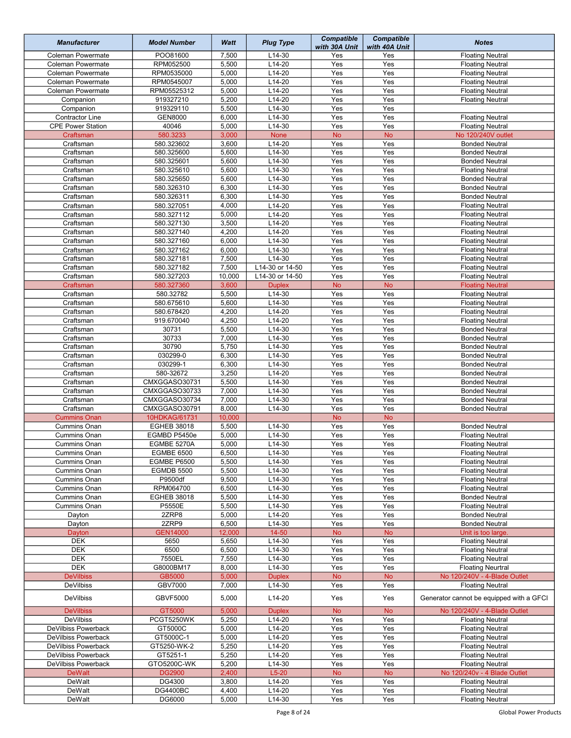| Manufacturer | Model Number | Watt | Plug Type | Compatible with 30A Unit | Compatible with 40A Unit | Notes |
|---|---|---|---|---|---|---|
| Coleman Powermate | POO81600 | 7,500 | L14-30 | Yes | Yes | Floating Neutral |
| Coleman Powermate | RPM052500 | 5,500 | L14-20 | Yes | Yes | Floating Neutral |
| Coleman Powermate | RPM0535000 | 5,000 | L14-20 | Yes | Yes | Floating Neutral |
| Coleman Powermate | RPM0545007 | 5,000 | L14-20 | Yes | Yes | Floating Neutral |
| Coleman Powermate | RPM05525312 | 5,000 | L14-20 | Yes | Yes | Floating Neutral |
| Companion | 919327210 | 5,200 | L14-20 | Yes | Yes | Floating Neutral |
| Companion | 919329110 | 5,500 | L14-30 | Yes | Yes | |
| Contractor Line | GEN8000 | 6,000 | L14-30 | Yes | Yes | Floating Neutral |
| CPE Power Station | 40046 | 5,000 | L14-30 | Yes | Yes | Floating Neutral |
| Craftsman | 580.3233 | 3,000 | None | No | No | No 120/240V outlet |
| Craftsman | 580.323602 | 3,600 | L14-20 | Yes | Yes | Bonded Neutral |
| Craftsman | 580.325600 | 5,600 | L14-30 | Yes | Yes | Bonded Neutral |
| Craftsman | 580.325601 | 5,600 | L14-30 | Yes | Yes | Bonded Neutral |
| Craftsman | 580.325610 | 5,600 | L14-30 | Yes | Yes | Floating Neutral |
| Craftsman | 580.325650 | 5,600 | L14-30 | Yes | Yes | Bonded Neutral |
| Craftsman | 580.326310 | 6,300 | L14-30 | Yes | Yes | Bonded Neutral |
| Craftsman | 580.326311 | 6,300 | L14-30 | Yes | Yes | Bonded Neutral |
| Craftsman | 580.327051 | 4,000 | L14-20 | Yes | Yes | Floating Neutral |
| Craftsman | 580.327112 | 5,000 | L14-20 | Yes | Yes | Floating Neutral |
| Craftsman | 580.327130 | 3,500 | L14-20 | Yes | Yes | Floating Neutral |
| Craftsman | 580.327140 | 4,200 | L14-20 | Yes | Yes | Floating Neutral |
| Craftsman | 580.327160 | 6,000 | L14-30 | Yes | Yes | Floating Neutral |
| Craftsman | 580.327162 | 6,000 | L14-30 | Yes | Yes | Floating Neutral |
| Craftsman | 580.327181 | 7,500 | L14-30 | Yes | Yes | Floating Neutral |
| Craftsman | 580.327182 | 7,500 | L14-30 or 14-50 | Yes | Yes | Floating Neutral |
| Craftsman | 580.327203 | 10,000 | L14-30 or 14-50 | Yes | Yes | Floating Neutral |
| Craftsman | 580.327360 | 3,600 | Duplex | No | No | Floating Neutral |
| Craftsman | 580.32782 | 5,500 | L14-30 | Yes | Yes | Floating Neutral |
| Craftsman | 580.675610 | 5,600 | L14-30 | Yes | Yes | Floating Neutral |
| Craftsman | 580.678420 | 4,200 | L14-20 | Yes | Yes | Floating Neutral |
| Craftsman | 919.670040 | 4,250 | L14-20 | Yes | Yes | Floating Neutral |
| Craftsman | 30731 | 5,500 | L14-30 | Yes | Yes | Bonded Neutral |
| Craftsman | 30733 | 7,000 | L14-30 | Yes | Yes | Bonded Neutral |
| Craftsman | 30790 | 5,750 | L14-30 | Yes | Yes | Bonded Neutral |
| Craftsman | 030299-0 | 6,300 | L14-30 | Yes | Yes | Bonded Neutral |
| Craftsman | 030299-1 | 6,300 | L14-30 | Yes | Yes | Bonded Neutral |
| Craftsman | 580-32672 | 3,250 | L14-20 | Yes | Yes | Bonded Neutral |
| Craftsman | CMXGGASO30731 | 5,500 | L14-30 | Yes | Yes | Bonded Neutral |
| Craftsman | CMXGGASO30733 | 7,000 | L14-30 | Yes | Yes | Bonded Neutral |
| Craftsman | CMXGGASO30734 | 7,000 | L14-30 | Yes | Yes | Bonded Neutral |
| Craftsman | CMXGGASO30791 | 8,000 | L14-30 | Yes | Yes | Bonded Neutral |
| Cummins Onan | 10HDKAG/61731 | 10,000 | | No | No | |
| Cummins Onan | EGHEB 38018 | 5,500 | L14-30 | Yes | Yes | Bonded Neutral |
| Cummins Onan | EGMBD P5450e | 5,000 | L14-30 | Yes | Yes | Floating Neutral |
| Cummins Onan | EGMBE 5270A | 5,000 | L14-30 | Yes | Yes | Floating Neutral |
| Cummins Onan | EGMBE 6500 | 6,500 | L14-30 | Yes | Yes | Floating Neutral |
| Cummins Onan | EGMBE P6500 | 5,500 | L14-30 | Yes | Yes | Floating Neutral |
| Cummins Onan | EGMDB 5500 | 5,500 | L14-30 | Yes | Yes | Floating Neutral |
| Cummins Onan | P9500df | 9,500 | L14-30 | Yes | Yes | Floating Neutral |
| Cummins Onan | RPM064700 | 6,500 | L14-30 | Yes | Yes | Floating Neutral |
| Cummins Onan | EGHEB 38018 | 5,500 | L14-30 | Yes | Yes | Bonded Neutral |
| Cummins Onan | P5550E | 5,500 | L14-30 | Yes | Yes | Floating Neutral |
| Dayton | 2ZRP8 | 5,000 | L14-20 | Yes | Yes | Bonded Neutral |
| Dayton | 2ZRP9 | 6,500 | L14-30 | Yes | Yes | Bonded Neutral |
| Dayton | GEN14000 | 12,000 | 14-50 | No | No | Unit is too large. |
| DEK | 5650 | 5,650 | L14-30 | Yes | Yes | Floating Neutral |
| DEK | 6500 | 6,500 | L14-30 | Yes | Yes | Floating Neutral |
| DEK | 7550EL | 7,550 | L14-30 | Yes | Yes | Floating Neutral |
| DEK | G8000BM17 | 8,000 | L14-30 | Yes | Yes | Floating Neurtral |
| DeVilbiss | GB5000 | 5,000 | Duplex | No | No | No 120/240V - 4-Blade Outlet |
| DeVilbiss | GBV7000 | 7,000 | L14-30 | Yes | Yes | Floating Neutral |
| DeVilbiss | GBVF5000 | 5,000 | L14-20 | Yes | Yes | Generator cannot be equipped with a GFCI |
| DeVilbiss | GT5000 | 5,000 | Duplex | No | No | No 120/240V - 4-Blade Outlet |
| DeVilbiss | PCGT5250WK | 5,250 | L14-20 | Yes | Yes | Floating Neutral |
| DeVilbiss Powerback | GT5000C | 5,000 | L14-20 | Yes | Yes | Floating Neutral |
| DeVilbiss Powerback | GT5000C-1 | 5,000 | L14-20 | Yes | Yes | Floating Neutral |
| DeVilbiss Powerback | GT5250-WK-2 | 5,250 | L14-20 | Yes | Yes | Floating Neutral |
| DeVilbiss Powerback | GT5251-1 | 5,250 | L14-20 | Yes | Yes | Floating Neutral |
| DeVilbiss Powerback | GTO5200C-WK | 5,200 | L14-20 | Yes | Yes | Floating Neutral |
| DeWalt | DG2900 | 2,400 | L5-20 | No | No | No 120/240v - 4 Blade Outlet |
| DeWalt | DG4300 | 3,800 | L14-20 | Yes | Yes | Floating Neutral |
| DeWalt | DG4400BC | 4,400 | L14-20 | Yes | Yes | Floating Neutral |
| DeWalt | DG6000 | 5,000 | L14-30 | Yes | Yes | Floating Neutral |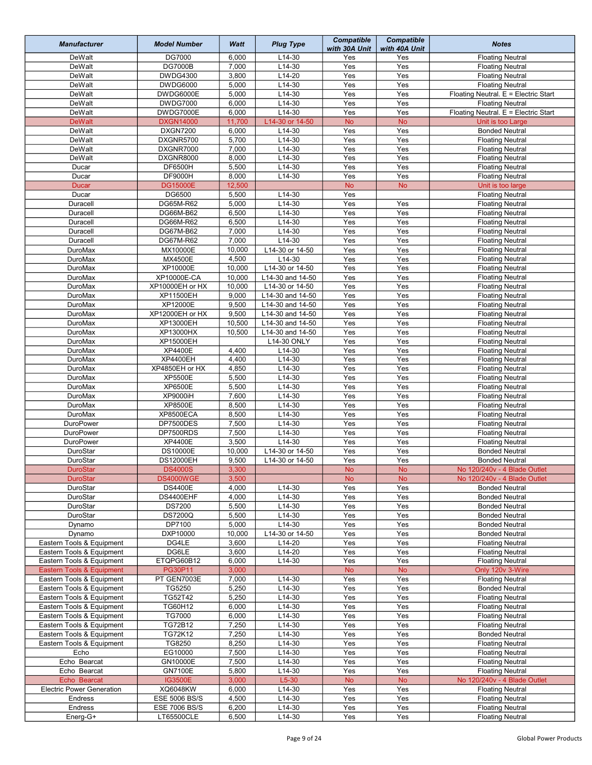| Manufacturer | Model Number | Watt | Plug Type | Compatible with 30A Unit | Compatible with 40A Unit | Notes |
|---|---|---|---|---|---|---|
| DeWalt | DG7000 | 6,000 | L14-30 | Yes | Yes | Floating Neutral |
| DeWalt | DG7000B | 7,000 | L14-30 | Yes | Yes | Floating Neutral |
| DeWalt | DWDG4300 | 3,800 | L14-20 | Yes | Yes | Floating Neutral |
| DeWalt | DWDG6000 | 5,000 | L14-30 | Yes | Yes | Floating Neutral |
| DeWalt | DWDG6000E | 5,000 | L14-30 | Yes | Yes | Floating Neutral. E = Electric Start |
| DeWalt | DWDG7000 | 6,000 | L14-30 | Yes | Yes | Floating Neutral |
| DeWalt | DWDG7000E | 6,000 | L14-30 | Yes | Yes | Floating Neutral. E = Electric Start |
| DeWalt | DXGN14000 | 11,700 | L14-30 or 14-50 | No | No | Unit is too Large |
| DeWalt | DXGN7200 | 6,000 | L14-30 | Yes | Yes | Bonded Neutral |
| DeWalt | DXGNR5700 | 5,700 | L14-30 | Yes | Yes | Floating Neutral |
| DeWalt | DXGNR7000 | 7,000 | L14-30 | Yes | Yes | Floating Neutral |
| DeWalt | DXGNR8000 | 8,000 | L14-30 | Yes | Yes | Floating Neutral |
| Ducar | DF6500H | 5,500 | L14-30 | Yes | Yes | Floating Neutral |
| Ducar | DF9000H | 8,000 | L14-30 | Yes | Yes | Floating Neutral |
| Ducar | DG15000E | 12,500 | | No | No | Unit is too large |
| Ducar | DG6500 | 5,500 | L14-30 | Yes | | Floating Neutral |
| Duracell | DG65M-R62 | 5,000 | L14-30 | Yes | Yes | Floating Neutral |
| Duracell | DG66M-B62 | 6,500 | L14-30 | Yes | Yes | Floating Neutral |
| Duracell | DG66M-R62 | 6,500 | L14-30 | Yes | Yes | Floating Neutral |
| Duracell | DG67M-B62 | 7,000 | L14-30 | Yes | Yes | Floating Neutral |
| Duracell | DG67M-R62 | 7,000 | L14-30 | Yes | Yes | Floating Neutral |
| DuroMax | MX10000E | 10,000 | L14-30 or 14-50 | Yes | Yes | Floating Neutral |
| DuroMax | MX4500E | 4,500 | L14-30 | Yes | Yes | Floating Neutral |
| DuroMax | XP10000E | 10,000 | L14-30 or 14-50 | Yes | Yes | Floating Neutral |
| DuroMax | XP10000E-CA | 10,000 | L14-30 and 14-50 | Yes | Yes | Floating Neutral |
| DuroMax | XP10000EH or HX | 10,000 | L14-30 or 14-50 | Yes | Yes | Floating Neutral |
| DuroMax | XP11500EH | 9,000 | L14-30 and 14-50 | Yes | Yes | Floating Neutral |
| DuroMax | XP12000E | 9,500 | L14-30 and 14-50 | Yes | Yes | Floating Neutral |
| DuroMax | XP12000EH or HX | 9,500 | L14-30 and 14-50 | Yes | Yes | Floating Neutral |
| DuroMax | XP13000EH | 10,500 | L14-30 and 14-50 | Yes | Yes | Floating Neutral |
| DuroMax | XP13000HX | 10,500 | L14-30 and 14-50 | Yes | Yes | Floating Neutral |
| DuroMax | XP15000EH | | L14-30 ONLY | Yes | Yes | Floating Neutral |
| DuroMax | XP4400E | 4,400 | L14-30 | Yes | Yes | Floating Neutral |
| DuroMax | XP4400EH | 4,400 | L14-30 | Yes | Yes | Floating Neutral |
| DuroMax | XP4850EH or HX | 4,850 | L14-30 | Yes | Yes | Floating Neutral |
| DuroMax | XP5500E | 5,500 | L14-30 | Yes | Yes | Floating Neutral |
| DuroMax | XP6500E | 5,500 | L14-30 | Yes | Yes | Floating Neutral |
| DuroMax | XP9000iH | 7,600 | L14-30 | Yes | Yes | Floating Neutral |
| DuroMax | XP8500E | 8,500 | L14-30 | Yes | Yes | Floating Neutral |
| DuroMax | XP8500ECA | 8,500 | L14-30 | Yes | Yes | Floating Neutral |
| DuroPower | DP7500DES | 7,500 | L14-30 | Yes | Yes | Floating Neutral |
| DuroPower | DP7500RDS | 7,500 | L14-30 | Yes | Yes | Floating Neutral |
| DuroPower | XP4400E | 3,500 | L14-30 | Yes | Yes | Floating Neutral |
| DuroStar | DS10000E | 10,000 | L14-30 or 14-50 | Yes | Yes | Bonded Neutral |
| DuroStar | DS12000EH | 9,500 | L14-30 or 14-50 | Yes | Yes | Bonded Neutral |
| DuroStar | DS4000S | 3,300 | | No | No | No 120/240v - 4 Blade Outlet |
| DuroStar | DS4000WGE | 3,500 | | No | No | No 120/240v - 4 Blade Outlet |
| DuroStar | DS4400E | 4,000 | L14-30 | Yes | Yes | Bonded Neutral |
| DuroStar | DS4400EHF | 4,000 | L14-30 | Yes | Yes | Bonded Neutral |
| DuroStar | DS7200 | 5,500 | L14-30 | Yes | Yes | Bonded Neutral |
| DuroStar | DS7200Q | 5,500 | L14-30 | Yes | Yes | Bonded Neutral |
| Dynamo | DP7100 | 5,000 | L14-30 | Yes | Yes | Bonded Neutral |
| Dynamo | DXP10000 | 10,000 | L14-30 or 14-50 | Yes | Yes | Bonded Neutral |
| Eastern Tools & Equipment | DG4LE | 3,600 | L14-20 | Yes | Yes | Floating Neutral |
| Eastern Tools & Equipment | DG6LE | 3,600 | L14-20 | Yes | Yes | Floating Neutral |
| Eastern Tools & Equipment | ETQPG60B12 | 6,000 | L14-30 | Yes | Yes | Floating Neutral |
| Eastern Tools & Equipment | PG30P11 | 3,000 | | No | No | Only 120v 3-Wire |
| Eastern Tools & Equipment | PT GEN7003E | 7,000 | L14-30 | Yes | Yes | Floating Neutral |
| Eastern Tools & Equipment | TG5250 | 5,250 | L14-30 | Yes | Yes | Bonded Neutral |
| Eastern Tools & Equipment | TG52T42 | 5,250 | L14-30 | Yes | Yes | Floating Neutral |
| Eastern Tools & Equipment | TG60H12 | 6,000 | L14-30 | Yes | Yes | Floating Neutral |
| Eastern Tools & Equipment | TG7000 | 6,000 | L14-30 | Yes | Yes | Floating Neutral |
| Eastern Tools & Equipment | TG72B12 | 7,250 | L14-30 | Yes | Yes | Floating Neutral |
| Eastern Tools & Equipment | TG72K12 | 7,250 | L14-30 | Yes | Yes | Bonded Neutral |
| Eastern Tools & Equipment | TG8250 | 8,250 | L14-30 | Yes | Yes | Floating Neutral |
| Echo | EG10000 | 7,500 | L14-30 | Yes | Yes | Floating Neutral |
| Echo Bearcat | GN10000E | 7,500 | L14-30 | Yes | Yes | Floating Neutral |
| Echo Bearcat | GN7100E | 5,800 | L14-30 | Yes | Yes | Floating Neutral |
| Echo Bearcat | IG3500E | 3,000 | L5-30 | No | No | No 120/240v - 4 Blade Outlet |
| Electric Power Generation | XQ6048KW | 6,000 | L14-30 | Yes | Yes | Floating Neutral |
| Endress | ESE 5006 BS/S | 4,500 | L14-30 | Yes | Yes | Floating Neutral |
| Endress | ESE 7006 BS/S | 6,200 | L14-30 | Yes | Yes | Floating Neutral |
| Energ-G+ | LT65500CLE | 6,500 | L14-30 | Yes | Yes | Floating Neutral |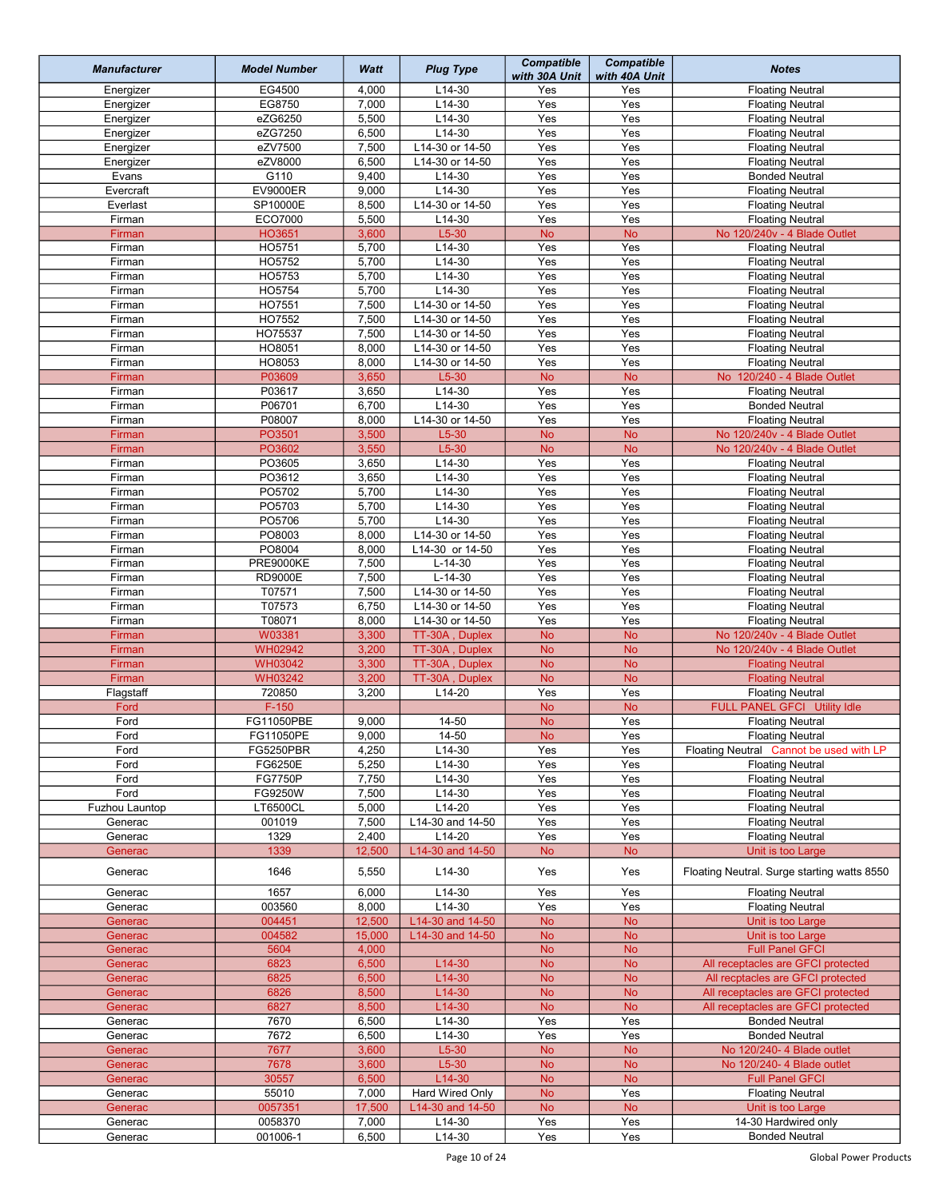| Manufacturer | Model Number | Watt | Plug Type | Compatible with 30A Unit | Compatible with 40A Unit | Notes |
|---|---|---|---|---|---|---|
| Energizer | EG4500 | 4,000 | L14-30 | Yes | Yes | Floating Neutral |
| Energizer | EG8750 | 7,000 | L14-30 | Yes | Yes | Floating Neutral |
| Energizer | eZG6250 | 5,500 | L14-30 | Yes | Yes | Floating Neutral |
| Energizer | eZG7250 | 6,500 | L14-30 | Yes | Yes | Floating Neutral |
| Energizer | eZV7500 | 7,500 | L14-30 or 14-50 | Yes | Yes | Floating Neutral |
| Energizer | eZV8000 | 6,500 | L14-30 or 14-50 | Yes | Yes | Floating Neutral |
| Evans | G110 | 9,400 | L14-30 | Yes | Yes | Bonded Neutral |
| Evercraft | EV9000ER | 9,000 | L14-30 | Yes | Yes | Floating Neutral |
| Everlast | SP10000E | 8,500 | L14-30 or 14-50 | Yes | Yes | Floating Neutral |
| Firman | ECO7000 | 5,500 | L14-30 | Yes | Yes | Floating Neutral |
| Firman | HO3651 | 3,600 | L5-30 | No | No | No 120/240v - 4 Blade Outlet |
| Firman | HO5751 | 5,700 | L14-30 | Yes | Yes | Floating Neutral |
| Firman | HO5752 | 5,700 | L14-30 | Yes | Yes | Floating Neutral |
| Firman | HO5753 | 5,700 | L14-30 | Yes | Yes | Floating Neutral |
| Firman | HO5754 | 5,700 | L14-30 | Yes | Yes | Floating Neutral |
| Firman | HO7551 | 7,500 | L14-30 or 14-50 | Yes | Yes | Floating Neutral |
| Firman | HO7552 | 7,500 | L14-30 or 14-50 | Yes | Yes | Floating Neutral |
| Firman | HO75537 | 7,500 | L14-30 or 14-50 | Yes | Yes | Floating Neutral |
| Firman | HO8051 | 8,000 | L14-30 or 14-50 | Yes | Yes | Floating Neutral |
| Firman | HO8053 | 8,000 | L14-30 or 14-50 | Yes | Yes | Floating Neutral |
| Firman | P03609 | 3,650 | L5-30 | No | No | No 120/240 - 4 Blade Outlet |
| Firman | P03617 | 3,650 | L14-30 | Yes | Yes | Floating Neutral |
| Firman | P06701 | 6,700 | L14-30 | Yes | Yes | Bonded Neutral |
| Firman | P08007 | 8,000 | L14-30 or 14-50 | Yes | Yes | Floating Neutral |
| Firman | PO3501 | 3,500 | L5-30 | No | No | No 120/240v - 4 Blade Outlet |
| Firman | PO3602 | 3,550 | L5-30 | No | No | No 120/240v - 4 Blade Outlet |
| Firman | PO3605 | 3,650 | L14-30 | Yes | Yes | Floating Neutral |
| Firman | PO3612 | 3,650 | L14-30 | Yes | Yes | Floating Neutral |
| Firman | PO5702 | 5,700 | L14-30 | Yes | Yes | Floating Neutral |
| Firman | PO5703 | 5,700 | L14-30 | Yes | Yes | Floating Neutral |
| Firman | PO5706 | 5,700 | L14-30 | Yes | Yes | Floating Neutral |
| Firman | PO8003 | 8,000 | L14-30 or 14-50 | Yes | Yes | Floating Neutral |
| Firman | PO8004 | 8,000 | L14-30 or 14-50 | Yes | Yes | Floating Neutral |
| Firman | PRE9000KE | 7,500 | L-14-30 | Yes | Yes | Floating Neutral |
| Firman | RD9000E | 7,500 | L-14-30 | Yes | Yes | Floating Neutral |
| Firman | T07571 | 7,500 | L14-30 or 14-50 | Yes | Yes | Floating Neutral |
| Firman | T07573 | 6,750 | L14-30 or 14-50 | Yes | Yes | Floating Neutral |
| Firman | T08071 | 8,000 | L14-30 or 14-50 | Yes | Yes | Floating Neutral |
| Firman | W03381 | 3,300 | TT-30A , Duplex | No | No | No 120/240v - 4 Blade Outlet |
| Firman | WH02942 | 3,200 | TT-30A , Duplex | No | No | No 120/240v - 4 Blade Outlet |
| Firman | WH03042 | 3,300 | TT-30A , Duplex | No | No | Floating Neutral |
| Firman | WH03242 | 3,200 | TT-30A , Duplex | No | No | Floating Neutral |
| Flagstaff | 720850 | 3,200 | L14-20 | Yes | Yes | Floating Neutral |
| Ford | F-150 | | | No | No | FULL PANEL GFCI Utility Idle |
| Ford | FG11050PBE | 9,000 | 14-50 | No | Yes | Floating Neutral |
| Ford | FG11050PE | 9,000 | 14-50 | No | Yes | Floating Neutral |
| Ford | FG5250PBR | 4,250 | L14-30 | Yes | Yes | Floating Neutral Cannot be used with LP |
| Ford | FG6250E | 5,250 | L14-30 | Yes | Yes | Floating Neutral |
| Ford | FG7750P | 7,750 | L14-30 | Yes | Yes | Floating Neutral |
| Ford | FG9250W | 7,500 | L14-30 | Yes | Yes | Floating Neutral |
| Fuzhou Launtop | LT6500CL | 5,000 | L14-20 | Yes | Yes | Floating Neutral |
| Generac | 001019 | 7,500 | L14-30 and 14-50 | Yes | Yes | Floating Neutral |
| Generac | 1329 | 2,400 | L14-20 | Yes | Yes | Floating Neutral |
| Generac | 1339 | 12,500 | L14-30 and 14-50 | No | No | Unit is too Large |
| Generac | 1646 | 5,550 | L14-30 | Yes | Yes | Floating Neutral. Surge starting watts 8550 |
| Generac | 1657 | 6,000 | L14-30 | Yes | Yes | Floating Neutral |
| Generac | 003560 | 8,000 | L14-30 | Yes | Yes | Floating Neutral |
| Generac | 004451 | 12,500 | L14-30 and 14-50 | No | No | Unit is too Large |
| Generac | 004582 | 15,000 | L14-30 and 14-50 | No | No | Unit is too Large |
| Generac | 5604 | 4,000 | | No | No | Full Panel GFCI |
| Generac | 6823 | 6,500 | L14-30 | No | No | All receptacles are GFCI protected |
| Generac | 6825 | 6,500 | L14-30 | No | No | All recptacles are GFCI protected |
| Generac | 6826 | 8,500 | L14-30 | No | No | All receptacles are GFCI protected |
| Generac | 6827 | 8,500 | L14-30 | No | No | All receptacles are GFCI protected |
| Generac | 7670 | 6,500 | L14-30 | Yes | Yes | Bonded Neutral |
| Generac | 7672 | 6,500 | L14-30 | Yes | Yes | Bonded Neutral |
| Generac | 7677 | 3,600 | L5-30 | No | No | No 120/240- 4 Blade outlet |
| Generac | 7678 | 3,600 | L5-30 | No | No | No 120/240- 4 Blade outlet |
| Generac | 30557 | 6,500 | L14-30 | No | No | Full Panel GFCI |
| Generac | 55010 | 7,000 | Hard Wired Only | No | Yes | Floating Neutral |
| Generac | 0057351 | 17,500 | L14-30 and 14-50 | No | No | Unit is too Large |
| Generac | 0058370 | 7,000 | L14-30 | Yes | Yes | 14-30 Hardwired only |
| Generac | 001006-1 | 6,500 | L14-30 | Yes | Yes | Bonded Neutral |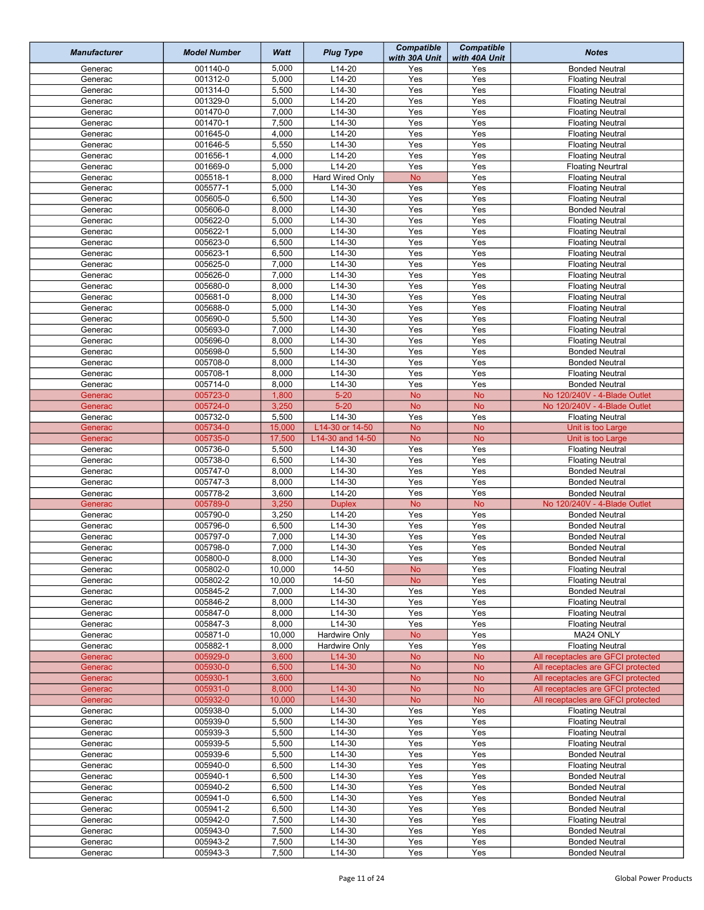| Manufacturer | Model Number | Watt | Plug Type | Compatible with 30A Unit | Compatible with 40A Unit | Notes |
|---|---|---|---|---|---|---|
| Generac | 001140-0 | 5,000 | L14-20 | Yes | Yes | Bonded Neutral |
| Generac | 001312-0 | 5,000 | L14-20 | Yes | Yes | Floating Neutral |
| Generac | 001314-0 | 5,500 | L14-30 | Yes | Yes | Floating Neutral |
| Generac | 001329-0 | 5,000 | L14-20 | Yes | Yes | Floating Neutral |
| Generac | 001470-0 | 7,000 | L14-30 | Yes | Yes | Floating Neutral |
| Generac | 001470-1 | 7,500 | L14-30 | Yes | Yes | Floating Neutral |
| Generac | 001645-0 | 4,000 | L14-20 | Yes | Yes | Floating Neutral |
| Generac | 001646-5 | 5,550 | L14-30 | Yes | Yes | Floating Neutral |
| Generac | 001656-1 | 4,000 | L14-20 | Yes | Yes | Floating Neutral |
| Generac | 001669-0 | 5,000 | L14-20 | Yes | Yes | Floating Neurtral |
| Generac | 005518-1 | 8,000 | Hard Wired Only | No | Yes | Floating Neutral |
| Generac | 005577-1 | 5,000 | L14-30 | Yes | Yes | Floating Neutral |
| Generac | 005605-0 | 6,500 | L14-30 | Yes | Yes | Floating Neutral |
| Generac | 005606-0 | 8,000 | L14-30 | Yes | Yes | Bonded Neutral |
| Generac | 005622-0 | 5,000 | L14-30 | Yes | Yes | Floating Neutral |
| Generac | 005622-1 | 5,000 | L14-30 | Yes | Yes | Floating Neutral |
| Generac | 005623-0 | 6,500 | L14-30 | Yes | Yes | Floating Neutral |
| Generac | 005623-1 | 6,500 | L14-30 | Yes | Yes | Floating Neutral |
| Generac | 005625-0 | 7,000 | L14-30 | Yes | Yes | Floating Neutral |
| Generac | 005626-0 | 7,000 | L14-30 | Yes | Yes | Floating Neutral |
| Generac | 005680-0 | 8,000 | L14-30 | Yes | Yes | Floating Neutral |
| Generac | 005681-0 | 8,000 | L14-30 | Yes | Yes | Floating Neutral |
| Generac | 005688-0 | 5,000 | L14-30 | Yes | Yes | Floating Neutral |
| Generac | 005690-0 | 5,500 | L14-30 | Yes | Yes | Floating Neutral |
| Generac | 005693-0 | 7,000 | L14-30 | Yes | Yes | Floating Neutral |
| Generac | 005696-0 | 8,000 | L14-30 | Yes | Yes | Floating Neutral |
| Generac | 005698-0 | 5,500 | L14-30 | Yes | Yes | Bonded Neutral |
| Generac | 005708-0 | 8,000 | L14-30 | Yes | Yes | Bonded Neutral |
| Generac | 005708-1 | 8,000 | L14-30 | Yes | Yes | Floating Neutral |
| Generac | 005714-0 | 8,000 | L14-30 | Yes | Yes | Bonded Neutral |
| Generac | 005723-0 | 1,800 | 5-20 | No | No | No 120/240V - 4-Blade Outlet |
| Generac | 005724-0 | 3,250 | 5-20 | No | No | No 120/240V - 4-Blade Outlet |
| Generac | 005732-0 | 5,500 | L14-30 | Yes | Yes | Floating Neutral |
| Generac | 005734-0 | 15,000 | L14-30 or 14-50 | No | No | Unit is too Large |
| Generac | 005735-0 | 17,500 | L14-30 and 14-50 | No | No | Unit is too Large |
| Generac | 005736-0 | 5,500 | L14-30 | Yes | Yes | Floating Neutral |
| Generac | 005738-0 | 6,500 | L14-30 | Yes | Yes | Floating Neutral |
| Generac | 005747-0 | 8,000 | L14-30 | Yes | Yes | Bonded Neutral |
| Generac | 005747-3 | 8,000 | L14-30 | Yes | Yes | Bonded Neutral |
| Generac | 005778-2 | 3,600 | L14-20 | Yes | Yes | Bonded Neutral |
| Generac | 005789-0 | 3,250 | Duplex | No | No | No 120/240V - 4-Blade Outlet |
| Generac | 005790-0 | 3,250 | L14-20 | Yes | Yes | Bonded Neutral |
| Generac | 005796-0 | 6,500 | L14-30 | Yes | Yes | Bonded Neutral |
| Generac | 005797-0 | 7,000 | L14-30 | Yes | Yes | Bonded Neutral |
| Generac | 005798-0 | 7,000 | L14-30 | Yes | Yes | Bonded Neutral |
| Generac | 005800-0 | 8,000 | L14-30 | Yes | Yes | Bonded Neutral |
| Generac | 005802-0 | 10,000 | 14-50 | No | Yes | Floating Neutral |
| Generac | 005802-2 | 10,000 | 14-50 | No | Yes | Floating Neutral |
| Generac | 005845-2 | 7,000 | L14-30 | Yes | Yes | Bonded Neutral |
| Generac | 005846-2 | 8,000 | L14-30 | Yes | Yes | Floating Neutral |
| Generac | 005847-0 | 8,000 | L14-30 | Yes | Yes | Floating Neutral |
| Generac | 005847-3 | 8,000 | L14-30 | Yes | Yes | Floating Neutral |
| Generac | 005871-0 | 10,000 | Hardwire Only | No | Yes | MA24 ONLY |
| Generac | 005882-1 | 8,000 | Hardwire Only | Yes | Yes | Floating Neutral |
| Generac | 005929-0 | 3,600 | L14-30 | No | No | All receptacles are GFCI protected |
| Generac | 005930-0 | 6,500 | L14-30 | No | No | All receptacles are GFCI protected |
| Generac | 005930-1 | 3,600 | | No | No | All receptacles are GFCI protected |
| Generac | 005931-0 | 8,000 | L14-30 | No | No | All receptacles are GFCI protected |
| Generac | 005932-0 | 10,000 | L14-30 | No | No | All receptacles are GFCI protected |
| Generac | 005938-0 | 5,000 | L14-30 | Yes | Yes | Floating Neutral |
| Generac | 005939-0 | 5,500 | L14-30 | Yes | Yes | Floating Neutral |
| Generac | 005939-3 | 5,500 | L14-30 | Yes | Yes | Floating Neutral |
| Generac | 005939-5 | 5,500 | L14-30 | Yes | Yes | Floating Neutral |
| Generac | 005939-6 | 5,500 | L14-30 | Yes | Yes | Bonded Neutral |
| Generac | 005940-0 | 6,500 | L14-30 | Yes | Yes | Floating Neutral |
| Generac | 005940-1 | 6,500 | L14-30 | Yes | Yes | Bonded Neutral |
| Generac | 005940-2 | 6,500 | L14-30 | Yes | Yes | Bonded Neutral |
| Generac | 005941-0 | 6,500 | L14-30 | Yes | Yes | Bonded Neutral |
| Generac | 005941-2 | 6,500 | L14-30 | Yes | Yes | Bonded Neutral |
| Generac | 005942-0 | 7,500 | L14-30 | Yes | Yes | Floating Neutral |
| Generac | 005943-0 | 7,500 | L14-30 | Yes | Yes | Bonded Neutral |
| Generac | 005943-2 | 7,500 | L14-30 | Yes | Yes | Bonded Neutral |
| Generac | 005943-3 | 7,500 | L14-30 | Yes | Yes | Bonded Neutral |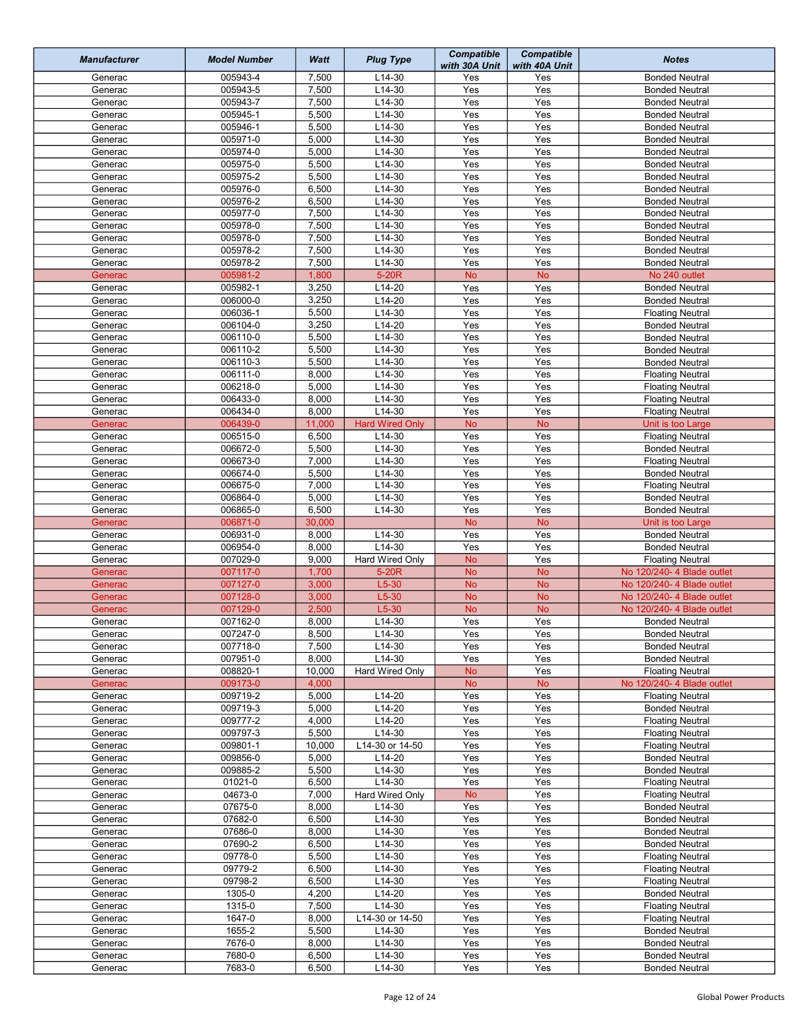| Manufacturer | Model Number | Watt | Plug Type | Compatible with 30A Unit | Compatible with 40A Unit | Notes |
|---|---|---|---|---|---|---|
| Generac | 005943-4 | 7,500 | L14-30 | Yes | Yes | Bonded Neutral |
| Generac | 005943-5 | 7,500 | L14-30 | Yes | Yes | Bonded Neutral |
| Generac | 005943-7 | 7,500 | L14-30 | Yes | Yes | Bonded Neutral |
| Generac | 005945-1 | 5,500 | L14-30 | Yes | Yes | Bonded Neutral |
| Generac | 005946-1 | 5,500 | L14-30 | Yes | Yes | Bonded Neutral |
| Generac | 005971-0 | 5,000 | L14-30 | Yes | Yes | Bonded Neutral |
| Generac | 005974-0 | 5,000 | L14-30 | Yes | Yes | Bonded Neutral |
| Generac | 005975-0 | 5,500 | L14-30 | Yes | Yes | Bonded Neutral |
| Generac | 005975-2 | 5,500 | L14-30 | Yes | Yes | Bonded Neutral |
| Generac | 005976-0 | 6,500 | L14-30 | Yes | Yes | Bonded Neutral |
| Generac | 005976-2 | 6,500 | L14-30 | Yes | Yes | Bonded Neutral |
| Generac | 005977-0 | 7,500 | L14-30 | Yes | Yes | Bonded Neutral |
| Generac | 005978-0 | 7,500 | L14-30 | Yes | Yes | Bonded Neutral |
| Generac | 005978-0 | 7,500 | L14-30 | Yes | Yes | Bonded Neutral |
| Generac | 005978-2 | 7,500 | L14-30 | Yes | Yes | Bonded Neutral |
| Generac | 005978-2 | 7,500 | L14-30 | Yes | Yes | Bonded Neutral |
| Generac | 005981-2 | 1,800 | 5-20R | No | No | No 240 outlet |
| Generac | 005982-1 | 3,250 | L14-20 | Yes | Yes | Bonded Neutral |
| Generac | 006000-0 | 3,250 | L14-20 | Yes | Yes | Bonded Neutral |
| Generac | 006036-1 | 5,500 | L14-30 | Yes | Yes | Floating Neutral |
| Generac | 006104-0 | 3,250 | L14-20 | Yes | Yes | Bonded Neutral |
| Generac | 006110-0 | 5,500 | L14-30 | Yes | Yes | Bonded Neutral |
| Generac | 006110-2 | 5,500 | L14-30 | Yes | Yes | Bonded Neutral |
| Generac | 006110-3 | 5,500 | L14-30 | Yes | Yes | Bonded Neutral |
| Generac | 006111-0 | 8,000 | L14-30 | Yes | Yes | Floating Neutral |
| Generac | 006218-0 | 5,000 | L14-30 | Yes | Yes | Floating Neutral |
| Generac | 006433-0 | 8,000 | L14-30 | Yes | Yes | Floating Neutral |
| Generac | 006434-0 | 8,000 | L14-30 | Yes | Yes | Floating Neutral |
| Generac | 006439-0 | 11,000 | Hard Wired Only | No | No | Unit is too Large |
| Generac | 006515-0 | 6,500 | L14-30 | Yes | Yes | Floating Neutral |
| Generac | 006672-0 | 5,500 | L14-30 | Yes | Yes | Bonded Neutral |
| Generac | 006673-0 | 7,000 | L14-30 | Yes | Yes | Floating Neutral |
| Generac | 006674-0 | 5,500 | L14-30 | Yes | Yes | Bonded Neutral |
| Generac | 006675-0 | 7,000 | L14-30 | Yes | Yes | Floating Neutral |
| Generac | 006864-0 | 5,000 | L14-30 | Yes | Yes | Bonded Neutral |
| Generac | 006865-0 | 6,500 | L14-30 | Yes | Yes | Bonded Neutral |
| Generac | 006871-0 | 30,000 | | No | No | Unit is too Large |
| Generac | 006931-0 | 8,000 | L14-30 | Yes | Yes | Bonded Neutral |
| Generac | 006954-0 | 8,000 | L14-30 | Yes | Yes | Bonded Neutral |
| Generac | 007029-0 | 9,000 | Hard Wired Only | No | Yes | Floating Neutral |
| Generac | 007117-0 | 1,700 | 5-20R | No | No | No 120/240- 4 Blade outlet |
| Generac | 007127-0 | 3,000 | L5-30 | No | No | No 120/240- 4 Blade outlet |
| Generac | 007128-0 | 3,000 | L5-30 | No | No | No 120/240- 4 Blade outlet |
| Generac | 007129-0 | 2,500 | L5-30 | No | No | No 120/240- 4 Blade outlet |
| Generac | 007162-0 | 8,000 | L14-30 | Yes | Yes | Bonded Neutral |
| Generac | 007247-0 | 8,500 | L14-30 | Yes | Yes | Bonded Neutral |
| Generac | 007718-0 | 7,500 | L14-30 | Yes | Yes | Bonded Neutral |
| Generac | 007951-0 | 8,000 | L14-30 | Yes | Yes | Bonded Neutral |
| Generac | 008820-1 | 10,000 | Hard Wired Only | No | Yes | Floating Neutral |
| Generac | 009173-0 | 4,000 | | No | No | No 120/240- 4 Blade outlet |
| Generac | 009719-2 | 5,000 | L14-20 | Yes | Yes | Floating Neutral |
| Generac | 009719-3 | 5,000 | L14-20 | Yes | Yes | Bonded Neutral |
| Generac | 009777-2 | 4,000 | L14-20 | Yes | Yes | Floating Neutral |
| Generac | 009797-3 | 5,500 | L14-30 | Yes | Yes | Floating Neutral |
| Generac | 009801-1 | 10,000 | L14-30 or 14-50 | Yes | Yes | Floating Neutral |
| Generac | 009856-0 | 5,000 | L14-20 | Yes | Yes | Bonded Neutral |
| Generac | 009885-2 | 5,500 | L14-30 | Yes | Yes | Bonded Neutral |
| Generac | 01021-0 | 6,500 | L14-30 | Yes | Yes | Floating Neutral |
| Generac | 04673-0 | 7,000 | Hard Wired Only | No | Yes | Floating Neutral |
| Generac | 07675-0 | 8,000 | L14-30 | Yes | Yes | Bonded Neutral |
| Generac | 07682-0 | 6,500 | L14-30 | Yes | Yes | Bonded Neutral |
| Generac | 07686-0 | 8,000 | L14-30 | Yes | Yes | Bonded Neutral |
| Generac | 07690-2 | 6,500 | L14-30 | Yes | Yes | Bonded Neutral |
| Generac | 09778-0 | 5,500 | L14-30 | Yes | Yes | Floating Neutral |
| Generac | 09779-2 | 6,500 | L14-30 | Yes | Yes | Floating Neutral |
| Generac | 09798-2 | 6,500 | L14-30 | Yes | Yes | Floating Neutral |
| Generac | 1305-0 | 4,200 | L14-20 | Yes | Yes | Bonded Neutral |
| Generac | 1315-0 | 7,500 | L14-30 | Yes | Yes | Floating Neutral |
| Generac | 1647-0 | 8,000 | L14-30 or 14-50 | Yes | Yes | Floating Neutral |
| Generac | 1655-2 | 5,500 | L14-30 | Yes | Yes | Bonded Neutral |
| Generac | 7676-0 | 8,000 | L14-30 | Yes | Yes | Bonded Neutral |
| Generac | 7680-0 | 6,500 | L14-30 | Yes | Yes | Bonded Neutral |
| Generac | 7683-0 | 6,500 | L14-30 | Yes | Yes | Bonded Neutral |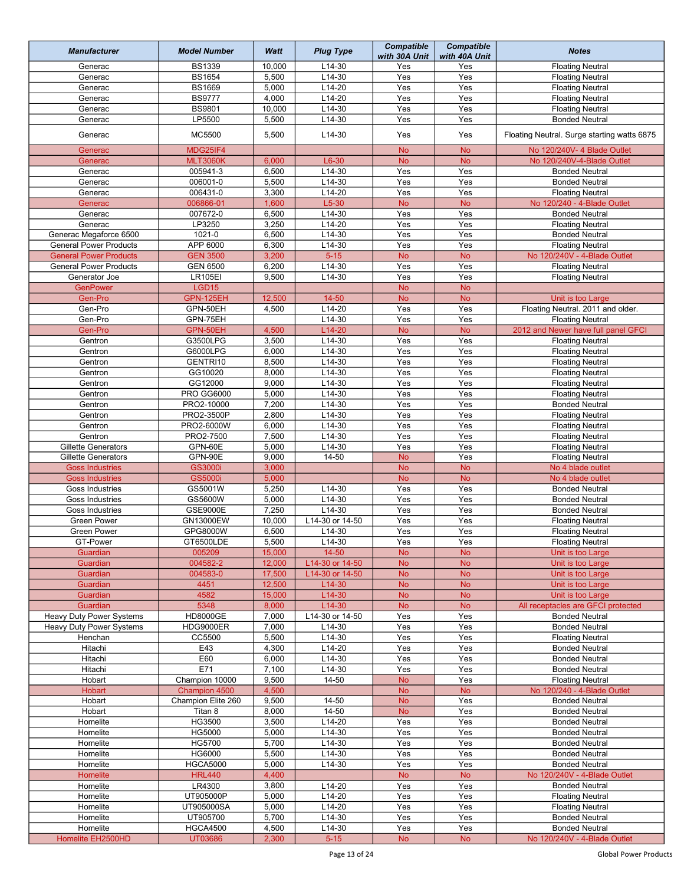| Manufacturer | Model Number | Watt | Plug Type | Compatible with 30A Unit | Compatible with 40A Unit | Notes |
|---|---|---|---|---|---|---|
| Generac | BS1339 | 10,000 | L14-30 | Yes | Yes | Floating Neutral |
| Generac | BS1654 | 5,500 | L14-30 | Yes | Yes | Floating Neutral |
| Generac | BS1669 | 5,000 | L14-20 | Yes | Yes | Floating Neutral |
| Generac | BS9777 | 4,000 | L14-20 | Yes | Yes | Floating Neutral |
| Generac | BS9801 | 10,000 | L14-30 | Yes | Yes | Floating Neutral |
| Generac | LP5500 | 5,500 | L14-30 | Yes | Yes | Bonded Neutral |
| Generac | MC5500 | 5,500 | L14-30 | Yes | Yes | Floating Neutral. Surge starting watts 6875 |
| Generac | MDG25IF4 | | | No | No | No 120/240V- 4 Blade Outlet |
| Generac | MLT3060K | 6,000 | L6-30 | No | No | No 120/240V-4-Blade Outlet |
| Generac | 005941-3 | 6,500 | L14-30 | Yes | Yes | Bonded Neutral |
| Generac | 006001-0 | 5,500 | L14-30 | Yes | Yes | Bonded Neutral |
| Generac | 006431-0 | 3,300 | L14-20 | Yes | Yes | Floating Neutral |
| Generac | 006866-01 | 1,600 | L5-30 | No | No | No 120/240 - 4-Blade Outlet |
| Generac | 007672-0 | 6,500 | L14-30 | Yes | Yes | Bonded Neutral |
| Generac | LP3250 | 3,250 | L14-20 | Yes | Yes | Floating Neutral |
| Generac Megaforce 6500 | 1021-0 | 6,500 | L14-30 | Yes | Yes | Bonded Neutral |
| General Power Products | APP 6000 | 6,300 | L14-30 | Yes | Yes | Floating Neutral |
| General Power Products | GEN 3500 | 3,200 | 5-15 | No | No | No 120/240V - 4-Blade Outlet |
| General Power Products | GEN 6500 | 6,200 | L14-30 | Yes | Yes | Floating Neutral |
| Generator Joe | LR105EI | 9,500 | L14-30 | Yes | Yes | Floating Neutral |
| GenPower | LGD15 | | | No | No | |
| Gen-Pro | GPN-125EH | 12,500 | 14-50 | No | No | Unit is too Large |
| Gen-Pro | GPN-50EH | 4,500 | L14-20 | Yes | Yes | Floating Neutral. 2011 and older. |
| Gen-Pro | GPN-75EH | | L14-30 | Yes | Yes | Floating Neutral |
| Gen-Pro | GPN-50EH | 4,500 | L14-20 | No | No | 2012 and Newer have full panel GFCI |
| Gentron | G3500LPG | 3,500 | L14-30 | Yes | Yes | Floating Neutral |
| Gentron | G6000LPG | 6,000 | L14-30 | Yes | Yes | Floating Neutral |
| Gentron | GENTRI10 | 8,500 | L14-30 | Yes | Yes | Floating Neutral |
| Gentron | GG10020 | 8,000 | L14-30 | Yes | Yes | Floating Neutral |
| Gentron | GG12000 | 9,000 | L14-30 | Yes | Yes | Floating Neutral |
| Gentron | PRO GG6000 | 5,000 | L14-30 | Yes | Yes | Floating Neutral |
| Gentron | PRO2-10000 | 7,200 | L14-30 | Yes | Yes | Bonded Neutral |
| Gentron | PRO2-3500P | 2,800 | L14-30 | Yes | Yes | Floating Neutral |
| Gentron | PRO2-6000W | 6,000 | L14-30 | Yes | Yes | Floating Neutral |
| Gentron | PRO2-7500 | 7,500 | L14-30 | Yes | Yes | Floating Neutral |
| Gillette Generators | GPN-60E | 5,000 | L14-30 | Yes | Yes | Floating Neutral |
| Gillette Generators | GPN-90E | 9,000 | 14-50 | No | Yes | Floating Neutral |
| Goss Industries | GS3000i | 3,000 | | No | No | No 4 blade outlet |
| Goss Industries | GS5000i | 5,000 | | No | No | No 4 blade outlet |
| Goss Industries | GS5001W | 5,250 | L14-30 | Yes | Yes | Bonded Neutral |
| Goss Industries | GS5600W | 5,000 | L14-30 | Yes | Yes | Bonded Neutral |
| Goss Industries | GSE9000E | 7,250 | L14-30 | Yes | Yes | Bonded Neutral |
| Green Power | GN13000EW | 10,000 | L14-30 or 14-50 | Yes | Yes | Floating Neutral |
| Green Power | GPG8000W | 6,500 | L14-30 | Yes | Yes | Floating Neutral |
| GT-Power | GT6500LDE | 5,500 | L14-30 | Yes | Yes | Floating Neutral |
| Guardian | 005209 | 15,000 | 14-50 | No | No | Unit is too Large |
| Guardian | 004582-2 | 12,000 | L14-30 or 14-50 | No | No | Unit is too Large |
| Guardian | 004583-0 | 17,500 | L14-30 or 14-50 | No | No | Unit is too Large |
| Guardian | 4451 | 12,500 | L14-30 | No | No | Unit is too Large |
| Guardian | 4582 | 15,000 | L14-30 | No | No | Unit is too Large |
| Guardian | 5348 | 8,000 | L14-30 | No | No | All receptacles are GFCI protected |
| Heavy Duty Power Systems | HD8000GE | 7,000 | L14-30 or 14-50 | Yes | Yes | Bonded Neutral |
| Heavy Duty Power Systems | HDG9000ER | 7,000 | L14-30 | Yes | Yes | Bonded Neutral |
| Henchan | CC5500 | 5,500 | L14-30 | Yes | Yes | Floating Neutral |
| Hitachi | E43 | 4,300 | L14-20 | Yes | Yes | Bonded Neutral |
| Hitachi | E60 | 6,000 | L14-30 | Yes | Yes | Bonded Neutral |
| Hitachi | E71 | 7,100 | L14-30 | Yes | Yes | Bonded Neutral |
| Hobart | Champion 10000 | 9,500 | 14-50 | No | Yes | Floating Neutral |
| Hobart | Champion 4500 | 4,500 | | No | No | No 120/240 - 4-Blade Outlet |
| Hobart | Champion Elite 260 | 9,500 | 14-50 | No | Yes | Bonded Neutral |
| Hobart | Titan 8 | 8,000 | 14-50 | No | Yes | Bonded Neutral |
| Homelite | HG3500 | 3,500 | L14-20 | Yes | Yes | Bonded Neutral |
| Homelite | HG5000 | 5,000 | L14-30 | Yes | Yes | Bonded Neutral |
| Homelite | HG5700 | 5,700 | L14-30 | Yes | Yes | Bonded Neutral |
| Homelite | HG6000 | 5,500 | L14-30 | Yes | Yes | Bonded Neutral |
| Homelite | HGCA5000 | 5,000 | L14-30 | Yes | Yes | Bonded Neutral |
| Homelite | HRL440 | 4,400 | | No | No | No 120/240V - 4-Blade Outlet |
| Homelite | LR4300 | 3,800 | L14-20 | Yes | Yes | Bonded Neutral |
| Homelite | UT905000P | 5,000 | L14-20 | Yes | Yes | Floating Neutral |
| Homelite | UT905000SA | 5,000 | L14-20 | Yes | Yes | Floating Neutral |
| Homelite | UT905700 | 5,700 | L14-30 | Yes | Yes | Bonded Neutral |
| Homelite | HGCA4500 | 4,500 | L14-30 | Yes | Yes | Bonded Neutral |
| Homelite EH2500HD | UT03686 | 2,300 | 5-15 | No | No | No 120/240V - 4-Blade Outlet |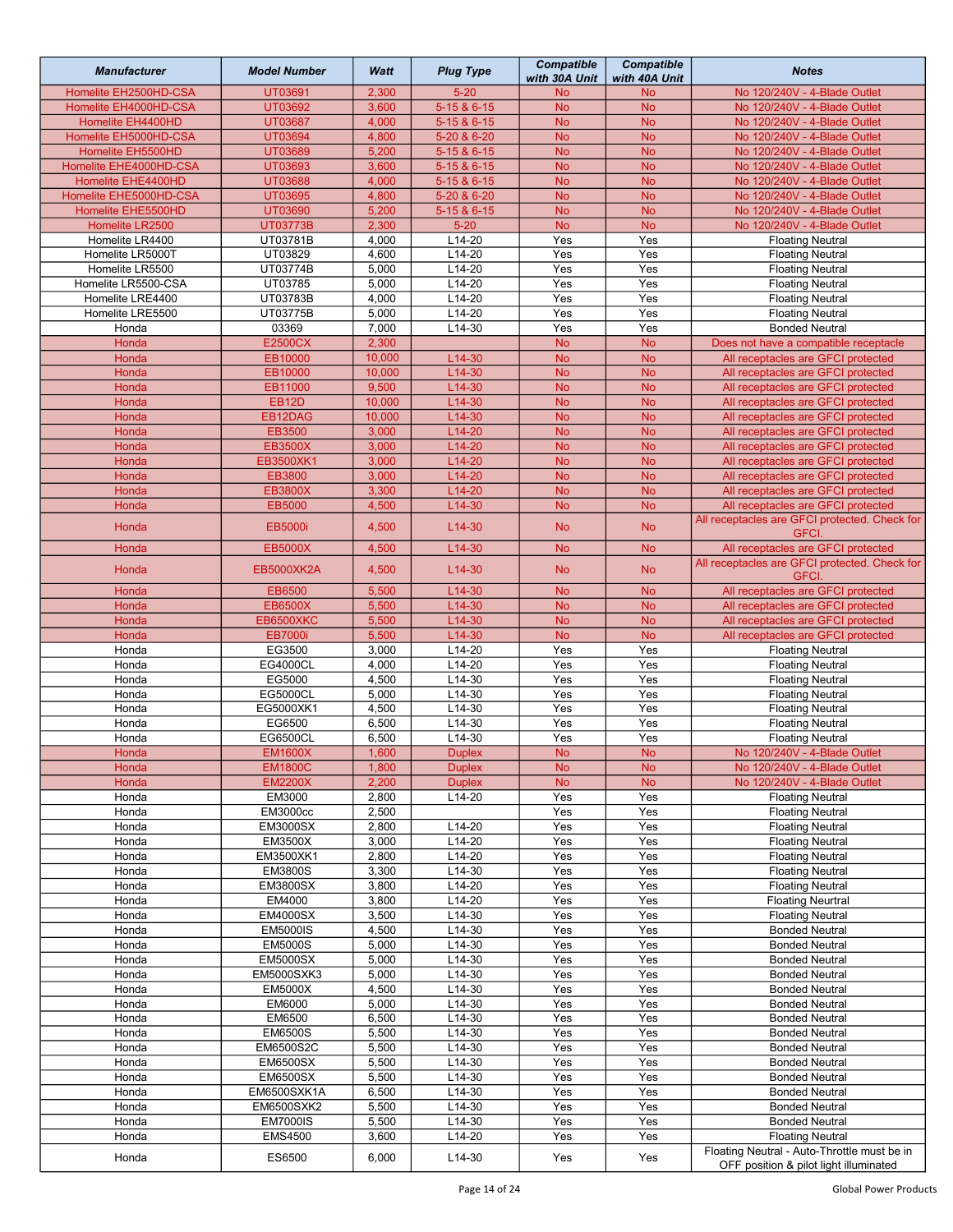| Manufacturer | Model Number | Watt | Plug Type | Compatible with 30A Unit | Compatible with 40A Unit | Notes |
|---|---|---|---|---|---|---|
| Homelite EH2500HD-CSA | UT03691 | 2,300 | 5-20 | No | No | No 120/240V - 4-Blade Outlet |
| Homelite EH4000HD-CSA | UT03692 | 3,600 | 5-15 & 6-15 | No | No | No 120/240V - 4-Blade Outlet |
| Homelite EH4400HD | UT03687 | 4,000 | 5-15 & 6-15 | No | No | No 120/240V - 4-Blade Outlet |
| Homelite EH5000HD-CSA | UT03694 | 4,800 | 5-20 & 6-20 | No | No | No 120/240V - 4-Blade Outlet |
| Homelite EH5500HD | UT03689 | 5,200 | 5-15 & 6-15 | No | No | No 120/240V - 4-Blade Outlet |
| Homelite EHE4000HD-CSA | UT03693 | 3,600 | 5-15 & 6-15 | No | No | No 120/240V - 4-Blade Outlet |
| Homelite EHE4400HD | UT03688 | 4,000 | 5-15 & 6-15 | No | No | No 120/240V - 4-Blade Outlet |
| Homelite EHE5000HD-CSA | UT03695 | 4,800 | 5-20 & 6-20 | No | No | No 120/240V - 4-Blade Outlet |
| Homelite EHE5500HD | UT03690 | 5,200 | 5-15 & 6-15 | No | No | No 120/240V - 4-Blade Outlet |
| Homelite LR2500 | UT03773B | 2,300 | 5-20 | No | No | No 120/240V - 4-Blade Outlet |
| Homelite LR4400 | UT03781B | 4,000 | L14-20 | Yes | Yes | Floating Neutral |
| Homelite LR5000T | UT03829 | 4,600 | L14-20 | Yes | Yes | Floating Neutral |
| Homelite LR5500 | UT03774B | 5,000 | L14-20 | Yes | Yes | Floating Neutral |
| Homelite LR5500-CSA | UT03785 | 5,000 | L14-20 | Yes | Yes | Floating Neutral |
| Homelite LRE4400 | UT03783B | 4,000 | L14-20 | Yes | Yes | Floating Neutral |
| Homelite LRE5500 | UT03775B | 5,000 | L14-20 | Yes | Yes | Bonded Neutral |
| Honda | 03369 | 7,000 | L14-30 | Yes | Yes | Bonded Neutral |
| Honda | E2500CX | 2,300 | | No | No | Does not have a compatible receptacle |
| Honda | EB10000 | 10,000 | L14-30 | No | No | All receptacles are GFCI protected |
| Honda | EB10000 | 10,000 | L14-30 | No | No | All receptacles are GFCI protected |
| Honda | EB11000 | 9,500 | L14-30 | No | No | All receptacles are GFCI protected |
| Honda | EB12D | 10,000 | L14-30 | No | No | All receptacles are GFCI protected |
| Honda | EB12DAG | 10,000 | L14-30 | No | No | All receptacles are GFCI protected |
| Honda | EB3500 | 3,000 | L14-20 | No | No | All receptacles are GFCI protected |
| Honda | EB3500X | 3,000 | L14-20 | No | No | All receptacles are GFCI protected |
| Honda | EB3500XK1 | 3,000 | L14-20 | No | No | All receptacles are GFCI protected |
| Honda | EB3800 | 3,000 | L14-20 | No | No | All receptacles are GFCI protected |
| Honda | EB3800X | 3,300 | L14-20 | No | No | All receptacles are GFCI protected |
| Honda | EB5000 | 4,500 | L14-30 | No | No | All receptacles are GFCI protected |
| Honda | EB5000i | 4,500 | L14-30 | No | No | All receptacles are GFCI protected. Check for GFCI. |
| Honda | EB5000X | 4,500 | L14-30 | No | No | All receptacles are GFCI protected |
| Honda | EB5000XK2A | 4,500 | L14-30 | No | No | All receptacles are GFCI protected. Check for GFCI. |
| Honda | EB6500 | 5,500 | L14-30 | No | No | All receptacles are GFCI protected |
| Honda | EB6500X | 5,500 | L14-30 | No | No | All receptacles are GFCI protected |
| Honda | EB6500XKC | 5,500 | L14-30 | No | No | All receptacles are GFCI protected |
| Honda | EB7000i | 5,500 | L14-30 | No | No | All receptacles are GFCI protected |
| Honda | EG3500 | 3,000 | L14-20 | Yes | Yes | Floating Neutral |
| Honda | EG4000CL | 4,000 | L14-20 | Yes | Yes | Floating Neutral |
| Honda | EG5000 | 4,500 | L14-30 | Yes | Yes | Floating Neutral |
| Honda | EG5000CL | 5,000 | L14-30 | Yes | Yes | Floating Neutral |
| Honda | EG5000XK1 | 4,500 | L14-30 | Yes | Yes | Floating Neutral |
| Honda | EG6500 | 6,500 | L14-30 | Yes | Yes | Floating Neutral |
| Honda | EG6500CL | 6,500 | L14-30 | Yes | Yes | Floating Neutral |
| Honda | EM1600X | 1,600 | Duplex | No | No | No 120/240V - 4-Blade Outlet |
| Honda | EM1800C | 1,800 | Duplex | No | No | No 120/240V - 4-Blade Outlet |
| Honda | EM2200X | 2,200 | Duplex | No | No | No 120/240V - 4-Blade Outlet |
| Honda | EM3000 | 2,800 | L14-20 | Yes | Yes | Floating Neutral |
| Honda | EM3000cc | 2,500 | | Yes | Yes | Floating Neutral |
| Honda | EM3000SX | 2,800 | L14-20 | Yes | Yes | Floating Neutral |
| Honda | EM3500X | 3,000 | L14-20 | Yes | Yes | Floating Neutral |
| Honda | EM3500XK1 | 2,800 | L14-20 | Yes | Yes | Floating Neutral |
| Honda | EM3800S | 3,300 | L14-30 | Yes | Yes | Floating Neutral |
| Honda | EM3800SX | 3,800 | L14-20 | Yes | Yes | Floating Neutral |
| Honda | EM4000 | 3,800 | L14-20 | Yes | Yes | Floating Neurtral |
| Honda | EM4000SX | 3,500 | L14-30 | Yes | Yes | Floating Neutral |
| Honda | EM5000IS | 4,500 | L14-30 | Yes | Yes | Bonded Neutral |
| Honda | EM5000S | 5,000 | L14-30 | Yes | Yes | Bonded Neutral |
| Honda | EM5000SX | 5,000 | L14-30 | Yes | Yes | Bonded Neutral |
| Honda | EM5000SXK3 | 5,000 | L14-30 | Yes | Yes | Bonded Neutral |
| Honda | EM5000X | 4,500 | L14-30 | Yes | Yes | Bonded Neutral |
| Honda | EM6000 | 5,000 | L14-30 | Yes | Yes | Bonded Neutral |
| Honda | EM6500 | 6,500 | L14-30 | Yes | Yes | Bonded Neutral |
| Honda | EM6500S | 5,500 | L14-30 | Yes | Yes | Bonded Neutral |
| Honda | EM6500S2C | 5,500 | L14-30 | Yes | Yes | Bonded Neutral |
| Honda | EM6500SX | 5,500 | L14-30 | Yes | Yes | Bonded Neutral |
| Honda | EM6500SX | 5,500 | L14-30 | Yes | Yes | Bonded Neutral |
| Honda | EM6500SXK1A | 6,500 | L14-30 | Yes | Yes | Bonded Neutral |
| Honda | EM6500SXK2 | 5,500 | L14-30 | Yes | Yes | Bonded Neutral |
| Honda | EM7000IS | 5,500 | L14-30 | Yes | Yes | Bonded Neutral |
| Honda | EMS4500 | 3,600 | L14-20 | Yes | Yes | Floating Neutral |
| Honda | ES6500 | 6,000 | L14-30 | Yes | Yes | Floating Neutral - Auto-Throttle must be in OFF position & pilot light illuminated |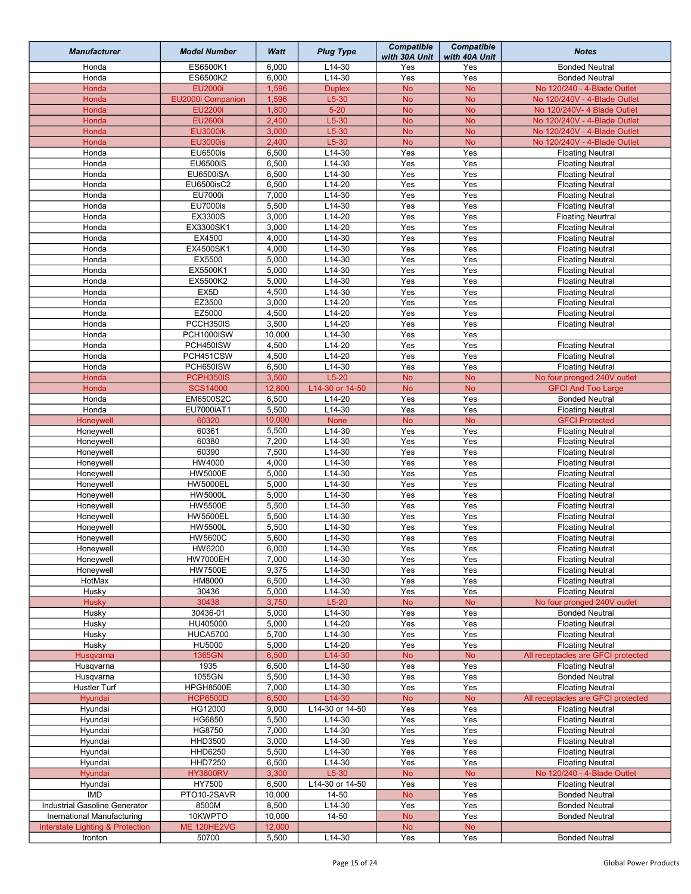| Manufacturer | Model Number | Watt | Plug Type | Compatible with 30A Unit | Compatible with 40A Unit | Notes |
|---|---|---|---|---|---|---|
| Honda | ES6500K1 | 6,000 | L14-30 | Yes | Yes | Bonded Neutral |
| Honda | ES6500K2 | 6,000 | L14-30 | Yes | Yes | Bonded Neutral |
| Honda | EU2000i | 1,596 | Duplex | No | No | No 120/240 - 4-Blade Outlet |
| Honda | EU2000i Companion | 1,596 | L5-30 | No | No | No 120/240V - 4-Blade Outlet |
| Honda | EU2200i | 1,800 | 5-20 | No | No | No 120/240V- 4 Blade Outlet |
| Honda | EU2600i | 2,400 | L5-30 | No | No | No 120/240V - 4-Blade Outlet |
| Honda | EU3000ik | 3,000 | L5-30 | No | No | No 120/240V - 4-Blade Outlet |
| Honda | EU3000is | 2,400 | L5-30 | No | No | No 120/240V - 4-Blade Outlet |
| Honda | EU6500is | 6,500 | L14-30 | Yes | Yes | Floating Neutral |
| Honda | EU6500iS | 6,500 | L14-30 | Yes | Yes | Floating Neutral |
| Honda | EU6500iSA | 6,500 | L14-30 | Yes | Yes | Floating Neutral |
| Honda | EU6500isC2 | 6,500 | L14-20 | Yes | Yes | Floating Neutral |
| Honda | EU7000i | 7,000 | L14-30 | Yes | Yes | Floating Neutral |
| Honda | EU7000is | 5,500 | L14-30 | Yes | Yes | Floating Neutral |
| Honda | EX3300S | 3,000 | L14-20 | Yes | Yes | Floating Neurtral |
| Honda | EX3300SK1 | 3,000 | L14-20 | Yes | Yes | Floating Neutral |
| Honda | EX4500 | 4,000 | L14-30 | Yes | Yes | Floating Neutral |
| Honda | EX4500SK1 | 4,000 | L14-30 | Yes | Yes | Floating Neutral |
| Honda | EX5500 | 5,000 | L14-30 | Yes | Yes | Floating Neutral |
| Honda | EX5500K1 | 5,000 | L14-30 | Yes | Yes | Floating Neutral |
| Honda | EX5500K2 | 5,000 | L14-30 | Yes | Yes | Floating Neutral |
| Honda | EX5D | 4,500 | L14-30 | Yes | Yes | Floating Neutral |
| Honda | EZ3500 | 3,000 | L14-20 | Yes | Yes | Floating Neutral |
| Honda | EZ5000 | 4,500 | L14-20 | Yes | Yes | Floating Neutral |
| Honda | PCCH350IS | 3,500 | L14-20 | Yes | Yes | Floating Neutral |
| Honda | PCH1000ISW | 10,000 | L14-30 | Yes | Yes | |
| Honda | PCH450ISW | 4,500 | L14-20 | Yes | Yes | Floating Neutral |
| Honda | PCH451CSW | 4,500 | L14-20 | Yes | Yes | Floating Neutral |
| Honda | PCH650ISW | 6,500 | L14-30 | Yes | Yes | Floating Neutral |
| Honda | PCPH350IS | 3,500 | L5-20 | No | No | No four pronged 240V outlet |
| Honda | SCS14000 | 12,800 | L14-30 or 14-50 | No | No | GFCI And Too Large |
| Honda | EM6500S2C | 6,500 | L14-20 | Yes | Yes | Bonded Neutral |
| Honda | EU7000iAT1 | 5,500 | L14-30 | Yes | Yes | Floating Neutral |
| Honeywell | 60320 | 10,000 | None | No | No | GFCI Protected |
| Honeywell | 60361 | 5,500 | L14-30 | Yes | Yes | Floating Neutral |
| Honeywell | 60380 | 7,200 | L14-30 | Yes | Yes | Floating Neutral |
| Honeywell | 60390 | 7,500 | L14-30 | Yes | Yes | Floating Neutral |
| Honeywell | HW4000 | 4,000 | L14-30 | Yes | Yes | Floating Neutral |
| Honeywell | HW5000E | 5,000 | L14-30 | Yes | Yes | Floating Neutral |
| Honeywell | HW5000EL | 5,000 | L14-30 | Yes | Yes | Floating Neutral |
| Honeywell | HW5000L | 5,000 | L14-30 | Yes | Yes | Floating Neutral |
| Honeywell | HW5500E | 5,500 | L14-30 | Yes | Yes | Floating Neutral |
| Honeywell | HW5500EL | 5,500 | L14-30 | Yes | Yes | Floating Neutral |
| Honeywell | HW5500L | 5,500 | L14-30 | Yes | Yes | Floating Neutral |
| Honeywell | HW5600C | 5,600 | L14-30 | Yes | Yes | Floating Neutral |
| Honeywell | HW6200 | 6,000 | L14-30 | Yes | Yes | Floating Neutral |
| Honeywell | HW7000EH | 7,000 | L14-30 | Yes | Yes | Floating Neutral |
| Honeywell | HW7500E | 9,375 | L14-30 | Yes | Yes | Floating Neutral |
| HotMax | HM8000 | 6,500 | L14-30 | Yes | Yes | Floating Neutral |
| Husky | 30436 | 5,000 | L14-30 | Yes | Yes | Floating Neutral |
| Husky | 30438 | 3,750 | L5-20 | No | No | No four pronged 240V outlet |
| Husky | 30436-01 | 5,000 | L14-30 | Yes | Yes | Bonded Neutral |
| Husky | HU405000 | 5,000 | L14-20 | Yes | Yes | Floating Neutral |
| Husky | HUCA5700 | 5,700 | L14-30 | Yes | Yes | Floating Neutral |
| Husky | HU5000 | 5,000 | L14-20 | Yes | Yes | Floating Neutral |
| Husqvarna | 1365GN | 6,500 | L14-30 | No | No | All receptacles are GFCI protected |
| Husqvarna | 1935 | 6,500 | L14-30 | Yes | Yes | Floating Neutral |
| Husqvarna | 1055GN | 5,500 | L14-30 | Yes | Yes | Bonded Neutral |
| Hustler Turf | HPGH8500E | 7,000 | L14-30 | Yes | Yes | Floating Neutral |
| Hyundai | HCP6500D | 6,500 | L14-30 | No | No | All receptacles are GFCI protected |
| Hyundai | HG12000 | 9,000 | L14-30 or 14-50 | Yes | Yes | Floating Neutral |
| Hyundai | HG6850 | 5,500 | L14-30 | Yes | Yes | Floating Neutral |
| Hyundai | HG8750 | 7,000 | L14-30 | Yes | Yes | Floating Neutral |
| Hyundai | HHD3500 | 3,000 | L14-30 | Yes | Yes | Floating Neutral |
| Hyundai | HHD6250 | 5,500 | L14-30 | Yes | Yes | Floating Neutral |
| Hyundai | HHD7250 | 6,500 | L14-30 | Yes | Yes | Floating Neutral |
| Hyundai | HY3800RV | 3,300 | L5-30 | No | No | No 120/240 - 4-Blade Outlet |
| Hyundai | HY7500 | 6,500 | L14-30 or 14-50 | Yes | Yes | Floating Neutral |
| IMD | PTO10-2SAVR | 10,000 | 14-50 | No | Yes | Bonded Neutral |
| Industrial Gasoline Generator | 8500M | 8,500 | L14-30 | Yes | Yes | Bonded Neutral |
| Inernational Manufacturing | 10KWPTO | 10,000 | 14-50 | No | Yes | Bonded Neutral |
| Interstate Lighting & Protection | ME 120HE2VG | 12,000 | | No | No | |
| Ironton | 50700 | 5,500 | L14-30 | Yes | Yes | Bonded Neutral |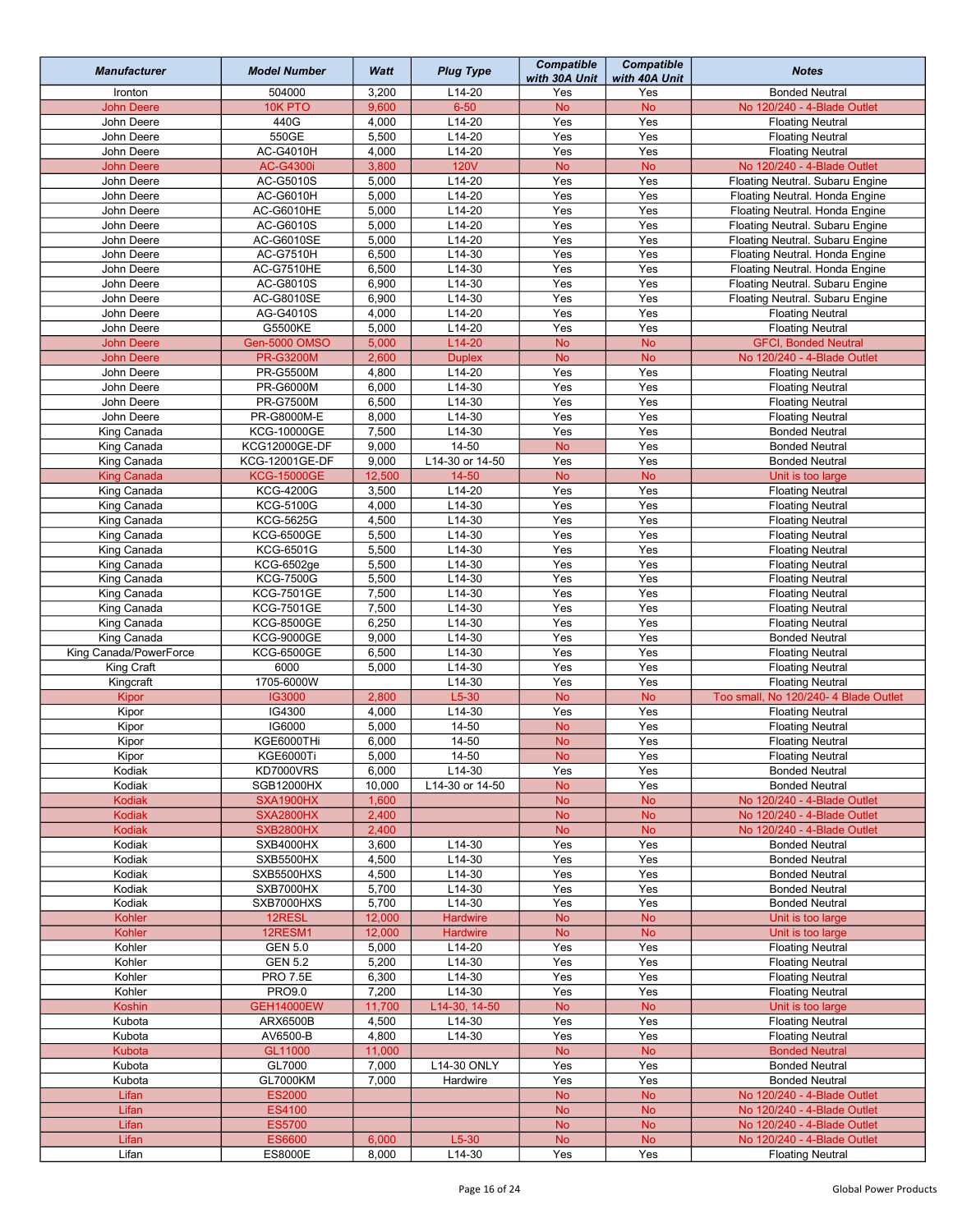| Manufacturer | Model Number | Watt | Plug Type | Compatible with 30A Unit | Compatible with 40A Unit | Notes |
|---|---|---|---|---|---|---|
| Ironton | 504000 | 3,200 | L14-20 | Yes | Yes | Bonded Neutral |
| John Deere | 10K PTO | 9,600 | 6-50 | No | No | No 120/240 - 4-Blade Outlet |
| John Deere | 440G | 4,000 | L14-20 | Yes | Yes | Floating Neutral |
| John Deere | 550GE | 5,500 | L14-20 | Yes | Yes | Floating Neutral |
| John Deere | AC-G4010H | 4,000 | L14-20 | Yes | Yes | Floating Neutral |
| John Deere | AC-G4300i | 3,800 | 120V | No | No | No 120/240 - 4-Blade Outlet |
| John Deere | AC-G5010S | 5,000 | L14-20 | Yes | Yes | Floating Neutral. Subaru Engine |
| John Deere | AC-G6010H | 5,000 | L14-20 | Yes | Yes | Floating Neutral. Honda Engine |
| John Deere | AC-G6010HE | 5,000 | L14-20 | Yes | Yes | Floating Neutral. Honda Engine |
| John Deere | AC-G6010S | 5,000 | L14-20 | Yes | Yes | Floating Neutral. Subaru Engine |
| John Deere | AC-G6010SE | 5,000 | L14-20 | Yes | Yes | Floating Neutral. Subaru Engine |
| John Deere | AC-G7510H | 6,500 | L14-30 | Yes | Yes | Floating Neutral. Honda Engine |
| John Deere | AC-G7510HE | 6,500 | L14-30 | Yes | Yes | Floating Neutral. Honda Engine |
| John Deere | AC-G8010S | 6,900 | L14-30 | Yes | Yes | Floating Neutral. Subaru Engine |
| John Deere | AC-G8010SE | 6,900 | L14-30 | Yes | Yes | Floating Neutral. Subaru Engine |
| John Deere | AG-G4010S | 4,000 | L14-20 | Yes | Yes | Floating Neutral |
| John Deere | G5500KE | 5,000 | L14-20 | Yes | Yes | Floating Neutral |
| John Deere | Gen-5000 OMSO | 5,000 | L14-20 | No | No | GFCI, Bonded Neutral |
| John Deere | PR-G3200M | 2,600 | Duplex | No | No | No 120/240 - 4-Blade Outlet |
| John Deere | PR-G5500M | 4,800 | L14-20 | Yes | Yes | Floating Neutral |
| John Deere | PR-G6000M | 6,000 | L14-30 | Yes | Yes | Floating Neutral |
| John Deere | PR-G7500M | 6,500 | L14-30 | Yes | Yes | Floating Neutral |
| John Deere | PR-G8000M-E | 8,000 | L14-30 | Yes | Yes | Floating Neutral |
| King Canada | KCG-10000GE | 7,500 | L14-30 | Yes | Yes | Bonded Neutral |
| King Canada | KCG12000GE-DF | 9,000 | 14-50 | No | Yes | Bonded Neutral |
| King Canada | KCG-12001GE-DF | 9,000 | L14-30 or 14-50 | Yes | Yes | Bonded Neutral |
| King Canada | KCG-15000GE | 12,500 | 14-50 | No | No | Unit is too large |
| King Canada | KCG-4200G | 3,500 | L14-20 | Yes | Yes | Floating Neutral |
| King Canada | KCG-5100G | 4,000 | L14-30 | Yes | Yes | Floating Neutral |
| King Canada | KCG-5625G | 4,500 | L14-30 | Yes | Yes | Floating Neutral |
| King Canada | KCG-6500GE | 5,500 | L14-30 | Yes | Yes | Floating Neutral |
| King Canada | KCG-6501G | 5,500 | L14-30 | Yes | Yes | Floating Neutral |
| King Canada | KCG-6502ge | 5,500 | L14-30 | Yes | Yes | Floating Neutral |
| King Canada | KCG-7500G | 5,500 | L14-30 | Yes | Yes | Floating Neutral |
| King Canada | KCG-7501GE | 7,500 | L14-30 | Yes | Yes | Floating Neutral |
| King Canada | KCG-7501GE | 7,500 | L14-30 | Yes | Yes | Floating Neutral |
| King Canada | KCG-8500GE | 6,250 | L14-30 | Yes | Yes | Floating Neutral |
| King Canada | KCG-9000GE | 9,000 | L14-30 | Yes | Yes | Bonded Neutral |
| King Canada/PowerForce | KCG-6500GE | 6,500 | L14-30 | Yes | Yes | Floating Neutral |
| King Craft | 6000 | 5,000 | L14-30 | Yes | Yes | Floating Neutral |
| Kingcraft | 1705-6000W | | L14-30 | Yes | Yes | Floating Neutral |
| Kipor | IG3000 | 2,800 | L5-30 | No | No | Too small, No 120/240- 4 Blade Outlet |
| Kipor | IG4300 | 4,000 | L14-30 | Yes | Yes | Floating Neutral |
| Kipor | IG6000 | 5,000 | 14-50 | No | Yes | Floating Neutral |
| Kipor | KGE6000THi | 6,000 | 14-50 | No | Yes | Floating Neutral |
| Kipor | KGE6000Ti | 5,000 | 14-50 | No | Yes | Floating Neutral |
| Kodiak | KD7000VRS | 6,000 | L14-30 | Yes | Yes | Bonded Neutral |
| Kodiak | SGB12000HX | 10,000 | L14-30 or 14-50 | No | Yes | Bonded Neutral |
| Kodiak | SXA1900HX | 1,600 | | No | No | No 120/240 - 4-Blade Outlet |
| Kodiak | SXA2800HX | 2,400 | | No | No | No 120/240 - 4-Blade Outlet |
| Kodiak | SXB2800HX | 2,400 | | No | No | No 120/240 - 4-Blade Outlet |
| Kodiak | SXB4000HX | 3,600 | L14-30 | Yes | Yes | Bonded Neutral |
| Kodiak | SXB5500HX | 4,500 | L14-30 | Yes | Yes | Bonded Neutral |
| Kodiak | SXB5500HXS | 4,500 | L14-30 | Yes | Yes | Bonded Neutral |
| Kodiak | SXB7000HX | 5,700 | L14-30 | Yes | Yes | Bonded Neutral |
| Kodiak | SXB7000HXS | 5,700 | L14-30 | Yes | Yes | Bonded Neutral |
| Kohler | 12RESL | 12,000 | Hardwire | No | No | Unit is too large |
| Kohler | 12RESM1 | 12,000 | Hardwire | No | No | Unit is too large |
| Kohler | GEN 5.0 | 5,000 | L14-20 | Yes | Yes | Floating Neutral |
| Kohler | GEN 5.2 | 5,200 | L14-30 | Yes | Yes | Floating Neutral |
| Kohler | PRO 7.5E | 6,300 | L14-30 | Yes | Yes | Floating Neutral |
| Kohler | PRO9.0 | 7,200 | L14-30 | Yes | Yes | Floating Neutral |
| Koshin | GEH14000EW | 11,700 | L14-30, 14-50 | No | No | Unit is too large |
| Kubota | ARX6500B | 4,500 | L14-30 | Yes | Yes | Floating Neutral |
| Kubota | AV6500-B | 4,800 | L14-30 | Yes | Yes | Floating Neutral |
| Kubota | GL11000 | 11,000 | | No | No | Bonded Neutral |
| Kubota | GL7000 | 7,000 | L14-30 ONLY | Yes | Yes | Bonded Neutral |
| Kubota | GL7000KM | 7,000 | Hardwire | Yes | Yes | Bonded Neutral |
| Lifan | ES2000 | | | No | No | No 120/240 - 4-Blade Outlet |
| Lifan | ES4100 | | | No | No | No 120/240 - 4-Blade Outlet |
| Lifan | ES5700 | | | No | No | No 120/240 - 4-Blade Outlet |
| Lifan | ES6600 | 6,000 | L5-30 | No | No | No 120/240 - 4-Blade Outlet |
| Lifan | ES8000E | 8,000 | L14-30 | Yes | Yes | Floating Neutral |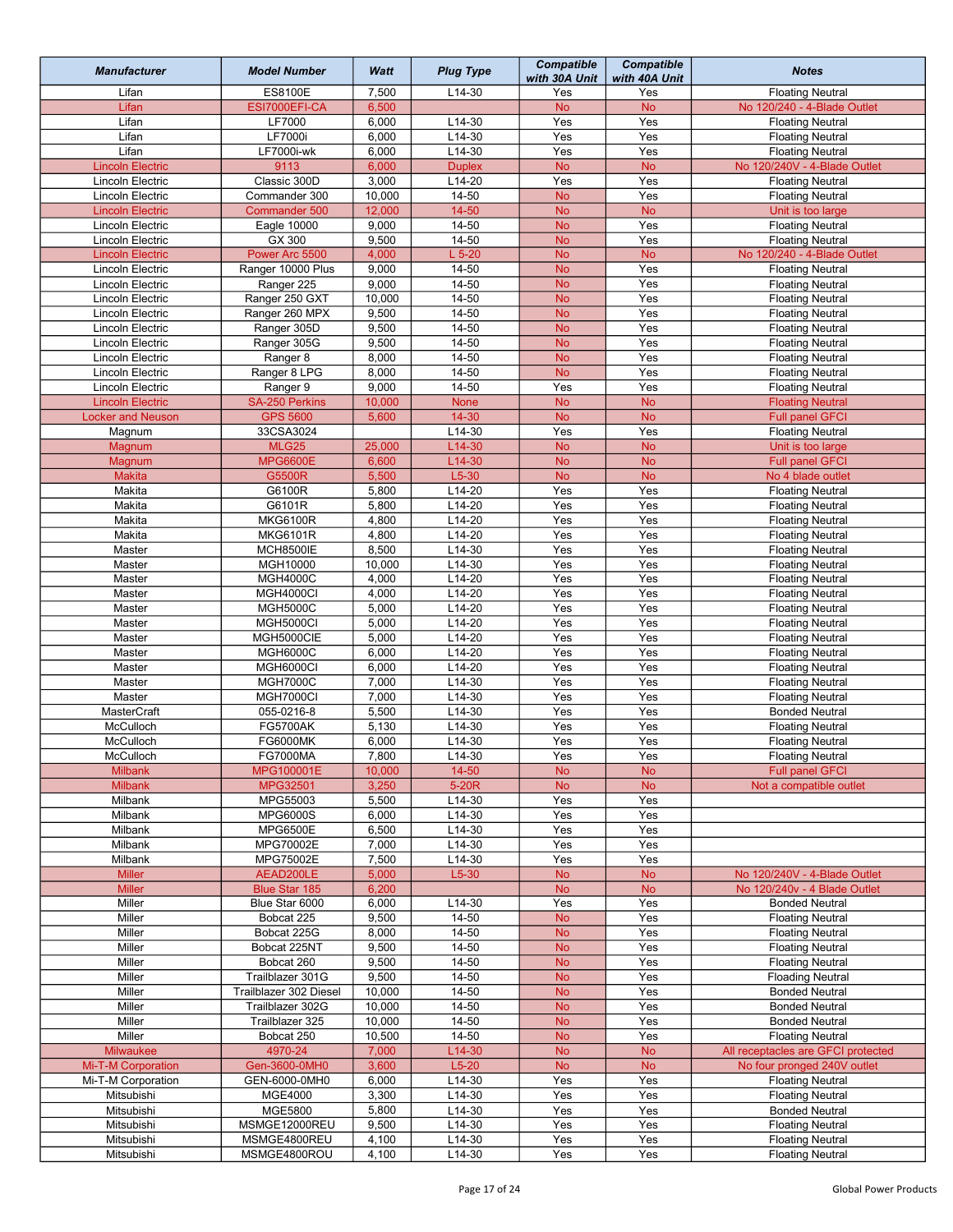| Manufacturer | Model Number | Watt | Plug Type | Compatible with 30A Unit | Compatible with 40A Unit | Notes |
|---|---|---|---|---|---|---|
| Lifan | ES8100E | 7,500 | L14-30 | Yes | Yes | Floating Neutral |
| Lifan | ESI7000EFI-CA | 6,500 | | No | No | No 120/240 - 4-Blade Outlet |
| Lifan | LF7000 | 6,000 | L14-30 | Yes | Yes | Floating Neutral |
| Lifan | LF7000i | 6,000 | L14-30 | Yes | Yes | Floating Neutral |
| Lifan | LF7000i-wk | 6,000 | L14-30 | Yes | Yes | Floating Neutral |
| Lincoln Electric | 9113 | 6,000 | Duplex | No | No | No 120/240V - 4-Blade Outlet |
| Lincoln Electric | Classic 300D | 3,000 | L14-20 | Yes | Yes | Floating Neutral |
| Lincoln Electric | Commander 300 | 10,000 | 14-50 | No | Yes | Floating Neutral |
| Lincoln Electric | Commander 500 | 12,000 | 14-50 | No | No | Unit is too large |
| Lincoln Electric | Eagle 10000 | 9,000 | 14-50 | No | Yes | Floating Neutral |
| Lincoln Electric | GX 300 | 9,500 | 14-50 | No | Yes | Floating Neutral |
| Lincoln Electric | Power Arc 5500 | 4,000 | L 5-20 | No | No | No 120/240V - 4-Blade Outlet |
| Lincoln Electric | Ranger 10000 Plus | 9,000 | 14-50 | No | Yes | Floating Neutral |
| Lincoln Electric | Ranger 225 | 9,000 | 14-50 | No | Yes | Floating Neutral |
| Lincoln Electric | Ranger 250 GXT | 10,000 | 14-50 | No | Yes | Floating Neutral |
| Lincoln Electric | Ranger 260 MPX | 9,500 | 14-50 | No | Yes | Floating Neutral |
| Lincoln Electric | Ranger 305D | 9,500 | 14-50 | No | Yes | Floating Neutral |
| Lincoln Electric | Ranger 305G | 9,500 | 14-50 | No | Yes | Floating Neutral |
| Lincoln Electric | Ranger 8 | 8,000 | 14-50 | No | Yes | Floating Neutral |
| Lincoln Electric | Ranger 8 LPG | 8,000 | 14-50 | No | Yes | Floating Neutral |
| Lincoln Electric | Ranger 9 | 9,000 | 14-50 | Yes | Yes | Floating Neutral |
| Lincoln Electric | SA-250 Perkins | 10,000 | None | No | No | Floating Neutral |
| Locker and Neuson | GPS 5600 | 5,600 | 14-30 | No | No | Full panel GFCI |
| Magnum | 33CSA3024 | | L14-30 | Yes | Yes | Floating Neutral |
| Magnum | MLG25 | 25,000 | L14-30 | No | No | Unit is too large |
| Magnum | MPG6600E | 6,600 | L14-30 | No | No | Full panel GFCI |
| Makita | G5500R | 5,500 | L5-30 | No | No | No 4 blade outlet |
| Makita | G6100R | 5,800 | L14-20 | Yes | Yes | Floating Neutral |
| Makita | G6101R | 5,800 | L14-20 | Yes | Yes | Floating Neutral |
| Makita | MKG6100R | 4,800 | L14-20 | Yes | Yes | Floating Neutral |
| Makita | MKG6101R | 4,800 | L14-20 | Yes | Yes | Floating Neutral |
| Master | MCH8500IE | 8,500 | L14-30 | Yes | Yes | Floating Neutral |
| Master | MGH10000 | 10,000 | L14-30 | Yes | Yes | Floating Neutral |
| Master | MGH4000C | 4,000 | L14-20 | Yes | Yes | Floating Neutral |
| Master | MGH4000CI | 4,000 | L14-20 | Yes | Yes | Floating Neutral |
| Master | MGH5000C | 5,000 | L14-20 | Yes | Yes | Floating Neutral |
| Master | MGH5000CI | 5,000 | L14-20 | Yes | Yes | Floating Neutral |
| Master | MGH5000CIE | 5,000 | L14-20 | Yes | Yes | Floating Neutral |
| Master | MGH6000C | 6,000 | L14-20 | Yes | Yes | Floating Neutral |
| Master | MGH6000CI | 6,000 | L14-20 | Yes | Yes | Floating Neutral |
| Master | MGH7000C | 7,000 | L14-30 | Yes | Yes | Floating Neutral |
| Master | MGH7000CI | 7,000 | L14-30 | Yes | Yes | Floating Neutral |
| MasterCraft | 055-0216-8 | 5,500 | L14-30 | Yes | Yes | Bonded Neutral |
| McCulloch | FG5700AK | 5,130 | L14-30 | Yes | Yes | Floating Neutral |
| McCulloch | FG6000MK | 6,000 | L14-30 | Yes | Yes | Floating Neutral |
| McCulloch | FG7000MA | 7,800 | L14-30 | Yes | Yes | Floating Neutral |
| Milbank | MPG100001E | 10,000 | 14-50 | No | No | Full panel GFCI |
| Milbank | MPG32501 | 3,250 | 5-20R | No | No | Not a compatible outlet |
| Milbank | MPG55003 | 5,500 | L14-30 | Yes | Yes | |
| Milbank | MPG6000S | 6,000 | L14-30 | Yes | Yes | |
| Milbank | MPG6500E | 6,500 | L14-30 | Yes | Yes | |
| Milbank | MPG70002E | 7,000 | L14-30 | Yes | Yes | |
| Milbank | MPG75002E | 7,500 | L14-30 | Yes | Yes | |
| Miller | AEAD200LE | 5,000 | L5-30 | No | No | No 120/240V - 4-Blade Outlet |
| Miller | Blue Star 185 | 6,200 | | No | No | No 120/240v - 4 Blade Outlet |
| Miller | Blue Star 6000 | 6,000 | L14-30 | Yes | Yes | Bonded Neutral |
| Miller | Bobcat 225 | 9,500 | 14-50 | No | Yes | Floating Neutral |
| Miller | Bobcat 225G | 8,000 | 14-50 | No | Yes | Floating Neutral |
| Miller | Bobcat 225NT | 9,500 | 14-50 | No | Yes | Floating Neutral |
| Miller | Bobcat 260 | 9,500 | 14-50 | No | Yes | Floating Neutral |
| Miller | Trailblazer 301G | 9,500 | 14-50 | No | Yes | Floading Neutral |
| Miller | Trailblazer 302 Diesel | 10,000 | 14-50 | No | Yes | Bonded Neutral |
| Miller | Trailblazer 302G | 10,000 | 14-50 | No | Yes | Bonded Neutral |
| Miller | Trailblazer 325 | 10,000 | 14-50 | No | Yes | Bonded Neutral |
| Miller | Bobcat 250 | 10,500 | 14-50 | No | Yes | Floating Neutral |
| Milwaukee | 4970-24 | 7,000 | L14-30 | No | No | All receptacles are GFCI protected |
| Mi-T-M Corporation | Gen-3600-0MH0 | 3,600 | L5-20 | No | No | No four pronged 240V outlet |
| Mi-T-M Corporation | GEN-6000-0MH0 | 6,000 | L14-30 | Yes | Yes | Floating Neutral |
| Mitsubishi | MGE4000 | 3,300 | L14-30 | Yes | Yes | Floating Neutral |
| Mitsubishi | MGE5800 | 5,800 | L14-30 | Yes | Yes | Bonded Neutral |
| Mitsubishi | MSMGE12000REU | 9,500 | L14-30 | Yes | Yes | Floating Neutral |
| Mitsubishi | MSMGE4800REU | 4,100 | L14-30 | Yes | Yes | Floating Neutral |
| Mitsubishi | MSMGE4800ROU | 4,100 | L14-30 | Yes | Yes | Floating Neutral |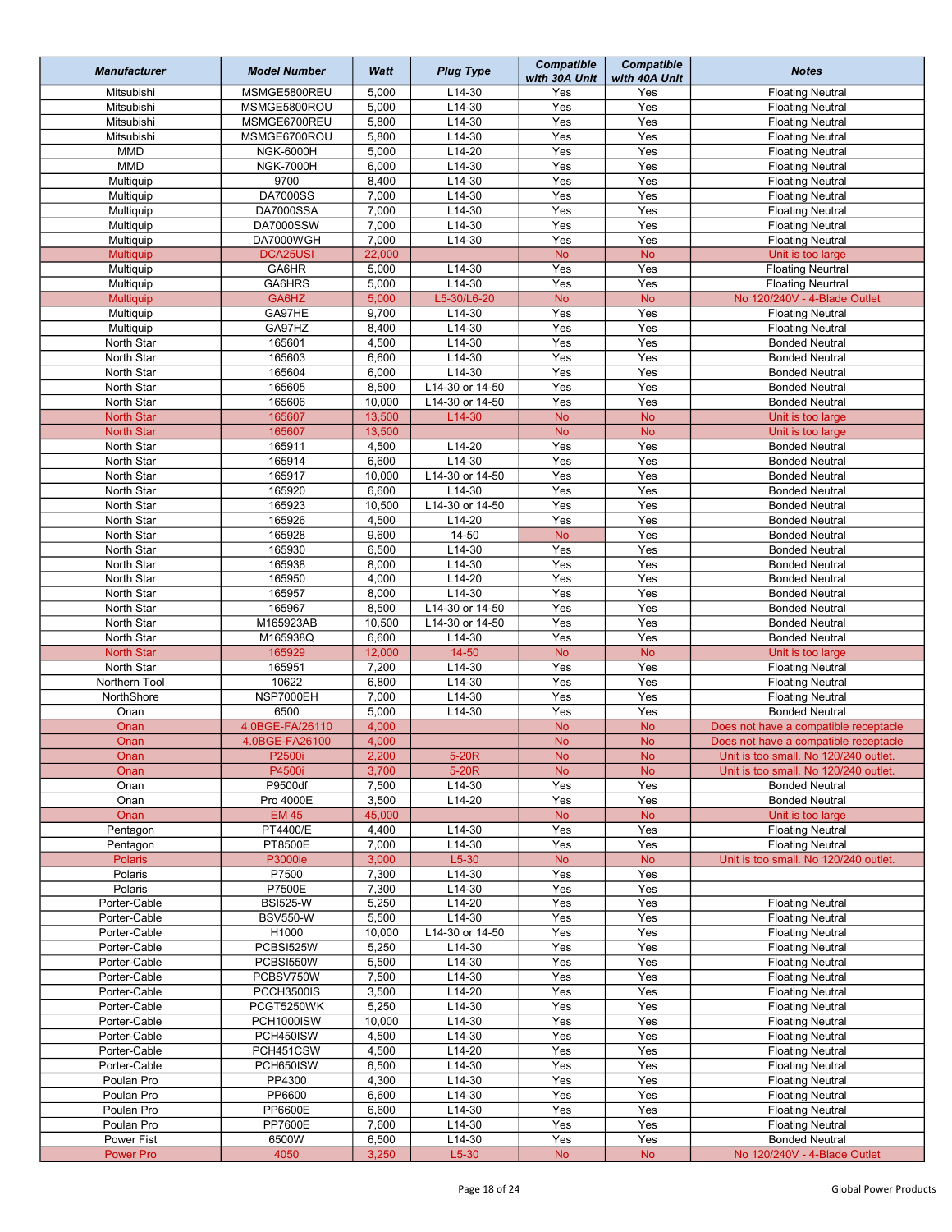| Manufacturer | Model Number | Watt | Plug Type | Compatible with 30A Unit | Compatible with 40A Unit | Notes |
|---|---|---|---|---|---|---|
| Mitsubishi | MSMGE5800REU | 5,000 | L14-30 | Yes | Yes | Floating Neutral |
| Mitsubishi | MSMGE5800ROU | 5,000 | L14-30 | Yes | Yes | Floating Neutral |
| Mitsubishi | MSMGE6700REU | 5,800 | L14-30 | Yes | Yes | Floating Neutral |
| Mitsubishi | MSMGE6700ROU | 5,800 | L14-30 | Yes | Yes | Floating Neutral |
| MMD | NGK-6000H | 5,000 | L14-20 | Yes | Yes | Floating Neutral |
| MMD | NGK-7000H | 6,000 | L14-30 | Yes | Yes | Floating Neutral |
| Multiquip | 9700 | 8,400 | L14-30 | Yes | Yes | Floating Neutral |
| Multiquip | DA7000SS | 7,000 | L14-30 | Yes | Yes | Floating Neutral |
| Multiquip | DA7000SSA | 7,000 | L14-30 | Yes | Yes | Floating Neutral |
| Multiquip | DA7000SSW | 7,000 | L14-30 | Yes | Yes | Floating Neutral |
| Multiquip | DA7000WGH | 7,000 | L14-30 | Yes | Yes | Floating Neutral |
| Multiquip | DCA25USI | 22,000 | | No | No | Unit is too large |
| Multiquip | GA6HR | 5,000 | L14-30 | Yes | Yes | Floating Neurtral |
| Multiquip | GA6HRS | 5,000 | L14-30 | Yes | Yes | Floating Neurtral |
| Multiquip | GA6HZ | 5,000 | L5-30/L6-20 | No | No | No 120/240V - 4-Blade Outlet |
| Multiquip | GA97HE | 9,700 | L14-30 | Yes | Yes | Floating Neutral |
| Multiquip | GA97HZ | 8,400 | L14-30 | Yes | Yes | Floating Neutral |
| North Star | 165601 | 4,500 | L14-30 | Yes | Yes | Bonded Neutral |
| North Star | 165603 | 6,600 | L14-30 | Yes | Yes | Bonded Neutral |
| North Star | 165604 | 6,000 | L14-30 | Yes | Yes | Bonded Neutral |
| North Star | 165605 | 8,500 | L14-30 or 14-50 | Yes | Yes | Bonded Neutral |
| North Star | 165606 | 10,000 | L14-30 or 14-50 | Yes | Yes | Bonded Neutral |
| North Star | 165607 | 13,500 | L14-30 | No | No | Unit is too large |
| North Star | 165607 | 13,500 | | No | No | Unit is too large |
| North Star | 165911 | 4,500 | L14-20 | Yes | Yes | Bonded Neutral |
| North Star | 165914 | 6,600 | L14-30 | Yes | Yes | Bonded Neutral |
| North Star | 165917 | 10,000 | L14-30 or 14-50 | Yes | Yes | Bonded Neutral |
| North Star | 165920 | 6,600 | L14-30 | Yes | Yes | Bonded Neutral |
| North Star | 165923 | 10,500 | L14-30 or 14-50 | Yes | Yes | Bonded Neutral |
| North Star | 165926 | 4,500 | L14-20 | Yes | Yes | Bonded Neutral |
| North Star | 165928 | 9,600 | 14-50 | No | Yes | Bonded Neutral |
| North Star | 165930 | 6,500 | L14-30 | Yes | Yes | Bonded Neutral |
| North Star | 165938 | 8,000 | L14-30 | Yes | Yes | Bonded Neutral |
| North Star | 165950 | 4,000 | L14-20 | Yes | Yes | Bonded Neutral |
| North Star | 165957 | 8,000 | L14-30 | Yes | Yes | Bonded Neutral |
| North Star | 165967 | 8,500 | L14-30 or 14-50 | Yes | Yes | Bonded Neutral |
| North Star | M165923AB | 10,500 | L14-30 or 14-50 | Yes | Yes | Bonded Neutral |
| North Star | M165938Q | 6,600 | L14-30 | Yes | Yes | Bonded Neutral |
| North Star | 165929 | 12,000 | 14-50 | No | No | Unit is too large |
| North Star | 165951 | 7,200 | L14-30 | Yes | Yes | Floating Neutral |
| Northern Tool | 10622 | 6,800 | L14-30 | Yes | Yes | Floating Neutral |
| NorthShore | NSP7000EH | 7,000 | L14-30 | Yes | Yes | Floating Neutral |
| Onan | 6500 | 5,000 | L14-30 | Yes | Yes | Bonded Neutral |
| Onan | 4.0BGE-FA/26110 | 4,000 | | No | No | Does not have a compatible receptacle |
| Onan | 4.0BGE-FA26100 | 4,000 | | No | No | Does not have a compatible receptacle |
| Onan | P2500i | 2,200 | 5-20R | No | No | Unit is too small. No 120/240 outlet. |
| Onan | P4500i | 3,700 | 5-20R | No | No | Unit is too small. No 120/240 outlet. |
| Onan | P9500df | 7,500 | L14-30 | Yes | Yes | Bonded Neutral |
| Onan | Pro 4000E | 3,500 | L14-20 | Yes | Yes | Bonded Neutral |
| Onan | EM 45 | 45,000 | | No | No | Unit is too large |
| Pentagon | PT4400/E | 4,400 | L14-30 | Yes | Yes | Floating Neutral |
| Pentagon | PT8500E | 7,000 | L14-30 | Yes | Yes | Floating Neutral |
| Polaris | P3000ie | 3,000 | L5-30 | No | No | Unit is too small. No 120/240 outlet. |
| Polaris | P7500 | 7,300 | L14-30 | Yes | Yes | |
| Polaris | P7500E | 7,300 | L14-30 | Yes | Yes | |
| Porter-Cable | BSI525-W | 5,250 | L14-20 | Yes | Yes | Floating Neutral |
| Porter-Cable | BSV550-W | 5,500 | L14-30 | Yes | Yes | Floating Neutral |
| Porter-Cable | H1000 | 10,000 | L14-30 or 14-50 | Yes | Yes | Floating Neutral |
| Porter-Cable | PCBSI525W | 5,250 | L14-30 | Yes | Yes | Floating Neutral |
| Porter-Cable | PCBSI550W | 5,500 | L14-30 | Yes | Yes | Floating Neutral |
| Porter-Cable | PCBSV750W | 7,500 | L14-30 | Yes | Yes | Floating Neutral |
| Porter-Cable | PCCH3500IS | 3,500 | L14-20 | Yes | Yes | Floating Neutral |
| Porter-Cable | PCGT5250WK | 5,250 | L14-30 | Yes | Yes | Floating Neutral |
| Porter-Cable | PCH1000ISW | 10,000 | L14-30 | Yes | Yes | Floating Neutral |
| Porter-Cable | PCH450ISW | 4,500 | L14-30 | Yes | Yes | Floating Neutral |
| Porter-Cable | PCH451CSW | 4,500 | L14-20 | Yes | Yes | Floating Neutral |
| Porter-Cable | PCH650ISW | 6,500 | L14-30 | Yes | Yes | Floating Neutral |
| Poulan Pro | PP4300 | 4,300 | L14-30 | Yes | Yes | Floating Neutral |
| Poulan Pro | PP6600 | 6,600 | L14-30 | Yes | Yes | Floating Neutral |
| Poulan Pro | PP6600E | 6,600 | L14-30 | Yes | Yes | Floating Neutral |
| Poulan Pro | PP7600E | 7,600 | L14-30 | Yes | Yes | Floating Neutral |
| Power Fist | 6500W | 6,500 | L14-30 | Yes | Yes | Bonded Neutral |
| Power Pro | 4050 | 3,250 | L5-30 | No | No | No 120/240V - 4-Blade Outlet |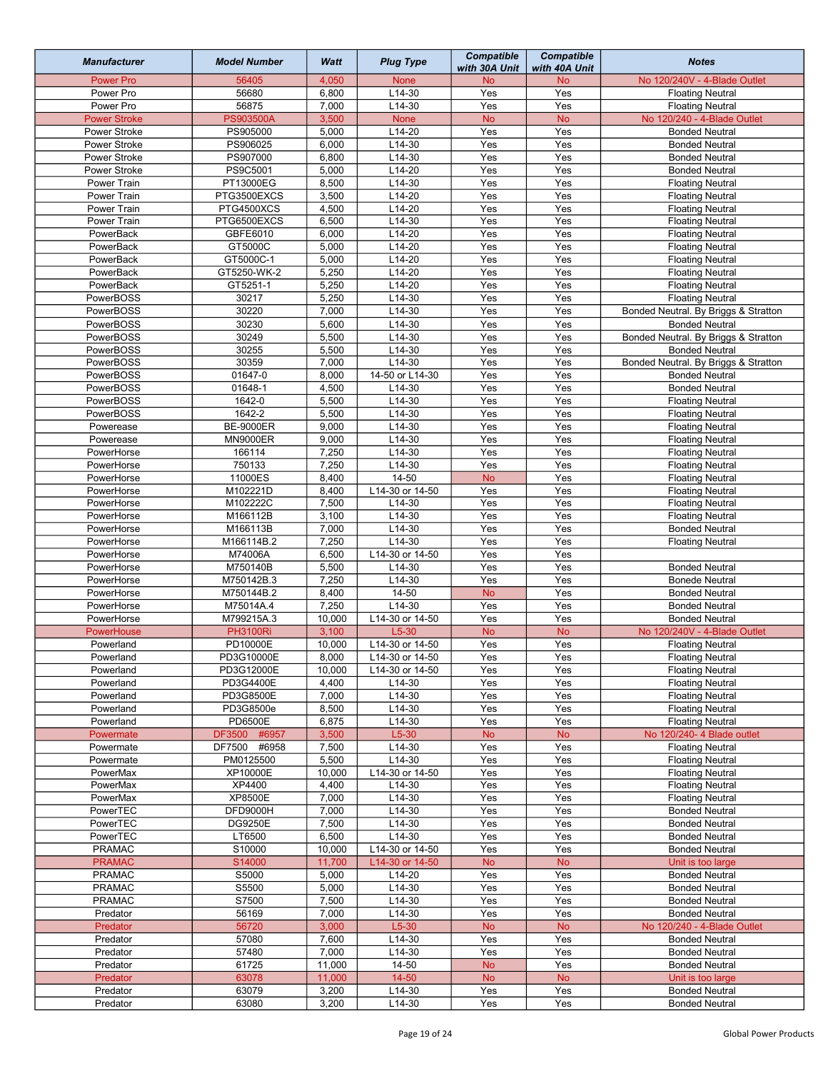| Manufacturer | Model Number | Watt | Plug Type | Compatible with 30A Unit | Compatible with 40A Unit | Notes |
|---|---|---|---|---|---|---|
| Power Pro | 56405 | 4,050 | None | No | No | No 120/240V - 4-Blade Outlet |
| Power Pro | 56680 | 6,800 | L14-30 | Yes | Yes | Floating Neutral |
| Power Pro | 56875 | 7,000 | L14-30 | Yes | Yes | Floating Neutral |
| Power Stroke | PS903500A | 3,500 | None | No | No | No 120/240 - 4-Blade Outlet |
| Power Stroke | PS905000 | 5,000 | L14-20 | Yes | Yes | Bonded Neutral |
| Power Stroke | PS906025 | 6,000 | L14-30 | Yes | Yes | Bonded Neutral |
| Power Stroke | PS907000 | 6,800 | L14-30 | Yes | Yes | Bonded Neutral |
| Power Stroke | PS9C5001 | 5,000 | L14-20 | Yes | Yes | Bonded Neutral |
| Power Train | PT13000EG | 8,500 | L14-30 | Yes | Yes | Floating Neutral |
| Power Train | PTG3500EXCS | 3,500 | L14-20 | Yes | Yes | Floating Neutral |
| Power Train | PTG4500XCS | 4,500 | L14-20 | Yes | Yes | Floating Neutral |
| Power Train | PTG6500EXCS | 6,500 | L14-30 | Yes | Yes | Floating Neutral |
| PowerBack | GBFE6010 | 6,000 | L14-20 | Yes | Yes | Floating Neutral |
| PowerBack | GT5000C | 5,000 | L14-20 | Yes | Yes | Floating Neutral |
| PowerBack | GT5000C-1 | 5,000 | L14-20 | Yes | Yes | Floating Neutral |
| PowerBack | GT5250-WK-2 | 5,250 | L14-20 | Yes | Yes | Floating Neutral |
| PowerBack | GT5251-1 | 5,250 | L14-20 | Yes | Yes | Floating Neutral |
| PowerBOSS | 30217 | 5,250 | L14-30 | Yes | Yes | Floating Neutral |
| PowerBOSS | 30220 | 7,000 | L14-30 | Yes | Yes | Bonded Neutral. By Briggs & Stratton |
| PowerBOSS | 30230 | 5,600 | L14-30 | Yes | Yes | Bonded Neutral |
| PowerBOSS | 30249 | 5,500 | L14-30 | Yes | Yes | Bonded Neutral. By Briggs & Stratton |
| PowerBOSS | 30255 | 5,500 | L14-30 | Yes | Yes | Bonded Neutral |
| PowerBOSS | 30359 | 7,000 | L14-30 | Yes | Yes | Bonded Neutral. By Briggs & Stratton |
| PowerBOSS | 01647-0 | 8,000 | 14-50 or L14-30 | Yes | Yes | Bonded Neutral |
| PowerBOSS | 01648-1 | 4,500 | L14-30 | Yes | Yes | Bonded Neutral |
| PowerBOSS | 1642-0 | 5,500 | L14-30 | Yes | Yes | Floating Neutral |
| PowerBOSS | 1642-2 | 5,500 | L14-30 | Yes | Yes | Floating Neutral |
| Powerease | BE-9000ER | 9,000 | L14-30 | Yes | Yes | Floating Neutral |
| Powerease | MN9000ER | 9,000 | L14-30 | Yes | Yes | Floating Neutral |
| PowerHorse | 166114 | 7,250 | L14-30 | Yes | Yes | Floating Neutral |
| PowerHorse | 750133 | 7,250 | L14-30 | Yes | Yes | Floating Neutral |
| PowerHorse | 11000ES | 8,400 | 14-50 | No | Yes | Floating Neutral |
| PowerHorse | M102221D | 8,400 | L14-30 or 14-50 | Yes | Yes | Floating Neutral |
| PowerHorse | M102222C | 7,500 | L14-30 | Yes | Yes | Floating Neutral |
| PowerHorse | M166112B | 3,100 | L14-30 | Yes | Yes | Floating Neutral |
| PowerHorse | M166113B | 7,000 | L14-30 | Yes | Yes | Bonded Neutral |
| PowerHorse | M166114B.2 | 7,250 | L14-30 | Yes | Yes | Floating Neutral |
| PowerHorse | M74006A | 6,500 | L14-30 or 14-50 | Yes | Yes | |
| PowerHorse | M750140B | 5,500 | L14-30 | Yes | Yes | Bonded Neutral |
| PowerHorse | M750142B.3 | 7,250 | L14-30 | Yes | Yes | Bonede Neutral |
| PowerHorse | M750144B.2 | 8,400 | 14-50 | No | Yes | Bonded Neutral |
| PowerHorse | M75014A.4 | 7,250 | L14-30 | Yes | Yes | Bonded Neutral |
| PowerHorse | M799215A.3 | 10,000 | L14-30 or 14-50 | Yes | Yes | Bonded Neutral |
| PowerHouse | PH3100Ri | 3,100 | L5-30 | No | No | No 120/240V - 4-Blade Outlet |
| Powerland | PD10000E | 10,000 | L14-30 or 14-50 | Yes | Yes | Floating Neutral |
| Powerland | PD3G10000E | 8,000 | L14-30 or 14-50 | Yes | Yes | Floating Neutral |
| Powerland | PD3G12000E | 10,000 | L14-30 or 14-50 | Yes | Yes | Floating Neutral |
| Powerland | PD3G4400E | 4,400 | L14-30 | Yes | Yes | Floating Neutral |
| Powerland | PD3G8500E | 7,000 | L14-30 | Yes | Yes | Floating Neutral |
| Powerland | PD3G8500e | 8,500 | L14-30 | Yes | Yes | Floating Neutral |
| Powerland | PD6500E | 6,875 | L14-30 | Yes | Yes | Floating Neutral |
| Powermate | DF3500 #6957 | 3,500 | L5-30 | No | No | No 120/240- 4 Blade outlet |
| Powermate | DF7500 #6958 | 7,500 | L14-30 | Yes | Yes | Floating Neutral |
| Powermate | PM0125500 | 5,500 | L14-30 | Yes | Yes | Floating Neutral |
| PowerMax | XP10000E | 10,000 | L14-30 or 14-50 | Yes | Yes | Floating Neutral |
| PowerMax | XP4400 | 4,400 | L14-30 | Yes | Yes | Floating Neutral |
| PowerMax | XP8500E | 7,000 | L14-30 | Yes | Yes | Floating Neutral |
| PowerTEC | DFD9000H | 7,000 | L14-30 | Yes | Yes | Bonded Neutral |
| PowerTEC | DG9250E | 7,500 | L14-30 | Yes | Yes | Bonded Neutral |
| PowerTEC | LT6500 | 6,500 | L14-30 | Yes | Yes | Bonded Neutral |
| PRAMAC | S10000 | 10,000 | L14-30 or 14-50 | Yes | Yes | Bonded Neutral |
| PRAMAC | S14000 | 11,700 | L14-30 or 14-50 | No | No | Unit is too large |
| PRAMAC | S5000 | 5,000 | L14-20 | Yes | Yes | Bonded Neutral |
| PRAMAC | S5500 | 5,000 | L14-30 | Yes | Yes | Bonded Neutral |
| PRAMAC | S7500 | 7,500 | L14-30 | Yes | Yes | Bonded Neutral |
| Predator | 56169 | 7,000 | L14-30 | Yes | Yes | Bonded Neutral |
| Predator | 56720 | 3,000 | L5-30 | No | No | No 120/240V - 4-Blade Outlet |
| Predator | 57080 | 7,600 | L14-30 | Yes | Yes | Bonded Neutral |
| Predator | 57480 | 7,000 | L14-30 | Yes | Yes | Bonded Neutral |
| Predator | 61725 | 11,000 | 14-50 | No | Yes | Bonded Neutral |
| Predator | 63078 | 11,000 | 14-50 | No | No | Unit is too large |
| Predator | 63079 | 3,200 | L14-30 | Yes | Yes | Bonded Neutral |
| Predator | 63080 | 3,200 | L14-30 | Yes | Yes | Bonded Neutral |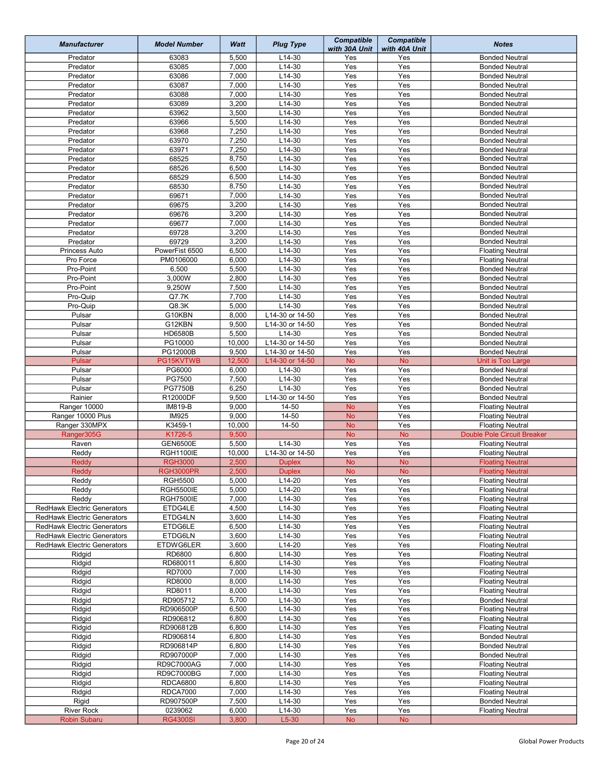| Manufacturer | Model Number | Watt | Plug Type | Compatible with 30A Unit | Compatible with 40A Unit | Notes |
|---|---|---|---|---|---|---|
| Predator | 63083 | 5,500 | L14-30 | Yes | Yes | Bonded Neutral |
| Predator | 63085 | 7,000 | L14-30 | Yes | Yes | Bonded Neutral |
| Predator | 63086 | 7,000 | L14-30 | Yes | Yes | Bonded Neutral |
| Predator | 63087 | 7,000 | L14-30 | Yes | Yes | Bonded Neutral |
| Predator | 63088 | 7,000 | L14-30 | Yes | Yes | Bonded Neutral |
| Predator | 63089 | 3,200 | L14-30 | Yes | Yes | Bonded Neutral |
| Predator | 63962 | 3,500 | L14-30 | Yes | Yes | Bonded Neutral |
| Predator | 63966 | 5,500 | L14-30 | Yes | Yes | Bonded Neutral |
| Predator | 63968 | 7,250 | L14-30 | Yes | Yes | Bonded Neutral |
| Predator | 63970 | 7,250 | L14-30 | Yes | Yes | Bonded Neutral |
| Predator | 63971 | 7,250 | L14-30 | Yes | Yes | Bonded Neutral |
| Predator | 68525 | 8,750 | L14-30 | Yes | Yes | Bonded Neutral |
| Predator | 68526 | 6,500 | L14-30 | Yes | Yes | Bonded Neutral |
| Predator | 68529 | 6,500 | L14-30 | Yes | Yes | Bonded Neutral |
| Predator | 68530 | 8,750 | L14-30 | Yes | Yes | Bonded Neutral |
| Predator | 69671 | 7,000 | L14-30 | Yes | Yes | Bonded Neutral |
| Predator | 69675 | 3,200 | L14-30 | Yes | Yes | Bonded Neutral |
| Predator | 69676 | 3,200 | L14-30 | Yes | Yes | Bonded Neutral |
| Predator | 69677 | 7,000 | L14-30 | Yes | Yes | Bonded Neutral |
| Predator | 69728 | 3,200 | L14-30 | Yes | Yes | Bonded Neutral |
| Predator | 69729 | 3,200 | L14-30 | Yes | Yes | Bonded Neutral |
| Princess Auto | PowerFist 6500 | 6,500 | L14-30 | Yes | Yes | Floating Neutral |
| Pro Force | PM0106000 | 6,000 | L14-30 | Yes | Yes | Floating Neutral |
| Pro-Point | 6,500 | 5,500 | L14-30 | Yes | Yes | Bonded Neutral |
| Pro-Point | 3,000W | 2,800 | L14-30 | Yes | Yes | Bonded Neutral |
| Pro-Point | 9,250W | 7,500 | L14-30 | Yes | Yes | Bonded Neutral |
| Pro-Quip | Q7.7K | 7,700 | L14-30 | Yes | Yes | Bonded Neutral |
| Pro-Quip | Q8.3K | 5,000 | L14-30 | Yes | Yes | Bonded Neutral |
| Pulsar | G10KBN | 8,000 | L14-30 or 14-50 | Yes | Yes | Bonded Neutral |
| Pulsar | G12KBN | 9,500 | L14-30 or 14-50 | Yes | Yes | Bonded Neutral |
| Pulsar | HD6580B | 5,500 | L14-30 | Yes | Yes | Bonded Neutral |
| Pulsar | PG10000 | 10,000 | L14-30 or 14-50 | Yes | Yes | Bonded Neutral |
| Pulsar | PG12000B | 9,500 | L14-30 or 14-50 | Yes | Yes | Bonded Neutral |
| Pulsar | PG15KVTWB | 12,500 | L14-30 or 14-50 | No | No | Unit is Too Large |
| Pulsar | PG6000 | 6,000 | L14-30 | Yes | Yes | Bonded Neutral |
| Pulsar | PG7500 | 7,500 | L14-30 | Yes | Yes | Bonded Neutral |
| Pulsar | PG7750B | 6,250 | L14-30 | Yes | Yes | Bonded Neutral |
| Rainier | R12000DF | 9,500 | L14-30 or 14-50 | Yes | Yes | Bonded Neutral |
| Ranger 10000 | IM819-B | 9,000 | 14-50 | No | Yes | Floating Neutral |
| Ranger 10000 Plus | IM925 | 9,000 | 14-50 | No | Yes | Floating Neutral |
| Ranger 330MPX | K3459-1 | 10,000 | 14-50 | No | Yes | Floating Neutral |
| Ranger305G | K1726-5 | 9,500 | | No | No | Double Pole Circuit Breaker |
| Raven | GEN6500E | 5,500 | L14-30 | Yes | Yes | Floating Neutral |
| Reddy | RGH1100IE | 10,000 | L14-30 or 14-50 | Yes | Yes | Floating Neutral |
| Reddy | RGH3000 | 2,500 | Duplex | No | No | Floating Neutral |
| Reddy | RGH3000PR | 2,500 | Duplex | No | No | Floating Neutral |
| Reddy | RGH5500 | 5,000 | L14-20 | Yes | Yes | Floating Neutral |
| Reddy | RGH5500IE | 5,000 | L14-20 | Yes | Yes | Floating Neutral |
| Reddy | RGH7500IE | 7,000 | L14-30 | Yes | Yes | Floating Neutral |
| RedHawk Electric Generators | ETDG4LE | 4,500 | L14-30 | Yes | Yes | Floating Neutral |
| RedHawk Electric Generators | ETDG4LN | 3,600 | L14-30 | Yes | Yes | Floating Neutral |
| RedHawk Electric Generators | ETDG6LE | 6,500 | L14-30 | Yes | Yes | Floating Neutral |
| RedHawk Electric Generators | ETDG6LN | 3,600 | L14-30 | Yes | Yes | Floating Neutral |
| RedHawk Electric Generators | ETDWG6LER | 3,600 | L14-20 | Yes | Yes | Floating Neutral |
| Ridgid | RD6800 | 6,800 | L14-30 | Yes | Yes | Floating Neutral |
| Ridgid | RD680011 | 6,800 | L14-30 | Yes | Yes | Floating Neutral |
| Ridgid | RD7000 | 7,000 | L14-30 | Yes | Yes | Floating Neutral |
| Ridgid | RD8000 | 8,000 | L14-30 | Yes | Yes | Floating Neutral |
| Ridgid | RD8011 | 8,000 | L14-30 | Yes | Yes | Floating Neutral |
| Ridgid | RD905712 | 5,700 | L14-30 | Yes | Yes | Bonded Neutral |
| Ridgid | RD906500P | 6,500 | L14-30 | Yes | Yes | Floating Neutral |
| Ridgid | RD906812 | 6,800 | L14-30 | Yes | Yes | Floating Neutral |
| Ridgid | RD906812B | 6,800 | L14-30 | Yes | Yes | Floating Neutral |
| Ridgid | RD906814 | 6,800 | L14-30 | Yes | Yes | Bonded Neutral |
| Ridgid | RD906814P | 6,800 | L14-30 | Yes | Yes | Bonded Neutral |
| Ridgid | RD907000P | 7,000 | L14-30 | Yes | Yes | Bonded Neutral |
| Ridgid | RD9C7000AG | 7,000 | L14-30 | Yes | Yes | Floating Neutral |
| Ridgid | RD9C7000BG | 7,000 | L14-30 | Yes | Yes | Floating Neutral |
| Ridgid | RDCA6800 | 6,800 | L14-30 | Yes | Yes | Floating Neutral |
| Ridgid | RDCA7000 | 7,000 | L14-30 | Yes | Yes | Floating Neutral |
| Rigid | RD907500P | 7,500 | L14-30 | Yes | Yes | Bonded Neutral |
| River Rock | 0239062 | 6,000 | L14-30 | Yes | Yes | Floating Neutral |
| Robin Subaru | RG4300SI | 3,800 | L5-30 | No | No | |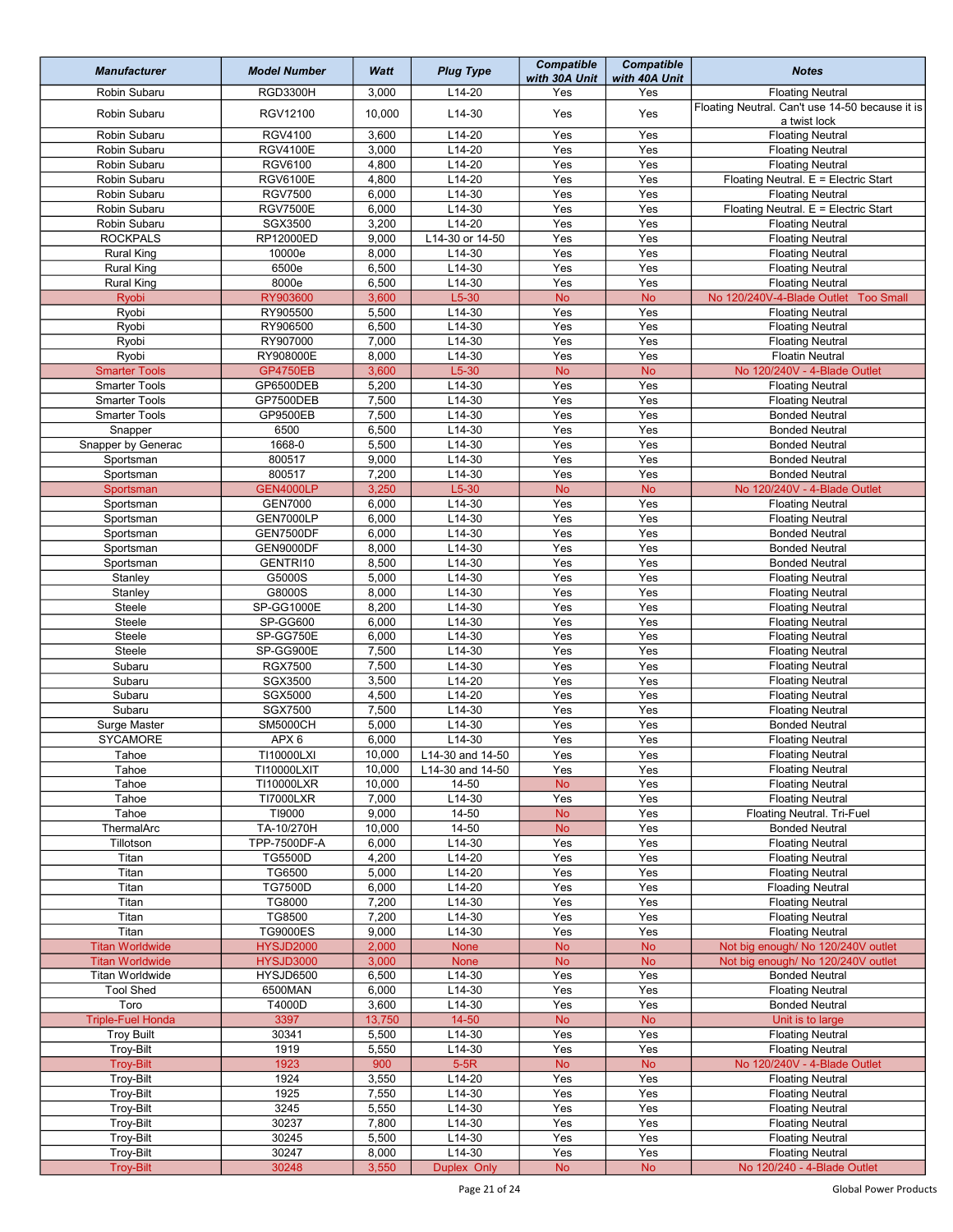| Manufacturer | Model Number | Watt | Plug Type | Compatible with 30A Unit | Compatible with 40A Unit | Notes |
|---|---|---|---|---|---|---|
| Robin Subaru | RGD3300H | 3,000 | L14-20 | Yes | Yes | Floating Neutral |
| Robin Subaru | RGV12100 | 10,000 | L14-30 | Yes | Yes | Floating Neutral. Can't use 14-50 because it is a twist lock |
| Robin Subaru | RGV4100 | 3,600 | L14-20 | Yes | Yes | Floating Neutral |
| Robin Subaru | RGV4100E | 3,000 | L14-20 | Yes | Yes | Floating Neutral |
| Robin Subaru | RGV6100 | 4,800 | L14-20 | Yes | Yes | Floating Neutral |
| Robin Subaru | RGV6100E | 4,800 | L14-20 | Yes | Yes | Floating Neutral. E = Electric Start |
| Robin Subaru | RGV7500 | 6,000 | L14-30 | Yes | Yes | Floating Neutral |
| Robin Subaru | RGV7500E | 6,000 | L14-30 | Yes | Yes | Floating Neutral. E = Electric Start |
| Robin Subaru | SGX3500 | 3,200 | L14-20 | Yes | Yes | Floating Neutral |
| ROCKPALS | RP12000ED | 9,000 | L14-30 or 14-50 | Yes | Yes | Floating Neutral |
| Rural King | 10000e | 8,000 | L14-30 | Yes | Yes | Floating Neutral |
| Rural King | 6500e | 6,500 | L14-30 | Yes | Yes | Floating Neutral |
| Rural King | 8000e | 6,500 | L14-30 | Yes | Yes | Floating Neutral |
| Ryobi | RY903600 | 3,600 | L5-30 | No | No | No 120/240V-4-Blade Outlet Too Small |
| Ryobi | RY905500 | 5,500 | L14-30 | Yes | Yes | Floating Neutral |
| Ryobi | RY906500 | 6,500 | L14-30 | Yes | Yes | Floating Neutral |
| Ryobi | RY907000 | 7,000 | L14-30 | Yes | Yes | Floating Neutral |
| Ryobi | RY908000E | 8,000 | L14-30 | Yes | Yes | Floatin Neutral |
| Smarter Tools | GP4750EB | 3,600 | L5-30 | No | No | No 120/240V - 4-Blade Outlet |
| Smarter Tools | GP6500DEB | 5,200 | L14-30 | Yes | Yes | Floating Neutral |
| Smarter Tools | GP7500DEB | 7,500 | L14-30 | Yes | Yes | Floating Neutral |
| Smarter Tools | GP9500EB | 7,500 | L14-30 | Yes | Yes | Bonded Neutral |
| Snapper | 6500 | 6,500 | L14-30 | Yes | Yes | Bonded Neutral |
| Snapper by Generac | 1668-0 | 5,500 | L14-30 | Yes | Yes | Bonded Neutral |
| Sportsman | 800517 | 9,000 | L14-30 | Yes | Yes | Bonded Neutral |
| Sportsman | 800517 | 7,200 | L14-30 | Yes | Yes | Bonded Neutral |
| Sportsman | GEN4000LP | 3,250 | L5-30 | No | No | No 120/240V - 4-Blade Outlet |
| Sportsman | GEN7000 | 6,000 | L14-30 | Yes | Yes | Floating Neutral |
| Sportsman | GEN7000LP | 6,000 | L14-30 | Yes | Yes | Floating Neutral |
| Sportsman | GEN7500DF | 6,000 | L14-30 | Yes | Yes | Bonded Neutral |
| Sportsman | GEN9000DF | 8,000 | L14-30 | Yes | Yes | Bonded Neutral |
| Sportsman | GENTRI10 | 8,500 | L14-30 | Yes | Yes | Bonded Neutral |
| Stanley | G5000S | 5,000 | L14-30 | Yes | Yes | Floating Neutral |
| Stanley | G8000S | 8,000 | L14-30 | Yes | Yes | Floating Neutral |
| Steele | SP-GG1000E | 8,200 | L14-30 | Yes | Yes | Floating Neutral |
| Steele | SP-GG600 | 6,000 | L14-30 | Yes | Yes | Floating Neutral |
| Steele | SP-GG750E | 6,000 | L14-30 | Yes | Yes | Floating Neutral |
| Steele | SP-GG900E | 7,500 | L14-30 | Yes | Yes | Floating Neutral |
| Subaru | RGX7500 | 7,500 | L14-30 | Yes | Yes | Floating Neutral |
| Subaru | SGX3500 | 3,500 | L14-20 | Yes | Yes | Floating Neutral |
| Subaru | SGX5000 | 4,500 | L14-20 | Yes | Yes | Floating Neutral |
| Subaru | SGX7500 | 7,500 | L14-30 | Yes | Yes | Floating Neutral |
| Surge Master | SM5000CH | 5,000 | L14-30 | Yes | Yes | Bonded Neutral |
| SYCAMORE | APX 6 | 6,000 | L14-30 | Yes | Yes | Floating Neutral |
| Tahoe | TI10000LXI | 10,000 | L14-30 and 14-50 | Yes | Yes | Floating Neutral |
| Tahoe | TI10000LXIT | 10,000 | L14-30 and 14-50 | Yes | Yes | Floating Neutral |
| Tahoe | TI10000LXR | 10,000 | 14-50 | No | Yes | Floating Neutral |
| Tahoe | TI7000LXR | 7,000 | L14-30 | Yes | Yes | Floating Neutral |
| Tahoe | TI9000 | 9,000 | 14-50 | No | Yes | Floating Neutral. Tri-Fuel |
| ThermalArc | TA-10/270H | 10,000 | 14-50 | No | Yes | Bonded Neutral |
| Tillotson | TPP-7500DF-A | 6,000 | L14-30 | Yes | Yes | Floating Neutral |
| Titan | TG5500D | 4,200 | L14-20 | Yes | Yes | Floating Neutral |
| Titan | TG6500 | 5,000 | L14-20 | Yes | Yes | Floating Neutral |
| Titan | TG7500D | 6,000 | L14-20 | Yes | Yes | Floading Neutral |
| Titan | TG8000 | 7,200 | L14-30 | Yes | Yes | Floating Neutral |
| Titan | TG8500 | 7,200 | L14-30 | Yes | Yes | Floating Neutral |
| Titan | TG9000ES | 9,000 | L14-30 | Yes | Yes | Floating Neutral |
| Titan Worldwide | HYSJD2000 | 2,000 | None | No | No | Not big enough/ No 120/240V outlet |
| Titan Worldwide | HYSJD3000 | 3,000 | None | No | No | Not big enough/ No 120/240V outlet |
| Titan Worldwide | HYSJD6500 | 6,500 | L14-30 | Yes | Yes | Bonded Neutral |
| Tool Shed | 6500MAN | 6,000 | L14-30 | Yes | Yes | Floating Neutral |
| Toro | T4000D | 3,600 | L14-30 | Yes | Yes | Bonded Neutral |
| Triple-Fuel Honda | 3397 | 13,750 | 14-50 | No | No | Unit is to large |
| Troy Built | 30341 | 5,500 | L14-30 | Yes | Yes | Floating Neutral |
| Troy-Bilt | 1919 | 5,550 | L14-30 | Yes | Yes | Floating Neutral |
| Troy-Bilt | 1923 | 900 | 5-5R | No | No | No 120/240V - 4-Blade Outlet |
| Troy-Bilt | 1924 | 3,550 | L14-20 | Yes | Yes | Floating Neutral |
| Troy-Bilt | 1925 | 7,550 | L14-30 | Yes | Yes | Floating Neutral |
| Troy-Bilt | 3245 | 5,550 | L14-30 | Yes | Yes | Floating Neutral |
| Troy-Bilt | 30237 | 7,800 | L14-30 | Yes | Yes | Floating Neutral |
| Troy-Bilt | 30245 | 5,500 | L14-30 | Yes | Yes | Floating Neutral |
| Troy-Bilt | 30247 | 8,000 | L14-30 | Yes | Yes | Floating Neutral |
| Troy-Bilt | 30248 | 3,550 | Duplex Only | No | No | No 120/240 - 4-Blade Outlet |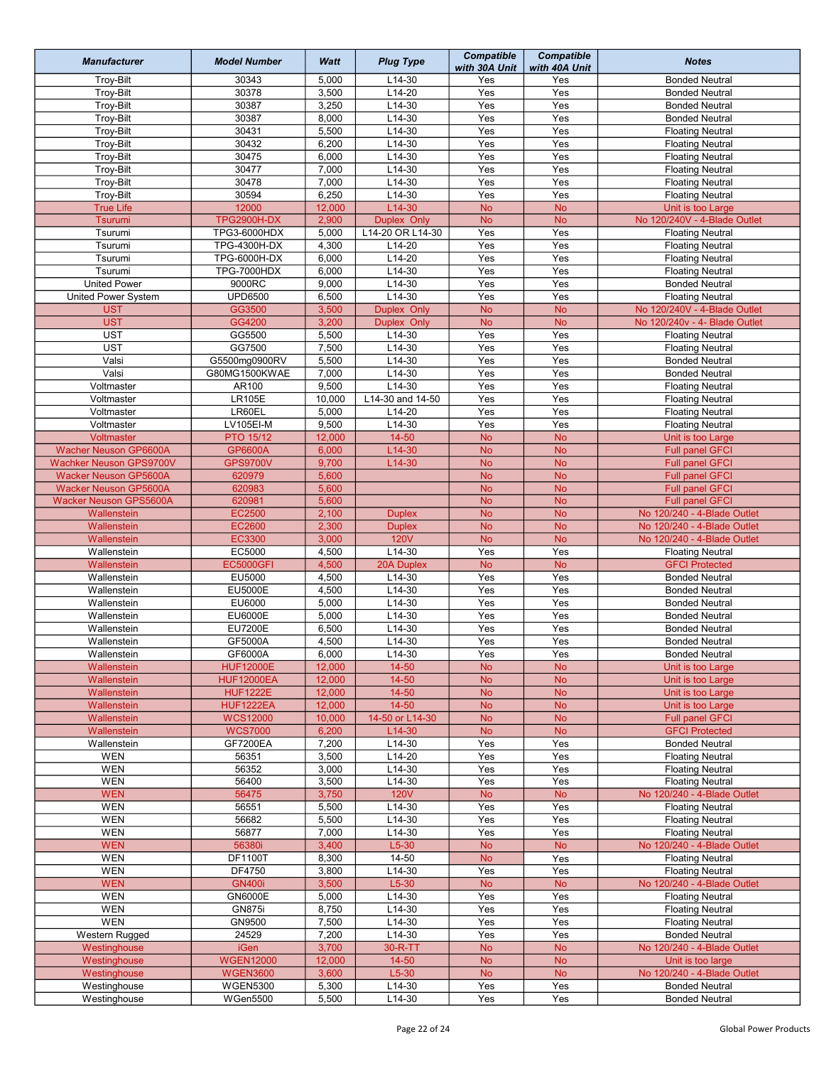| Manufacturer | Model Number | Watt | Plug Type | Compatible with 30A Unit | Compatible with 40A Unit | Notes |
|---|---|---|---|---|---|---|
| Troy-Bilt | 30343 | 5,000 | L14-30 | Yes | Yes | Bonded Neutral |
| Troy-Bilt | 30378 | 3,500 | L14-20 | Yes | Yes | Bonded Neutral |
| Troy-Bilt | 30387 | 3,250 | L14-30 | Yes | Yes | Bonded Neutral |
| Troy-Bilt | 30387 | 8,000 | L14-30 | Yes | Yes | Bonded Neutral |
| Troy-Bilt | 30431 | 5,500 | L14-30 | Yes | Yes | Floating Neutral |
| Troy-Bilt | 30432 | 6,200 | L14-30 | Yes | Yes | Floating Neutral |
| Troy-Bilt | 30475 | 6,000 | L14-30 | Yes | Yes | Floating Neutral |
| Troy-Bilt | 30477 | 7,000 | L14-30 | Yes | Yes | Floating Neutral |
| Troy-Bilt | 30478 | 7,000 | L14-30 | Yes | Yes | Floating Neutral |
| Troy-Bilt | 30594 | 6,250 | L14-30 | Yes | Yes | Floating Neutral |
| True Life | 12000 | 12,000 | L14-30 | No | No | Unit is too Large |
| Tsurumi | TPG2900H-DX | 2,900 | Duplex Only | No | No | No 120/240V - 4-Blade Outlet |
| Tsurumi | TPG3-6000HDX | 5,000 | L14-20 OR L14-30 | Yes | Yes | Floating Neutral |
| Tsurumi | TPG-4300H-DX | 4,300 | L14-20 | Yes | Yes | Floating Neutral |
| Tsurumi | TPG-6000H-DX | 6,000 | L14-20 | Yes | Yes | Floating Neutral |
| Tsurumi | TPG-7000HDX | 6,000 | L14-30 | Yes | Yes | Floating Neutral |
| United Power | 9000RC | 9,000 | L14-30 | Yes | Yes | Bonded Neutral |
| United Power System | UPD6500 | 6,500 | L14-30 | Yes | Yes | Floating Neutral |
| UST | GG3500 | 3,500 | Duplex Only | No | No | No 120/240V - 4-Blade Outlet |
| UST | GG4200 | 3,200 | Duplex Only | No | No | No 120/240v - 4- Blade Outlet |
| UST | GG5500 | 5,500 | L14-30 | Yes | Yes | Floating Neutral |
| UST | GG7500 | 7,500 | L14-30 | Yes | Yes | Floating Neutral |
| Valsi | G5500mg0900RV | 5,500 | L14-30 | Yes | Yes | Bonded Neutral |
| Valsi | G80MG1500KWAE | 7,000 | L14-30 | Yes | Yes | Bonded Neutral |
| Voltmaster | AR100 | 9,500 | L14-30 | Yes | Yes | Floating Neutral |
| Voltmaster | LR105E | 10,000 | L14-30 and 14-50 | Yes | Yes | Floating Neutral |
| Voltmaster | LR60EL | 5,000 | L14-20 | Yes | Yes | Floating Neutral |
| Voltmaster | LV105EI-M | 9,500 | L14-30 | Yes | Yes | Floating Neutral |
| Voltmaster | PTO 15/12 | 12,000 | 14-50 | No | No | Unit is too Large |
| Wacher Neuson GP6600A | GP6600A | 6,000 | L14-30 | No | No | Full panel GFCI |
| Wachker Neuson GPS9700V | GPS9700V | 9,700 | L14-30 | No | No | Full panel GFCI |
| Wacker Neuson GP5600A | 620979 | 5,600 | | No | No | Full panel GFCI |
| Wacker Neuson GP5600A | 620983 | 5,600 | | No | No | Full panel GFCI |
| Wacker Neuson GPS5600A | 620981 | 5,600 | | No | No | Full panel GFCI |
| Wallenstein | EC2500 | 2,100 | Duplex | No | No | No 120/240 - 4-Blade Outlet |
| Wallenstein | EC2600 | 2,300 | Duplex | No | No | No 120/240 - 4-Blade Outlet |
| Wallenstein | EC3300 | 3,000 | 120V | No | No | No 120/240 - 4-Blade Outlet |
| Wallenstein | EC5000 | 4,500 | L14-30 | Yes | Yes | Floating Neutral |
| Wallenstein | EC5000GFI | 4,500 | 20A Duplex | No | No | GFCI Protected |
| Wallenstein | EU5000 | 4,500 | L14-30 | Yes | Yes | Bonded Neutral |
| Wallenstein | EU5000E | 4,500 | L14-30 | Yes | Yes | Bonded Neutral |
| Wallenstein | EU6000 | 5,000 | L14-30 | Yes | Yes | Bonded Neutral |
| Wallenstein | EU6000E | 5,000 | L14-30 | Yes | Yes | Bonded Neutral |
| Wallenstein | EU7200E | 6,500 | L14-30 | Yes | Yes | Bonded Neutral |
| Wallenstein | GF5000A | 4,500 | L14-30 | Yes | Yes | Bonded Neutral |
| Wallenstein | GF6000A | 6,000 | L14-30 | Yes | Yes | Bonded Neutral |
| Wallenstein | HUF12000E | 12,000 | 14-50 | No | No | Unit is too Large |
| Wallenstein | HUF12000EA | 12,000 | 14-50 | No | No | Unit is too Large |
| Wallenstein | HUF1222E | 12,000 | 14-50 | No | No | Unit is too Large |
| Wallenstein | HUF1222EA | 12,000 | 14-50 | No | No | Unit is too Large |
| Wallenstein | WCS12000 | 10,000 | 14-50 or L14-30 | No | No | Full panel GFCI |
| Wallenstein | WCS7000 | 6,200 | L14-30 | No | No | GFCI Protected |
| Wallenstein | GF7200EA | 7,200 | L14-30 | Yes | Yes | Bonded Neutral |
| WEN | 56351 | 3,500 | L14-20 | Yes | Yes | Floating Neutral |
| WEN | 56352 | 3,000 | L14-30 | Yes | Yes | Floating Neutral |
| WEN | 56400 | 3,500 | L14-30 | Yes | Yes | Floating Neutral |
| WEN | 56475 | 3,750 | 120V | No | No | No 120/240 - 4-Blade Outlet |
| WEN | 56551 | 5,500 | L14-30 | Yes | Yes | Floating Neutral |
| WEN | 56682 | 5,500 | L14-30 | Yes | Yes | Floating Neutral |
| WEN | 56877 | 7,000 | L14-30 | Yes | Yes | Floating Neutral |
| WEN | 56380i | 3,400 | L5-30 | No | No | No 120/240 - 4-Blade Outlet |
| WEN | DF1100T | 8,300 | 14-50 | No | Yes | Floating Neutral |
| WEN | DF4750 | 3,800 | L14-30 | Yes | Yes | Floating Neutral |
| WEN | GN400i | 3,500 | L5-30 | No | No | No 120/240 - 4-Blade Outlet |
| WEN | GN6000E | 5,000 | L14-30 | Yes | Yes | Floating Neutral |
| WEN | GN875i | 8,750 | L14-30 | Yes | Yes | Floating Neutral |
| WEN | GN9500 | 7,500 | L14-30 | Yes | Yes | Floating Neutral |
| Western Rugged | 24529 | 7,200 | L14-30 | Yes | Yes | Bonded Neutral |
| Westinghouse | iGen | 3,700 | 30-R-TT | No | No | No 120/240 - 4-Blade Outlet |
| Westinghouse | WGEN12000 | 12,000 | 14-50 | No | No | Unit is too large |
| Westinghouse | WGEN3600 | 3,600 | L5-30 | No | No | No 120/240 - 4-Blade Outlet |
| Westinghouse | WGEN5300 | 5,300 | L14-30 | Yes | Yes | Bonded Neutral |
| Westinghouse | WGen5500 | 5,500 | L14-30 | Yes | Yes | Bonded Neutral |

Global Power Products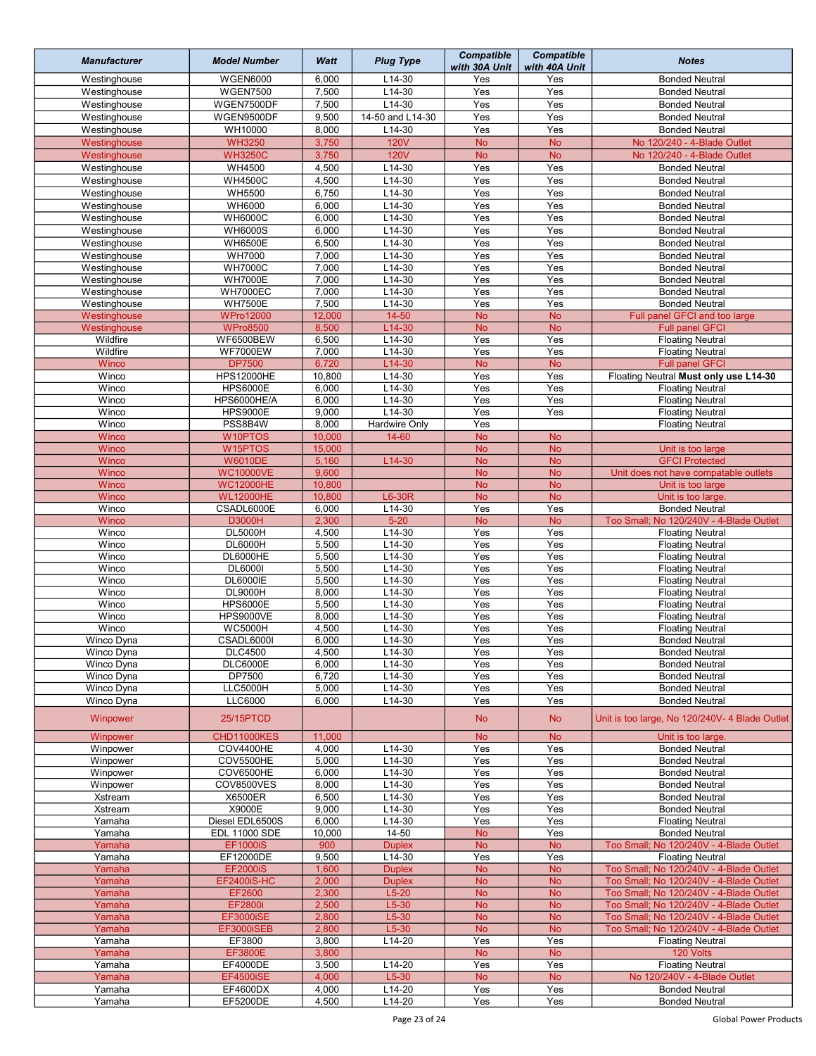| Manufacturer | Model Number | Watt | Plug Type | Compatible with 30A Unit | Compatible with 40A Unit | Notes |
|---|---|---|---|---|---|---|
| Westinghouse | WGEN6000 | 6,000 | L14-30 | Yes | Yes | Bonded Neutral |
| Westinghouse | WGEN7500 | 7,500 | L14-30 | Yes | Yes | Bonded Neutral |
| Westinghouse | WGEN7500DF | 7,500 | L14-30 | Yes | Yes | Bonded Neutral |
| Westinghouse | WGEN9500DF | 9,500 | 14-50 and L14-30 | Yes | Yes | Bonded Neutral |
| Westinghouse | WH10000 | 8,000 | L14-30 | Yes | Yes | Bonded Neutral |
| Westinghouse | WH3250 | 3,750 | 120V | No | No | No 120/240 - 4-Blade Outlet |
| Westinghouse | WH3250C | 3,750 | 120V | No | No | No 120/240 - 4-Blade Outlet |
| Westinghouse | WH4500 | 4,500 | L14-30 | Yes | Yes | Bonded Neutral |
| Westinghouse | WH4500C | 4,500 | L14-30 | Yes | Yes | Bonded Neutral |
| Westinghouse | WH5500 | 6,750 | L14-30 | Yes | Yes | Bonded Neutral |
| Westinghouse | WH6000 | 6,000 | L14-30 | Yes | Yes | Bonded Neutral |
| Westinghouse | WH6000C | 6,000 | L14-30 | Yes | Yes | Bonded Neutral |
| Westinghouse | WH6000S | 6,000 | L14-30 | Yes | Yes | Bonded Neutral |
| Westinghouse | WH6500E | 6,500 | L14-30 | Yes | Yes | Bonded Neutral |
| Westinghouse | WH7000 | 7,000 | L14-30 | Yes | Yes | Bonded Neutral |
| Westinghouse | WH7000C | 7,000 | L14-30 | Yes | Yes | Bonded Neutral |
| Westinghouse | WH7000E | 7,000 | L14-30 | Yes | Yes | Bonded Neutral |
| Westinghouse | WH7000EC | 7,000 | L14-30 | Yes | Yes | Bonded Neutral |
| Westinghouse | WH7500E | 7,500 | L14-30 | Yes | Yes | Bonded Neutral |
| Westinghouse | WPro12000 | 12,000 | 14-50 | No | No | Full panel GFCI and too large |
| Westinghouse | WPro8500 | 8,500 | L14-30 | No | No | Full panel GFCI |
| Wildfire | WF6500BEW | 6,500 | L14-30 | Yes | Yes | Floating Neutral |
| Wildfire | WF7000EW | 7,000 | L14-30 | Yes | Yes | Floating Neutral |
| Winco | DP7500 | 6,720 | L14-30 | No | No | Full panel GFCI |
| Winco | HPS12000HE | 10,800 | L14-30 | Yes | Yes | Floating Neutral **Must only use L14-30** |
| Winco | HPS6000E | 6,000 | L14-30 | Yes | Yes | Floating Neutral |
| Winco | HPS6000HE/A | 6,000 | L14-30 | Yes | Yes | Floating Neutral |
| Winco | HPS9000E | 9,000 | L14-30 | Yes | Yes | Floating Neutral |
| Winco | PSS8B4W | 8,000 | Hardwire Only | Yes | | Floating Neutral |
| Winco | W10PTOS | 10,000 | 14-60 | No | No | |
| Winco | W15PTOS | 15,000 | | No | No | Unit is too large |
| Winco | W6010DE | 5,160 | L14-30 | No | No | GFCI Protected |
| Winco | WC10000VE | 9,600 | | No | No | Unit does not have compatable outlets |
| Winco | WC12000HE | 10,800 | | No | No | Unit is too large |
| Winco | WL12000HE | 10,800 | L6-30R | No | No | Unit is too large. |
| Winco | CSADL6000E | 6,000 | L14-30 | Yes | Yes | Bonded Neutral |
| Winco | D3000H | 2,300 | 5-20 | No | No | Too Small; No 120/240V - 4-Blade Outlet |
| Winco | DL5000H | 4,500 | L14-30 | Yes | Yes | Floating Neutral |
| Winco | DL6000H | 5,500 | L14-30 | Yes | Yes | Floating Neutral |
| Winco | DL6000HE | 5,500 | L14-30 | Yes | Yes | Floating Neutral |
| Winco | DL6000I | 5,500 | L14-30 | Yes | Yes | Floating Neutral |
| Winco | DL6000IE | 5,500 | L14-30 | Yes | Yes | Floating Neutral |
| Winco | DL9000H | 8,000 | L14-30 | Yes | Yes | Floating Neutral |
| Winco | HPS6000E | 5,500 | L14-30 | Yes | Yes | Floating Neutral |
| Winco | HPS9000VE | 8,000 | L14-30 | Yes | Yes | Floating Neutral |
| Winco | WC5000H | 4,500 | L14-30 | Yes | Yes | Floating Neutral |
| Winco Dyna | CSADL6000I | 6,000 | L14-30 | Yes | Yes | Bonded Neutral |
| Winco Dyna | DLC4500 | 4,500 | L14-30 | Yes | Yes | Bonded Neutral |
| Winco Dyna | DLC6000E | 6,000 | L14-30 | Yes | Yes | Bonded Neutral |
| Winco Dyna | DP7500 | 6,720 | L14-30 | Yes | Yes | Bonded Neutral |
| Winco Dyna | LLC5000H | 5,000 | L14-30 | Yes | Yes | Bonded Neutral |
| Winco Dyna | LLC6000 | 6,000 | L14-30 | Yes | Yes | Bonded Neutral |
| Winpower | 25/15PTCD | | | No | No | Unit is too large, No 120/240V- 4 Blade Outlet |
| Winpower | CHD11000KES | 11,000 | | No | No | Unit is too large. |
| Winpower | COV4400HE | 4,000 | L14-30 | Yes | Yes | Bonded Neutral |
| Winpower | COV5500HE | 5,000 | L14-30 | Yes | Yes | Bonded Neutral |
| Winpower | COV6500HE | 6,000 | L14-30 | Yes | Yes | Bonded Neutral |
| Winpower | COV8500VES | 8,000 | L14-30 | Yes | Yes | Bonded Neutral |
| Xstream | X6500ER | 6,500 | L14-30 | Yes | Yes | Bonded Neutral |
| Xstream | X9000E | 9,000 | L14-30 | Yes | Yes | Bonded Neutral |
| Yamaha | Diesel EDL6500S | 6,000 | L14-30 | Yes | Yes | Floating Neutral |
| Yamaha | EDL 11000 SDE | 10,000 | 14-50 | No | Yes | Bonded Neutral |
| Yamaha | EF1000iS | 900 | Duplex | No | No | Too Small; No 120/240V - 4-Blade Outlet |
| Yamaha | EF12000DE | 9,500 | L14-30 | Yes | Yes | Floating Neutral |
| Yamaha | EF2000iS | 1,600 | Duplex | No | No | Too Small; No 120/240V - 4-Blade Outlet |
| Yamaha | EF2400iS-HC | 2,000 | Duplex | No | No | Too Small; No 120/240V - 4-Blade Outlet |
| Yamaha | EF2600 | 2,300 | L5-20 | No | No | Too Small; No 120/240V - 4-Blade Outlet |
| Yamaha | EF2800i | 2,500 | L5-30 | No | No | Too Small; No 120/240V - 4-Blade Outlet |
| Yamaha | EF3000iSE | 2,800 | L5-30 | No | No | Too Small; No 120/240V - 4-Blade Outlet |
| Yamaha | EF3000iSEB | 2,800 | L5-30 | No | No | Too Small; No 120/240V - 4-Blade Outlet |
| Yamaha | EF3800 | 3,800 | L14-20 | Yes | Yes | Floating Neutral |
| Yamaha | EF3800E | 3,800 | | No | No | 120 Volts |
| Yamaha | EF4000DE | 3,500 | L14-20 | Yes | Yes | Floating Neutral |
| Yamaha | EF4500iSE | 4,000 | L5-30 | No | No | No 120/240V - 4-Blade Outlet |
| Yamaha | EF4600DX | 4,000 | L14-20 | Yes | Yes | Bonded Neutral |
| Yamaha | EF5200DE | 4,500 | L14-20 | Yes | Yes | Bonded Neutral |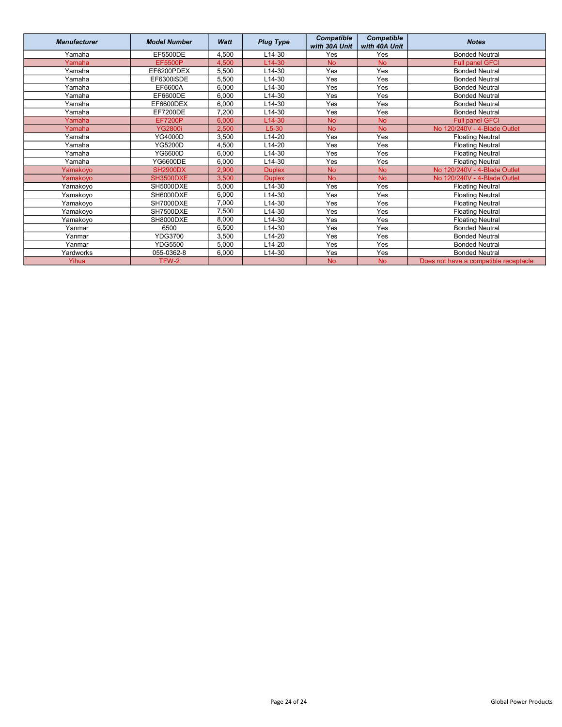| Manufacturer | Model Number | Watt | Plug Type | Compatible with 30A Unit | Compatible with 40A Unit | Notes |
|---|---|---|---|---|---|---|
| Yamaha | EF5500DE | 4,500 | L14-30 | Yes | Yes | Bonded Neutral |
| Yamaha | EF5500P | 4,500 | L14-30 | No | No | Full panel GFCI |
| Yamaha | EF6200PDEX | 5,500 | L14-30 | Yes | Yes | Bonded Neutral |
| Yamaha | EF6300iSDE | 5,500 | L14-30 | Yes | Yes | Bonded Neutral |
| Yamaha | EF6600A | 6,000 | L14-30 | Yes | Yes | Bonded Neutral |
| Yamaha | EF6600DE | 6,000 | L14-30 | Yes | Yes | Bonded Neutral |
| Yamaha | EF6600DEX | 6,000 | L14-30 | Yes | Yes | Bonded Neutral |
| Yamaha | EF7200DE | 7,200 | L14-30 | Yes | Yes | Bonded Neutral |
| Yamaha | EF7200P | 6,000 | L14-30 | No | No | Full panel GFCI |
| Yamaha | YG2800i | 2,500 | L5-30 | No | No | No 120/240V - 4-Blade Outlet |
| Yamaha | YG4000D | 3,500 | L14-20 | Yes | Yes | Floating Neutral |
| Yamaha | YG5200D | 4,500 | L14-20 | Yes | Yes | Floating Neutral |
| Yamaha | YG6600D | 6,000 | L14-30 | Yes | Yes | Floating Neutral |
| Yamaha | YG6600DE | 6,000 | L14-30 | Yes | Yes | Floating Neutral |
| Yamakoyo | SH2900DX | 2,900 | Duplex | No | No | No 120/240V - 4-Blade Outlet |
| Yamakoyo | SH3500DXE | 3,500 | Duplex | No | No | No 120/240V - 4-Blade Outlet |
| Yamakoyo | SH5000DXE | 5,000 | L14-30 | Yes | Yes | Floating Neutral |
| Yamakoyo | SH6000DXE | 6,000 | L14-30 | Yes | Yes | Floating Neutral |
| Yamakoyo | SH7000DXE | 7,000 | L14-30 | Yes | Yes | Floating Neutral |
| Yamakoyo | SH7500DXE | 7,500 | L14-30 | Yes | Yes | Floating Neutral |
| Yamakoyo | SH8000DXE | 8,000 | L14-30 | Yes | Yes | Floating Neutral |
| Yanmar | 6500 | 6,500 | L14-30 | Yes | Yes | Bonded Neutral |
| Yanmar | YDG3700 | 3,500 | L14-20 | Yes | Yes | Bonded Neutral |
| Yanmar | YDG5500 | 5,000 | L14-20 | Yes | Yes | Bonded Neutral |
| Yardworks | 055-0362-8 | 6,000 | L14-30 | Yes | Yes | Bonded Neutral |
| Yihua | TFW-2 | | | No | No | Does not have a compatible receptacle |